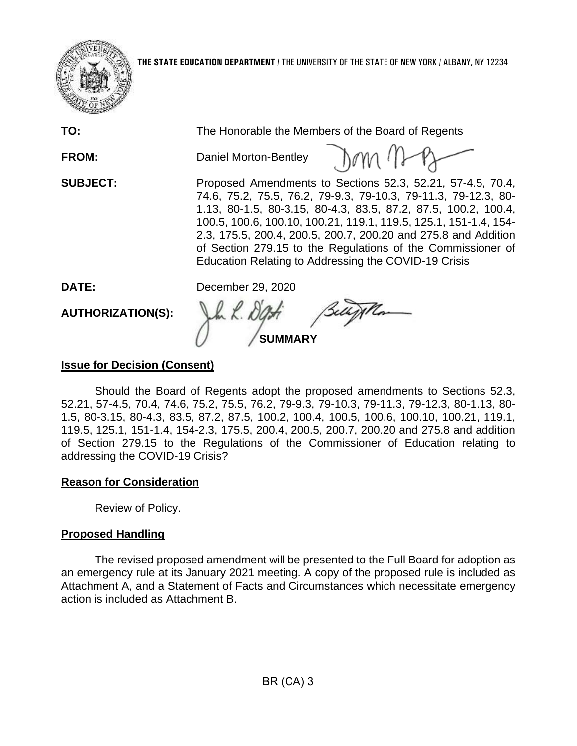**THE STATE EDUCATION DEPARTMENT** / THE UNIVERSITY OF THE STATE OF NEW YORK / ALBANY, NY 12234

**TO:** The Honorable the Members of the Board of Regents

**FROM:** Daniel Morton-Bentley

**SUBJECT:** Proposed Amendments to Sections 52.3, 52.21, 57-4.5, 70.4, 74.6, 75.2, 75.5, 76.2, 79-9.3, 79-10.3, 79-11.3, 79-12.3, 80-1.13, 80-1.5, 80-3.15, 80-4.3, 83.5, 87.2, 87.5, 100.2, 100.4, 100.5, 100.6, 100.10, 100.21, 119.1, 119.5, 125.1, 151-1.4, 154-2.3, 175.5, 200.4, 200.5, 200.7, 200.20 and 275.8 and Addition of Section 279.15 to the Regulations of the Commissioner of Education Relating to Addressing the COVID-19 Crisis

**DATE:** December 29, 2020

**AUTHORIZATION(S):**

**SUMMARY**

## Issue for Decision (Consent)

Should the Board of Regents adopt the proposed amendments to Sections 52.3, 52.21, 57-4.5, 70.4, 74.6, 75.2, 75.5, 76.2, 79-9.3, 79-10.3, 79-11.3, 79-12.3, 80-1.13, 80-1.5, 80-3.15, 80-4.3, 83.5, 87.2, 87.5, 100.2, 100.4, 100.5, 100.6, 100.10, 100.21, 119.1, 119.5, 125.1, 151-1.4, 154-2.3, 175.5, 200.4, 200.5, 200.7, 200.20 and 275.8 and addition of Section 279.15 to the Regulations of the Commissioner of Education relating to addressing the COVID-19 Crisis?

## Reason for Consideration

Review of Policy.

## Proposed Handling

The revised proposed amendment will be presented to the Full Board for adoption as an emergency rule at its January 2021 meeting. A copy of the proposed rule is included as Attachment A, and a Statement of Facts and Circumstances which necessitate emergency action is included as Attachment B.

BR (CA) 3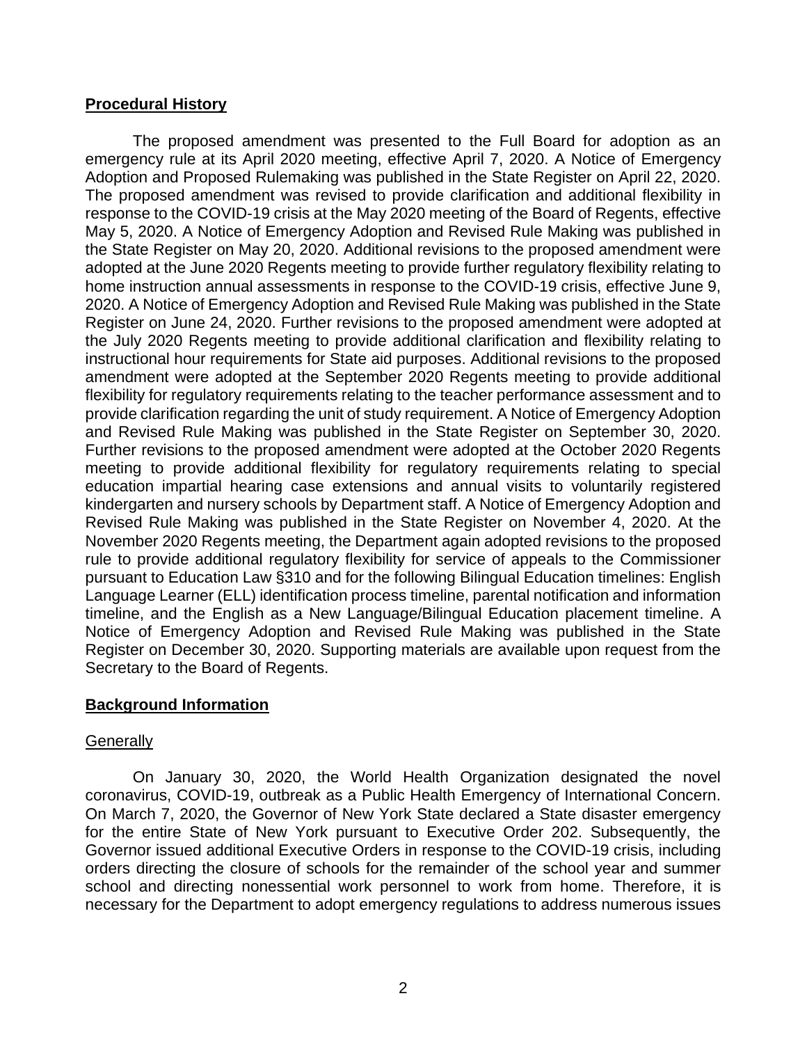## Procedural History

The proposed amendment was presented to the Full Board for adoption as an emergency rule at its April 2020 meeting, effective April 7, 2020. A Notice of Emergency Adoption and Proposed Rulemaking was published in the State Register on April 22, 2020. The proposed amendment was revised to provide clarification and additional flexibility in response to the COVID-19 crisis at the May 2020 meeting of the Board of Regents, effective May 5, 2020. A Notice of Emergency Adoption and Revised Rule Making was published in the State Register on May 20, 2020. Additional revisions to the proposed amendment were adopted at the June 2020 Regents meeting to provide further regulatory flexibility relating to home instruction annual assessments in response to the COVID-19 crisis, effective June 9, 2020. A Notice of Emergency Adoption and Revised Rule Making was published in the State Register on June 24, 2020. Further revisions to the proposed amendment were adopted at the July 2020 Regents meeting to provide additional clarification and flexibility relating to instructional hour requirements for State aid purposes. Additional revisions to the proposed amendment were adopted at the September 2020 Regents meeting to provide additional flexibility for regulatory requirements relating to the teacher performance assessment and to provide clarification regarding the unit of study requirement. A Notice of Emergency Adoption and Revised Rule Making was published in the State Register on September 30, 2020. Further revisions to the proposed amendment were adopted at the October 2020 Regents meeting to provide additional flexibility for regulatory requirements relating to special education impartial hearing case extensions and annual visits to voluntarily registered kindergarten and nursery schools by Department staff. A Notice of Emergency Adoption and Revised Rule Making was published in the State Register on November 4, 2020. At the November 2020 Regents meeting, the Department again adopted revisions to the proposed rule to provide additional regulatory flexibility for service of appeals to the Commissioner pursuant to Education Law §310 and for the following Bilingual Education timelines: English Language Learner (ELL) identification process timeline, parental notification and information timeline, and the English as a New Language/Bilingual Education placement timeline. A Notice of Emergency Adoption and Revised Rule Making was published in the State Register on December 30, 2020. Supporting materials are available upon request from the Secretary to the Board of Regents.

## Background Information

### Generally

On January 30, 2020, the World Health Organization designated the novel coronavirus, COVID-19, outbreak as a Public Health Emergency of International Concern. On March 7, 2020, the Governor of New York State declared a State disaster emergency for the entire State of New York pursuant to Executive Order 202. Subsequently, the Governor issued additional Executive Orders in response to the COVID-19 crisis, including orders directing the closure of schools for the remainder of the school year and summer school and directing nonessential work personnel to work from home. Therefore, it is necessary for the Department to adopt emergency regulations to address numerous issues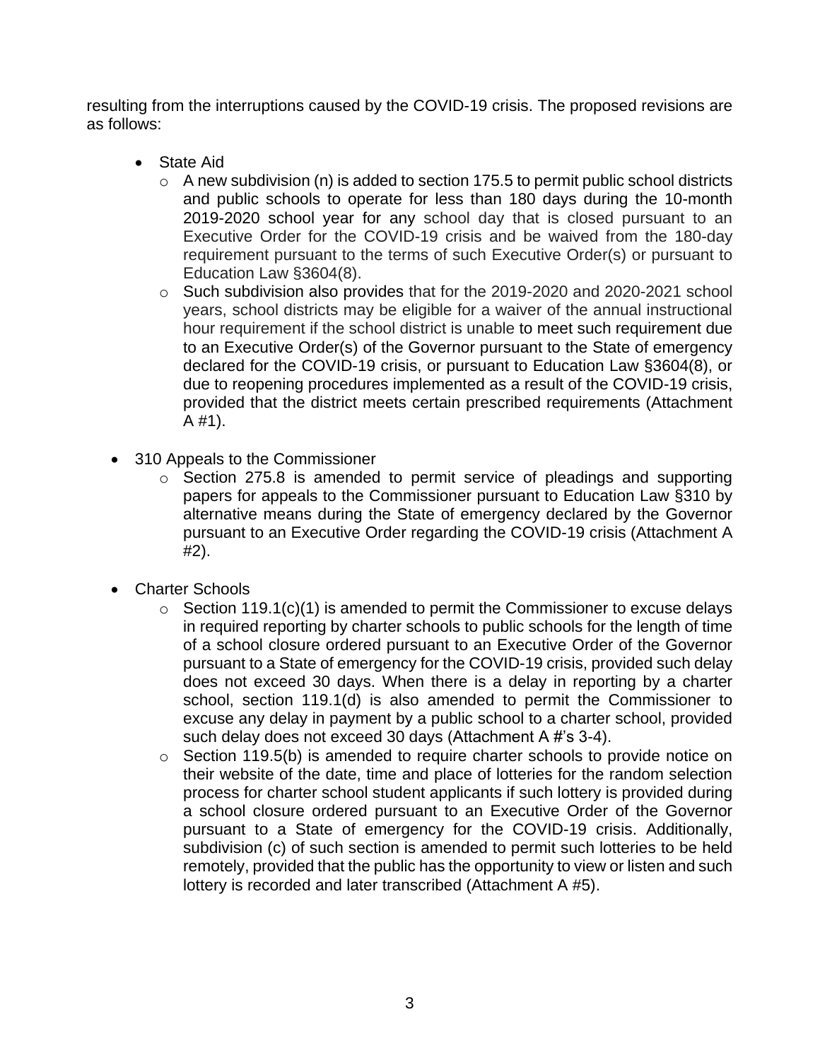resulting from the interruptions caused by the COVID-19 crisis. The proposed revisions are as follows:

- State Aid
  - A new subdivision (n) is added to section 175.5 to permit public school districts and public schools to operate for less than 180 days during the 10-month 2019-2020 school year for any school day that is closed pursuant to an Executive Order for the COVID-19 crisis and be waived from the 180-day requirement pursuant to the terms of such Executive Order(s) or pursuant to Education Law §3604(8).
  - Such subdivision also provides that for the 2019-2020 and 2020-2021 school years, school districts may be eligible for a waiver of the annual instructional hour requirement if the school district is unable to meet such requirement due to an Executive Order(s) of the Governor pursuant to the State of emergency declared for the COVID-19 crisis, or pursuant to Education Law §3604(8), or due to reopening procedures implemented as a result of the COVID-19 crisis, provided that the district meets certain prescribed requirements (Attachment A #1).

- 310 Appeals to the Commissioner
  - Section 275.8 is amended to permit service of pleadings and supporting papers for appeals to the Commissioner pursuant to Education Law §310 by alternative means during the State of emergency declared by the Governor pursuant to an Executive Order regarding the COVID-19 crisis (Attachment A #2).

- Charter Schools
  - Section 119.1(c)(1) is amended to permit the Commissioner to excuse delays in required reporting by charter schools to public schools for the length of time of a school closure ordered pursuant to an Executive Order of the Governor pursuant to a State of emergency for the COVID-19 crisis, provided such delay does not exceed 30 days. When there is a delay in reporting by a charter school, section 119.1(d) is also amended to permit the Commissioner to excuse any delay in payment by a public school to a charter school, provided such delay does not exceed 30 days (Attachment A #'s 3-4).
  - Section 119.5(b) is amended to require charter schools to provide notice on their website of the date, time and place of lotteries for the random selection process for charter school student applicants if such lottery is provided during a school closure ordered pursuant to an Executive Order of the Governor pursuant to a State of emergency for the COVID-19 crisis. Additionally, subdivision (c) of such section is amended to permit such lotteries to be held remotely, provided that the public has the opportunity to view or listen and such lottery is recorded and later transcribed (Attachment A #5).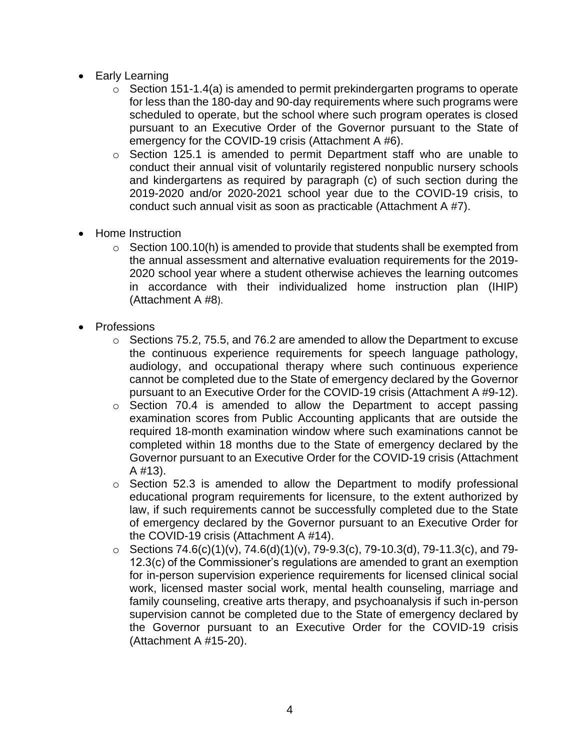- Early Learning
  - Section 151-1.4(a) is amended to permit prekindergarten programs to operate for less than the 180-day and 90-day requirements where such programs were scheduled to operate, but the school where such program operates is closed pursuant to an Executive Order of the Governor pursuant to the State of emergency for the COVID-19 crisis (Attachment A #6).
  - Section 125.1 is amended to permit Department staff who are unable to conduct their annual visit of voluntarily registered nonpublic nursery schools and kindergartens as required by paragraph (c) of such section during the 2019-2020 and/or 2020-2021 school year due to the COVID-19 crisis, to conduct such annual visit as soon as practicable (Attachment A #7).

- Home Instruction
  - Section 100.10(h) is amended to provide that students shall be exempted from the annual assessment and alternative evaluation requirements for the 2019-2020 school year where a student otherwise achieves the learning outcomes in accordance with their individualized home instruction plan (IHIP) (Attachment A #8).

- Professions
  - Sections 75.2, 75.5, and 76.2 are amended to allow the Department to excuse the continuous experience requirements for speech language pathology, audiology, and occupational therapy where such continuous experience cannot be completed due to the State of emergency declared by the Governor pursuant to an Executive Order for the COVID-19 crisis (Attachment A #9-12).
  - Section 70.4 is amended to allow the Department to accept passing examination scores from Public Accounting applicants that are outside the required 18-month examination window where such examinations cannot be completed within 18 months due to the State of emergency declared by the Governor pursuant to an Executive Order for the COVID-19 crisis (Attachment A #13).
  - Section 52.3 is amended to allow the Department to modify professional educational program requirements for licensure, to the extent authorized by law, if such requirements cannot be successfully completed due to the State of emergency declared by the Governor pursuant to an Executive Order for the COVID-19 crisis (Attachment A #14).
  - Sections 74.6(c)(1)(v), 74.6(d)(1)(v), 79-9.3(c), 79-10.3(d), 79-11.3(c), and 79-12.3(c) of the Commissioner's regulations are amended to grant an exemption for in-person supervision experience requirements for licensed clinical social work, licensed master social work, mental health counseling, marriage and family counseling, creative arts therapy, and psychoanalysis if such in-person supervision cannot be completed due to the State of emergency declared by the Governor pursuant to an Executive Order for the COVID-19 crisis (Attachment A #15-20).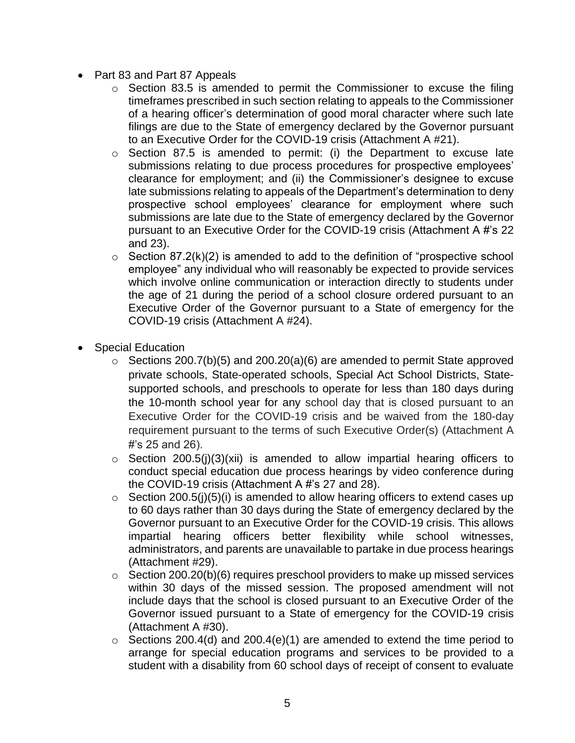- Part 83 and Part 87 Appeals
  - Section 83.5 is amended to permit the Commissioner to excuse the filing timeframes prescribed in such section relating to appeals to the Commissioner of a hearing officer's determination of good moral character where such late filings are due to the State of emergency declared by the Governor pursuant to an Executive Order for the COVID-19 crisis (Attachment A #21).
  - Section 87.5 is amended to permit: (i) the Department to excuse late submissions relating to due process procedures for prospective employees' clearance for employment; and (ii) the Commissioner's designee to excuse late submissions relating to appeals of the Department's determination to deny prospective school employees' clearance for employment where such submissions are late due to the State of emergency declared by the Governor pursuant to an Executive Order for the COVID-19 crisis (Attachment A #'s 22 and 23).
  - Section 87.2(k)(2) is amended to add to the definition of "prospective school employee" any individual who will reasonably be expected to provide services which involve online communication or interaction directly to students under the age of 21 during the period of a school closure ordered pursuant to an Executive Order of the Governor pursuant to a State of emergency for the COVID-19 crisis (Attachment A #24).

- Special Education
  - Sections 200.7(b)(5) and 200.20(a)(6) are amended to permit State approved private schools, State-operated schools, Special Act School Districts, State-supported schools, and preschools to operate for less than 180 days during the 10-month school year for any school day that is closed pursuant to an Executive Order for the COVID-19 crisis and be waived from the 180-day requirement pursuant to the terms of such Executive Order(s) (Attachment A #'s 25 and 26).
  - Section 200.5(j)(3)(xii) is amended to allow impartial hearing officers to conduct special education due process hearings by video conference during the COVID-19 crisis (Attachment A #'s 27 and 28).
  - Section 200.5(j)(5)(i) is amended to allow hearing officers to extend cases up to 60 days rather than 30 days during the State of emergency declared by the Governor pursuant to an Executive Order for the COVID-19 crisis. This allows impartial hearing officers better flexibility while school witnesses, administrators, and parents are unavailable to partake in due process hearings (Attachment #29).
  - Section 200.20(b)(6) requires preschool providers to make up missed services within 30 days of the missed session. The proposed amendment will not include days that the school is closed pursuant to an Executive Order of the Governor issued pursuant to a State of emergency for the COVID-19 crisis (Attachment A #30).
  - Sections 200.4(d) and 200.4(e)(1) are amended to extend the time period to arrange for special education programs and services to be provided to a student with a disability from 60 school days of receipt of consent to evaluate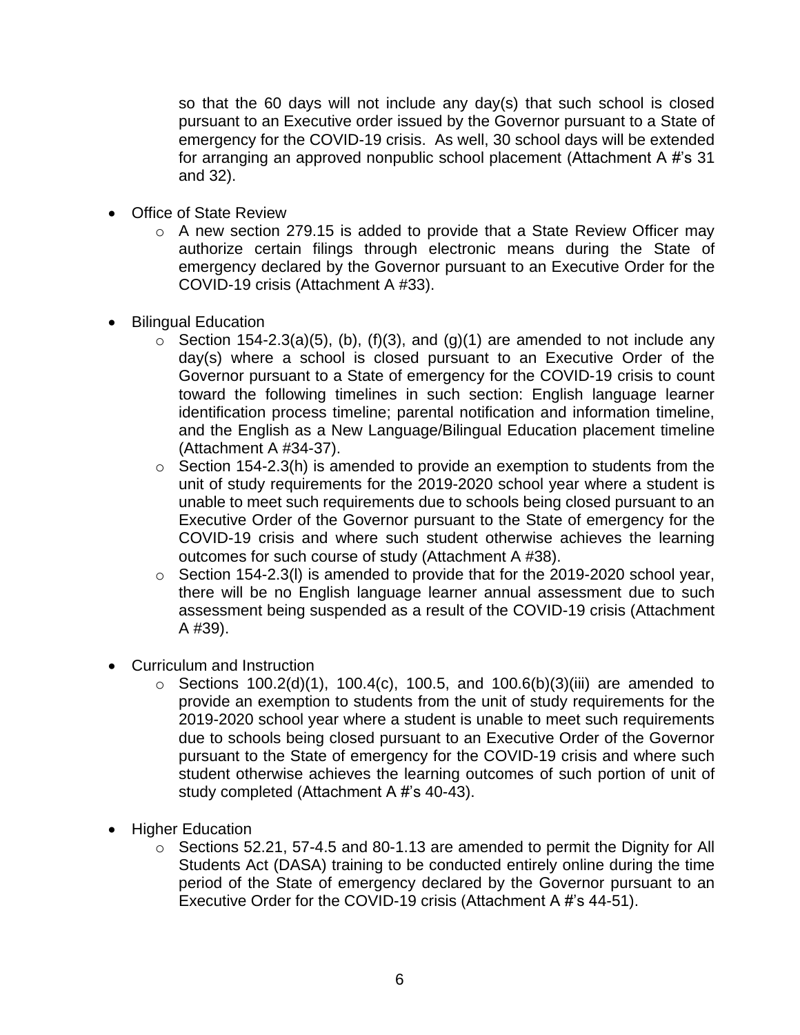so that the 60 days will not include any day(s) that such school is closed pursuant to an Executive order issued by the Governor pursuant to a State of emergency for the COVID-19 crisis. As well, 30 school days will be extended for arranging an approved nonpublic school placement (Attachment A #'s 31 and 32).

- Office of State Review
  - A new section 279.15 is added to provide that a State Review Officer may authorize certain filings through electronic means during the State of emergency declared by the Governor pursuant to an Executive Order for the COVID-19 crisis (Attachment A #33).

- Bilingual Education
  - Section 154-2.3(a)(5), (b), (f)(3), and (g)(1) are amended to not include any day(s) where a school is closed pursuant to an Executive Order of the Governor pursuant to a State of emergency for the COVID-19 crisis to count toward the following timelines in such section: English language learner identification process timeline; parental notification and information timeline, and the English as a New Language/Bilingual Education placement timeline (Attachment A #34-37).
  - Section 154-2.3(h) is amended to provide an exemption to students from the unit of study requirements for the 2019-2020 school year where a student is unable to meet such requirements due to schools being closed pursuant to an Executive Order of the Governor pursuant to the State of emergency for the COVID-19 crisis and where such student otherwise achieves the learning outcomes for such course of study (Attachment A #38).
  - Section 154-2.3(l) is amended to provide that for the 2019-2020 school year, there will be no English language learner annual assessment due to such assessment being suspended as a result of the COVID-19 crisis (Attachment A #39).

- Curriculum and Instruction
  - Sections 100.2(d)(1), 100.4(c), 100.5, and 100.6(b)(3)(iii) are amended to provide an exemption to students from the unit of study requirements for the 2019-2020 school year where a student is unable to meet such requirements due to schools being closed pursuant to an Executive Order of the Governor pursuant to the State of emergency for the COVID-19 crisis and where such student otherwise achieves the learning outcomes of such portion of unit of study completed (Attachment A #'s 40-43).

- Higher Education
  - Sections 52.21, 57-4.5 and 80-1.13 are amended to permit the Dignity for All Students Act (DASA) training to be conducted entirely online during the time period of the State of emergency declared by the Governor pursuant to an Executive Order for the COVID-19 crisis (Attachment A #'s 44-51).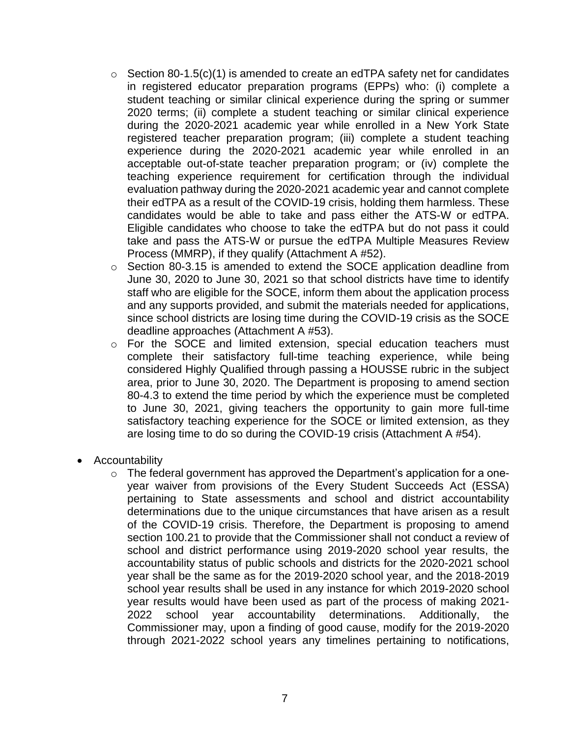- Section 80-1.5(c)(1) is amended to create an edTPA safety net for candidates in registered educator preparation programs (EPPs) who: (i) complete a student teaching or similar clinical experience during the spring or summer 2020 terms; (ii) complete a student teaching or similar clinical experience during the 2020-2021 academic year while enrolled in a New York State registered teacher preparation program; (iii) complete a student teaching experience during the 2020-2021 academic year while enrolled in an acceptable out-of-state teacher preparation program; or (iv) complete the teaching experience requirement for certification through the individual evaluation pathway during the 2020-2021 academic year and cannot complete their edTPA as a result of the COVID-19 crisis, holding them harmless. These candidates would be able to take and pass either the ATS-W or edTPA. Eligible candidates who choose to take the edTPA but do not pass it could take and pass the ATS-W or pursue the edTPA Multiple Measures Review Process (MMRP), if they qualify (Attachment A #52).
  - Section 80-3.15 is amended to extend the SOCE application deadline from June 30, 2020 to June 30, 2021 so that school districts have time to identify staff who are eligible for the SOCE, inform them about the application process and any supports provided, and submit the materials needed for applications, since school districts are losing time during the COVID-19 crisis as the SOCE deadline approaches (Attachment A #53).
  - For the SOCE and limited extension, special education teachers must complete their satisfactory full-time teaching experience, while being considered Highly Qualified through passing a HOUSSE rubric in the subject area, prior to June 30, 2020. The Department is proposing to amend section 80-4.3 to extend the time period by which the experience must be completed to June 30, 2021, giving teachers the opportunity to gain more full-time satisfactory teaching experience for the SOCE or limited extension, as they are losing time to do so during the COVID-19 crisis (Attachment A #54).

- Accountability
  - The federal government has approved the Department's application for a one-year waiver from provisions of the Every Student Succeeds Act (ESSA) pertaining to State assessments and school and district accountability determinations due to the unique circumstances that have arisen as a result of the COVID-19 crisis. Therefore, the Department is proposing to amend section 100.21 to provide that the Commissioner shall not conduct a review of school and district performance using 2019-2020 school year results, the accountability status of public schools and districts for the 2020-2021 school year shall be the same as for the 2019-2020 school year, and the 2018-2019 school year results shall be used in any instance for which 2019-2020 school year results would have been used as part of the process of making 2021-2022 school year accountability determinations. Additionally, the Commissioner may, upon a finding of good cause, modify for the 2019-2020 through 2021-2022 school years any timelines pertaining to notifications,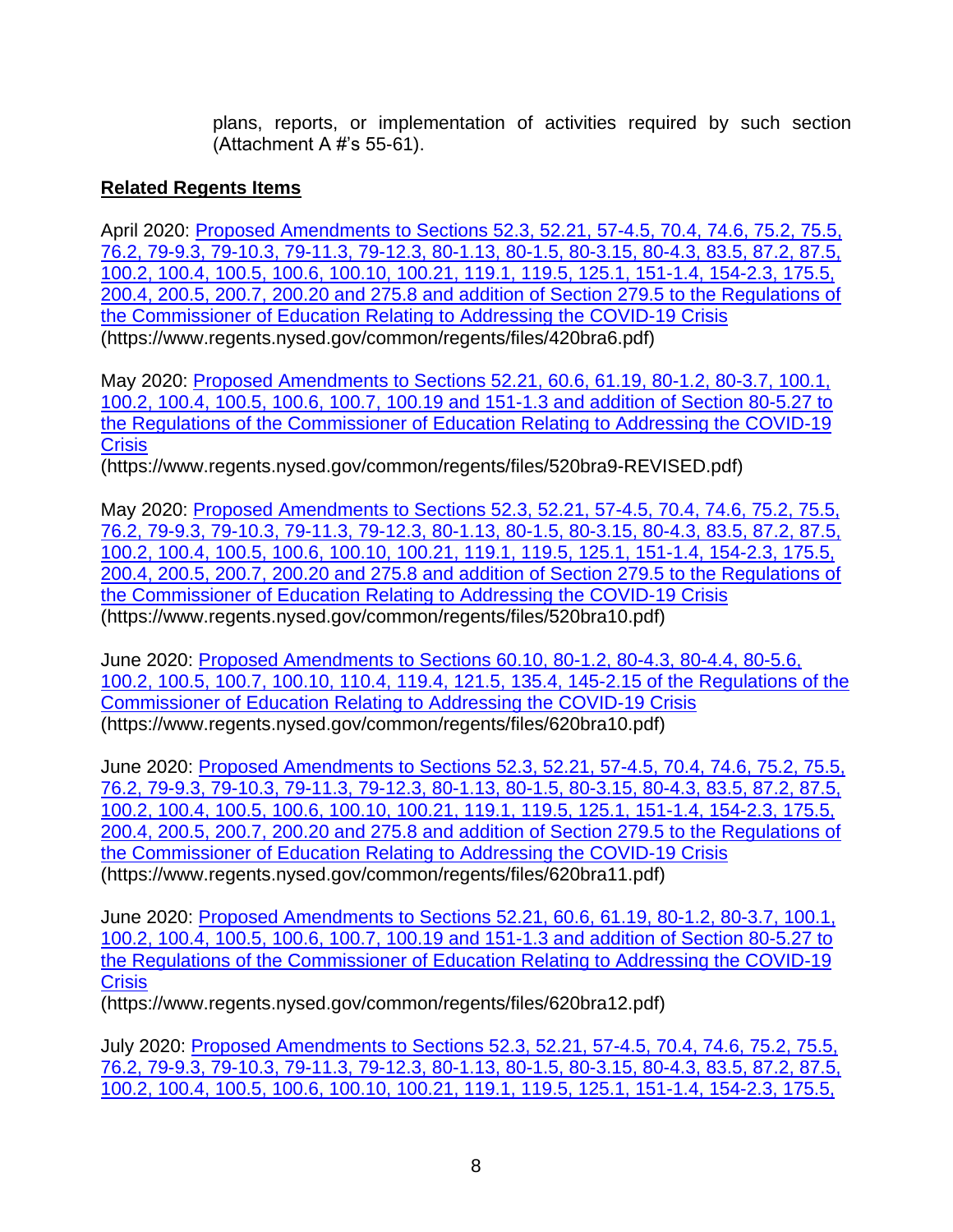plans, reports, or implementation of activities required by such section (Attachment A #'s 55-61).

**Related Regents Items**

April 2020: Proposed Amendments to Sections 52.3, 52.21, 57-4.5, 70.4, 74.6, 75.2, 75.5, 76.2, 79-9.3, 79-10.3, 79-11.3, 79-12.3, 80-1.13, 80-1.5, 80-3.15, 80-4.3, 83.5, 87.2, 87.5, 100.2, 100.4, 100.5, 100.6, 100.10, 100.21, 119.1, 119.5, 125.1, 151-1.4, 154-2.3, 175.5, 200.4, 200.5, 200.7, 200.20 and 275.8 and addition of Section 279.5 to the Regulations of the Commissioner of Education Relating to Addressing the COVID-19 Crisis (https://www.regents.nysed.gov/common/regents/files/420bra6.pdf)

May 2020: Proposed Amendments to Sections 52.21, 60.6, 61.19, 80-1.2, 80-3.7, 100.1, 100.2, 100.4, 100.5, 100.6, 100.7, 100.19 and 151-1.3 and addition of Section 80-5.27 to the Regulations of the Commissioner of Education Relating to Addressing the COVID-19 Crisis
(https://www.regents.nysed.gov/common/regents/files/520bra9-REVISED.pdf)

May 2020: Proposed Amendments to Sections 52.3, 52.21, 57-4.5, 70.4, 74.6, 75.2, 75.5, 76.2, 79-9.3, 79-10.3, 79-11.3, 79-12.3, 80-1.13, 80-1.5, 80-3.15, 80-4.3, 83.5, 87.2, 87.5, 100.2, 100.4, 100.5, 100.6, 100.10, 100.21, 119.1, 119.5, 125.1, 151-1.4, 154-2.3, 175.5, 200.4, 200.5, 200.7, 200.20 and 275.8 and addition of Section 279.5 to the Regulations of the Commissioner of Education Relating to Addressing the COVID-19 Crisis (https://www.regents.nysed.gov/common/regents/files/520bra10.pdf)

June 2020: Proposed Amendments to Sections 60.10, 80-1.2, 80-4.3, 80-4.4, 80-5.6, 100.2, 100.5, 100.7, 100.10, 110.4, 119.4, 121.5, 135.4, 145-2.15 of the Regulations of the Commissioner of Education Relating to Addressing the COVID-19 Crisis (https://www.regents.nysed.gov/common/regents/files/620bra10.pdf)

June 2020: Proposed Amendments to Sections 52.3, 52.21, 57-4.5, 70.4, 74.6, 75.2, 75.5, 76.2, 79-9.3, 79-10.3, 79-11.3, 79-12.3, 80-1.13, 80-1.5, 80-3.15, 80-4.3, 83.5, 87.2, 87.5, 100.2, 100.4, 100.5, 100.6, 100.10, 100.21, 119.1, 119.5, 125.1, 151-1.4, 154-2.3, 175.5, 200.4, 200.5, 200.7, 200.20 and 275.8 and addition of Section 279.5 to the Regulations of the Commissioner of Education Relating to Addressing the COVID-19 Crisis (https://www.regents.nysed.gov/common/regents/files/620bra11.pdf)

June 2020: Proposed Amendments to Sections 52.21, 60.6, 61.19, 80-1.2, 80-3.7, 100.1, 100.2, 100.4, 100.5, 100.6, 100.7, 100.19 and 151-1.3 and addition of Section 80-5.27 to the Regulations of the Commissioner of Education Relating to Addressing the COVID-19 Crisis
(https://www.regents.nysed.gov/common/regents/files/620bra12.pdf)

July 2020: Proposed Amendments to Sections 52.3, 52.21, 57-4.5, 70.4, 74.6, 75.2, 75.5, 76.2, 79-9.3, 79-10.3, 79-11.3, 79-12.3, 80-1.13, 80-1.5, 80-3.15, 80-4.3, 83.5, 87.2, 87.5, 100.2, 100.4, 100.5, 100.6, 100.10, 100.21, 119.1, 119.5, 125.1, 151-1.4, 154-2.3, 175.5,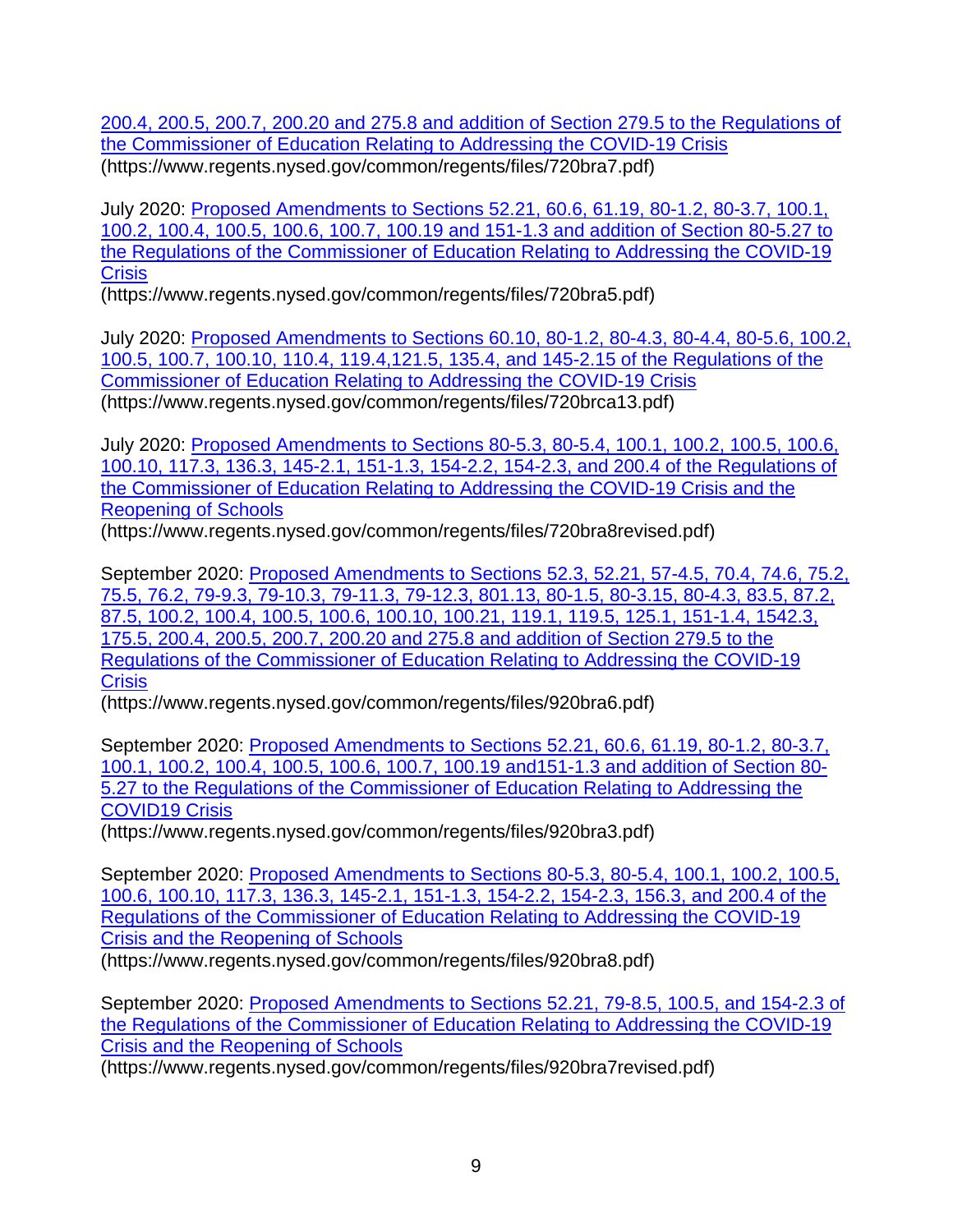[200.4, 200.5, 200.7, 200.20 and 275.8 and addition of Section 279.5 to the Regulations of the Commissioner of Education Relating to Addressing the COVID-19 Crisis](https://www.regents.nysed.gov/common/regents/files/720bra7.pdf)
(https://www.regents.nysed.gov/common/regents/files/720bra7.pdf)

July 2020: [Proposed Amendments to Sections 52.21, 60.6, 61.19, 80-1.2, 80-3.7, 100.1, 100.2, 100.4, 100.5, 100.6, 100.7, 100.19 and 151-1.3 and addition of Section 80-5.27 to the Regulations of the Commissioner of Education Relating to Addressing the COVID-19 Crisis](https://www.regents.nysed.gov/common/regents/files/720bra5.pdf)
(https://www.regents.nysed.gov/common/regents/files/720bra5.pdf)

July 2020: [Proposed Amendments to Sections 60.10, 80-1.2, 80-4.3, 80-4.4, 80-5.6, 100.2, 100.5, 100.7, 100.10, 110.4, 119.4,121.5, 135.4, and 145-2.15 of the Regulations of the Commissioner of Education Relating to Addressing the COVID-19 Crisis](https://www.regents.nysed.gov/common/regents/files/720brca13.pdf)
(https://www.regents.nysed.gov/common/regents/files/720brca13.pdf)

July 2020: [Proposed Amendments to Sections 80-5.3, 80-5.4, 100.1, 100.2, 100.5, 100.6, 100.10, 117.3, 136.3, 145-2.1, 151-1.3, 154-2.2, 154-2.3, and 200.4 of the Regulations of the Commissioner of Education Relating to Addressing the COVID-19 Crisis and the Reopening of Schools](https://www.regents.nysed.gov/common/regents/files/720bra8revised.pdf)
(https://www.regents.nysed.gov/common/regents/files/720bra8revised.pdf)

September 2020: [Proposed Amendments to Sections 52.3, 52.21, 57-4.5, 70.4, 74.6, 75.2, 75.5, 76.2, 79-9.3, 79-10.3, 79-11.3, 79-12.3, 801.13, 80-1.5, 80-3.15, 80-4.3, 83.5, 87.2, 87.5, 100.2, 100.4, 100.5, 100.6, 100.10, 100.21, 119.1, 119.5, 125.1, 151-1.4, 1542.3, 175.5, 200.4, 200.5, 200.7, 200.20 and 275.8 and addition of Section 279.5 to the Regulations of the Commissioner of Education Relating to Addressing the COVID-19 Crisis](https://www.regents.nysed.gov/common/regents/files/920bra6.pdf)
(https://www.regents.nysed.gov/common/regents/files/920bra6.pdf)

September 2020: [Proposed Amendments to Sections 52.21, 60.6, 61.19, 80-1.2, 80-3.7, 100.1, 100.2, 100.4, 100.5, 100.6, 100.7, 100.19 and151-1.3 and addition of Section 80-5.27 to the Regulations of the Commissioner of Education Relating to Addressing the COVID19 Crisis](https://www.regents.nysed.gov/common/regents/files/920bra3.pdf)
(https://www.regents.nysed.gov/common/regents/files/920bra3.pdf)

September 2020: [Proposed Amendments to Sections 80-5.3, 80-5.4, 100.1, 100.2, 100.5, 100.6, 100.10, 117.3, 136.3, 145-2.1, 151-1.3, 154-2.2, 154-2.3, 156.3, and 200.4 of the Regulations of the Commissioner of Education Relating to Addressing the COVID-19 Crisis and the Reopening of Schools](https://www.regents.nysed.gov/common/regents/files/920bra8.pdf)
(https://www.regents.nysed.gov/common/regents/files/920bra8.pdf)

September 2020: [Proposed Amendments to Sections 52.21, 79-8.5, 100.5, and 154-2.3 of the Regulations of the Commissioner of Education Relating to Addressing the COVID-19 Crisis and the Reopening of Schools](https://www.regents.nysed.gov/common/regents/files/920bra7revised.pdf)
(https://www.regents.nysed.gov/common/regents/files/920bra7revised.pdf)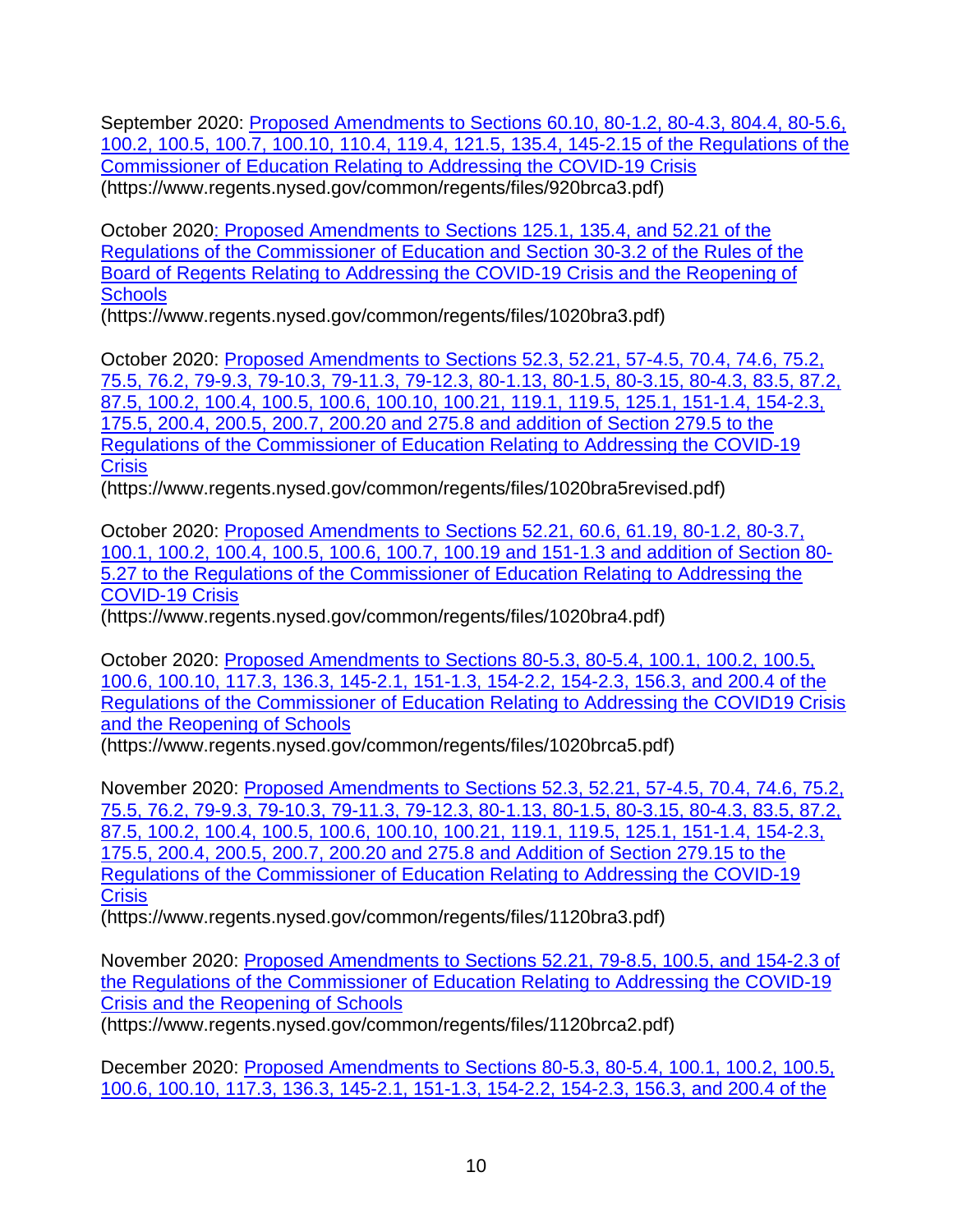September 2020: [Proposed Amendments to Sections 60.10, 80-1.2, 80-4.3, 804.4, 80-5.6, 100.2, 100.5, 100.7, 100.10, 110.4, 119.4, 121.5, 135.4, 145-2.15 of the Regulations of the Commissioner of Education Relating to Addressing the COVID-19 Crisis](https://www.regents.nysed.gov/common/regents/files/920brca3.pdf) (https://www.regents.nysed.gov/common/regents/files/920brca3.pdf)

October 2020[: Proposed Amendments to Sections 125.1, 135.4, and 52.21 of the Regulations of the Commissioner of Education and Section 30-3.2 of the Rules of the Board of Regents Relating to Addressing the COVID-19 Crisis and the Reopening of Schools](https://www.regents.nysed.gov/common/regents/files/1020bra3.pdf) (https://www.regents.nysed.gov/common/regents/files/1020bra3.pdf)

October 2020: [Proposed Amendments to Sections 52.3, 52.21, 57-4.5, 70.4, 74.6, 75.2, 75.5, 76.2, 79-9.3, 79-10.3, 79-11.3, 79-12.3, 80-1.13, 80-1.5, 80-3.15, 80-4.3, 83.5, 87.2, 87.5, 100.2, 100.4, 100.5, 100.6, 100.10, 100.21, 119.1, 119.5, 125.1, 151-1.4, 154-2.3, 175.5, 200.4, 200.5, 200.7, 200.20 and 275.8 and addition of Section 279.5 to the Regulations of the Commissioner of Education Relating to Addressing the COVID-19 Crisis](https://www.regents.nysed.gov/common/regents/files/1020bra5revised.pdf) (https://www.regents.nysed.gov/common/regents/files/1020bra5revised.pdf)

October 2020: [Proposed Amendments to Sections 52.21, 60.6, 61.19, 80-1.2, 80-3.7, 100.1, 100.2, 100.4, 100.5, 100.6, 100.7, 100.19 and 151-1.3 and addition of Section 80-5.27 to the Regulations of the Commissioner of Education Relating to Addressing the COVID-19 Crisis](https://www.regents.nysed.gov/common/regents/files/1020bra4.pdf) (https://www.regents.nysed.gov/common/regents/files/1020bra4.pdf)

October 2020: [Proposed Amendments to Sections 80-5.3, 80-5.4, 100.1, 100.2, 100.5, 100.6, 100.10, 117.3, 136.3, 145-2.1, 151-1.3, 154-2.2, 154-2.3, 156.3, and 200.4 of the Regulations of the Commissioner of Education Relating to Addressing the COVID19 Crisis and the Reopening of Schools](https://www.regents.nysed.gov/common/regents/files/1020brca5.pdf) (https://www.regents.nysed.gov/common/regents/files/1020brca5.pdf)

November 2020: [Proposed Amendments to Sections 52.3, 52.21, 57-4.5, 70.4, 74.6, 75.2, 75.5, 76.2, 79-9.3, 79-10.3, 79-11.3, 79-12.3, 80-1.13, 80-1.5, 80-3.15, 80-4.3, 83.5, 87.2, 87.5, 100.2, 100.4, 100.5, 100.6, 100.10, 100.21, 119.1, 119.5, 125.1, 151-1.4, 154-2.3, 175.5, 200.4, 200.5, 200.7, 200.20 and 275.8 and Addition of Section 279.15 to the Regulations of the Commissioner of Education Relating to Addressing the COVID-19 Crisis](https://www.regents.nysed.gov/common/regents/files/1120bra3.pdf) (https://www.regents.nysed.gov/common/regents/files/1120bra3.pdf)

November 2020: [Proposed Amendments to Sections 52.21, 79-8.5, 100.5, and 154-2.3 of the Regulations of the Commissioner of Education Relating to Addressing the COVID-19 Crisis and the Reopening of Schools](https://www.regents.nysed.gov/common/regents/files/1120brca2.pdf) (https://www.regents.nysed.gov/common/regents/files/1120brca2.pdf)

December 2020: Proposed Amendments to Sections 80-5.3, 80-5.4, 100.1, 100.2, 100.5, 100.6, 100.10, 117.3, 136.3, 145-2.1, 151-1.3, 154-2.2, 154-2.3, 156.3, and 200.4 of the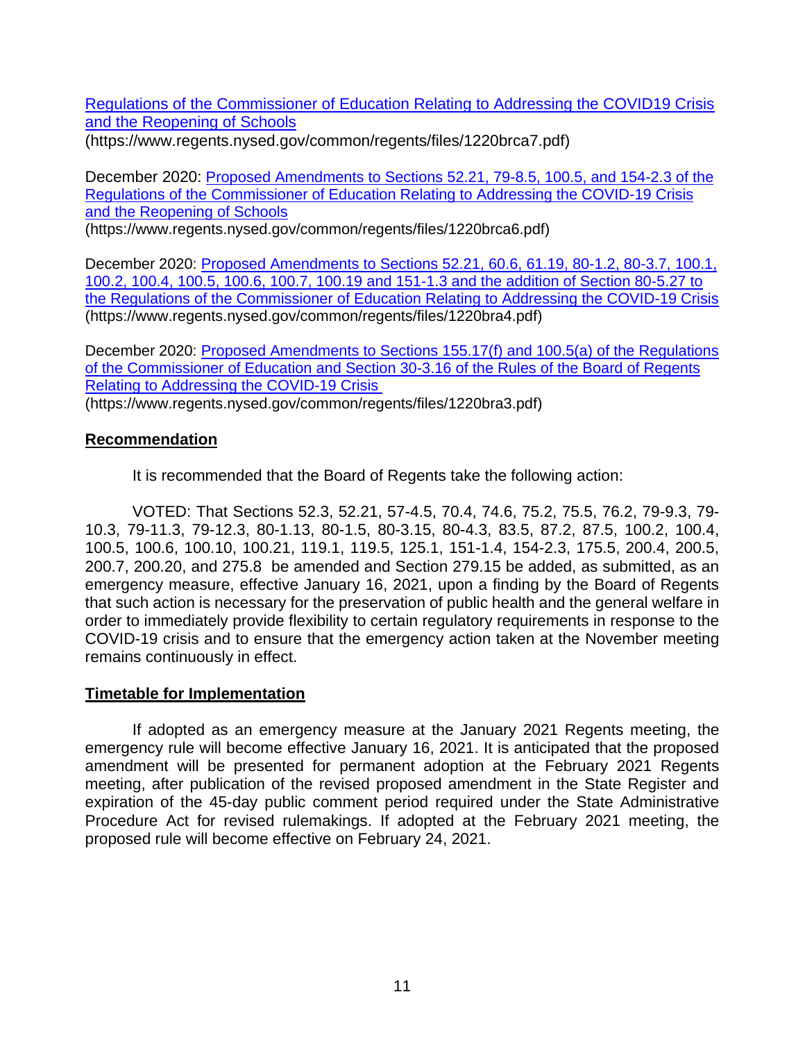[Regulations of the Commissioner of Education Relating to Addressing the COVID19 Crisis and the Reopening of Schools](https://www.regents.nysed.gov/common/regents/files/1220brca7.pdf)
(https://www.regents.nysed.gov/common/regents/files/1220brca7.pdf)

December 2020: [Proposed Amendments to Sections 52.21, 79-8.5, 100.5, and 154-2.3 of the Regulations of the Commissioner of Education Relating to Addressing the COVID-19 Crisis and the Reopening of Schools](https://www.regents.nysed.gov/common/regents/files/1220brca6.pdf)
(https://www.regents.nysed.gov/common/regents/files/1220brca6.pdf)

December 2020: [Proposed Amendments to Sections 52.21, 60.6, 61.19, 80-1.2, 80-3.7, 100.1, 100.2, 100.4, 100.5, 100.6, 100.7, 100.19 and 151-1.3 and the addition of Section 80-5.27 to the Regulations of the Commissioner of Education Relating to Addressing the COVID-19 Crisis](https://www.regents.nysed.gov/common/regents/files/1220bra4.pdf)
(https://www.regents.nysed.gov/common/regents/files/1220bra4.pdf)

December 2020: [Proposed Amendments to Sections 155.17(f) and 100.5(a) of the Regulations of the Commissioner of Education and Section 30-3.16 of the Rules of the Board of Regents Relating to Addressing the COVID-19 Crisis](https://www.regents.nysed.gov/common/regents/files/1220bra3.pdf)
(https://www.regents.nysed.gov/common/regents/files/1220bra3.pdf)

## Recommendation

It is recommended that the Board of Regents take the following action:

VOTED: That Sections 52.3, 52.21, 57-4.5, 70.4, 74.6, 75.2, 75.5, 76.2, 79-9.3, 79-10.3, 79-11.3, 79-12.3, 80-1.13, 80-1.5, 80-3.15, 80-4.3, 83.5, 87.2, 87.5, 100.2, 100.4, 100.5, 100.6, 100.10, 100.21, 119.1, 119.5, 125.1, 151-1.4, 154-2.3, 175.5, 200.4, 200.5, 200.7, 200.20, and 275.8 be amended and Section 279.15 be added, as submitted, as an emergency measure, effective January 16, 2021, upon a finding by the Board of Regents that such action is necessary for the preservation of public health and the general welfare in order to immediately provide flexibility to certain regulatory requirements in response to the COVID-19 crisis and to ensure that the emergency action taken at the November meeting remains continuously in effect.

## Timetable for Implementation

If adopted as an emergency measure at the January 2021 Regents meeting, the emergency rule will become effective January 16, 2021. It is anticipated that the proposed amendment will be presented for permanent adoption at the February 2021 Regents meeting, after publication of the revised proposed amendment in the State Register and expiration of the 45-day public comment period required under the State Administrative Procedure Act for revised rulemakings. If adopted at the February 2021 meeting, the proposed rule will become effective on February 24, 2021.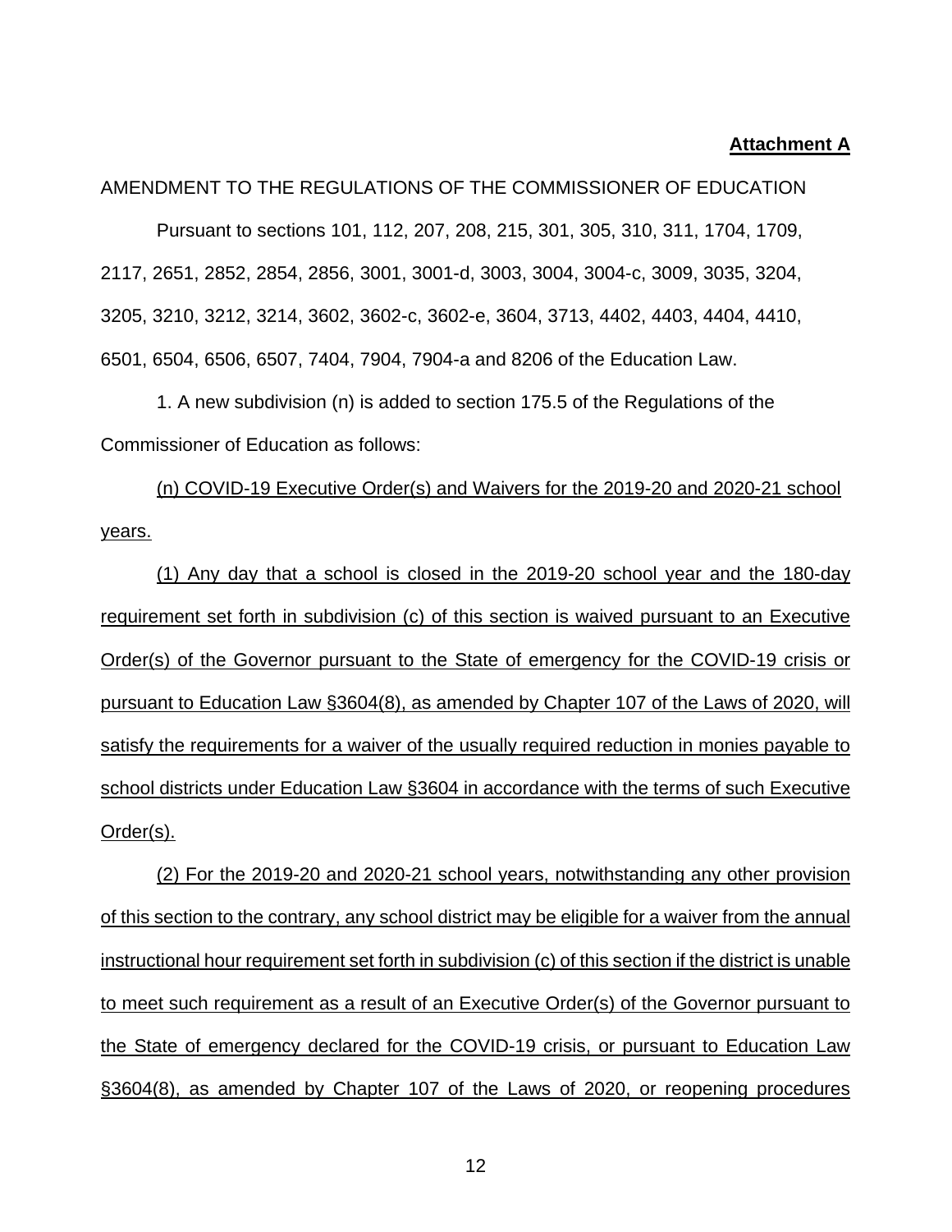**Attachment A**

AMENDMENT TO THE REGULATIONS OF THE COMMISSIONER OF EDUCATION

Pursuant to sections 101, 112, 207, 208, 215, 301, 305, 310, 311, 1704, 1709, 2117, 2651, 2852, 2854, 2856, 3001, 3001-d, 3003, 3004, 3004-c, 3009, 3035, 3204, 3205, 3210, 3212, 3214, 3602, 3602-c, 3602-e, 3604, 3713, 4402, 4403, 4404, 4410, 6501, 6504, 6506, 6507, 7404, 7904, 7904-a and 8206 of the Education Law.

1. A new subdivision (n) is added to section 175.5 of the Regulations of the Commissioner of Education as follows:

<u>(n) COVID-19 Executive Order(s) and Waivers for the 2019-20 and 2020-21 school years.</u>

<u>(1) Any day that a school is closed in the 2019-20 school year and the 180-day requirement set forth in subdivision (c) of this section is waived pursuant to an Executive Order(s) of the Governor pursuant to the State of emergency for the COVID-19 crisis or pursuant to Education Law §3604(8), as amended by Chapter 107 of the Laws of 2020, will satisfy the requirements for a waiver of the usually required reduction in monies payable to school districts under Education Law §3604 in accordance with the terms of such Executive Order(s).</u>

<u>(2) For the 2019-20 and 2020-21 school years, notwithstanding any other provision of this section to the contrary, any school district may be eligible for a waiver from the annual instructional hour requirement set forth in subdivision (c) of this section if the district is unable to meet such requirement as a result of an Executive Order(s) of the Governor pursuant to the State of emergency declared for the COVID-19 crisis, or pursuant to Education Law §3604(8), as amended by Chapter 107 of the Laws of 2020, or reopening procedures</u>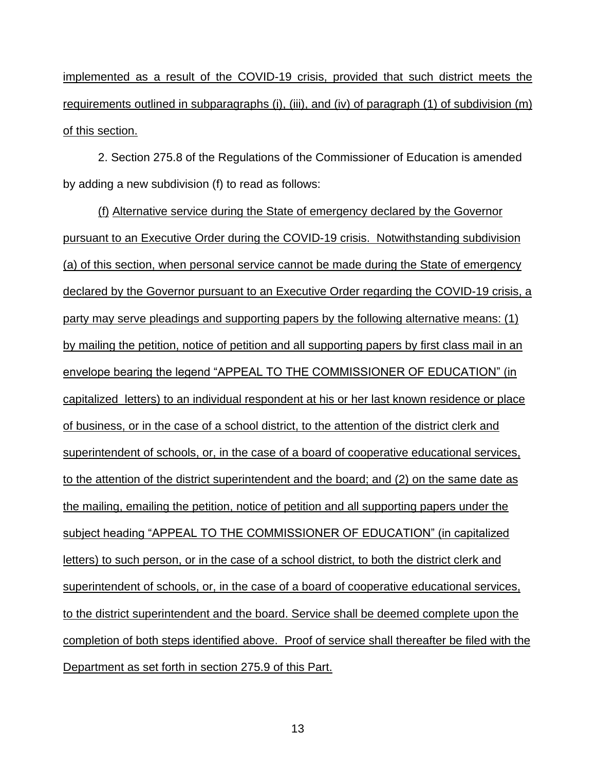implemented as a result of the COVID-19 crisis, provided that such district meets the requirements outlined in subparagraphs (i), (iii), and (iv) of paragraph (1) of subdivision (m) of this section.

2. Section 275.8 of the Regulations of the Commissioner of Education is amended by adding a new subdivision (f) to read as follows:

(f) Alternative service during the State of emergency declared by the Governor pursuant to an Executive Order during the COVID-19 crisis. Notwithstanding subdivision (a) of this section, when personal service cannot be made during the State of emergency declared by the Governor pursuant to an Executive Order regarding the COVID-19 crisis, a party may serve pleadings and supporting papers by the following alternative means: (1) by mailing the petition, notice of petition and all supporting papers by first class mail in an envelope bearing the legend "APPEAL TO THE COMMISSIONER OF EDUCATION" (in capitalized letters) to an individual respondent at his or her last known residence or place of business, or in the case of a school district, to the attention of the district clerk and superintendent of schools, or, in the case of a board of cooperative educational services, to the attention of the district superintendent and the board; and (2) on the same date as the mailing, emailing the petition, notice of petition and all supporting papers under the subject heading "APPEAL TO THE COMMISSIONER OF EDUCATION" (in capitalized letters) to such person, or in the case of a school district, to both the district clerk and superintendent of schools, or, in the case of a board of cooperative educational services, to the district superintendent and the board. Service shall be deemed complete upon the completion of both steps identified above. Proof of service shall thereafter be filed with the Department as set forth in section 275.9 of this Part.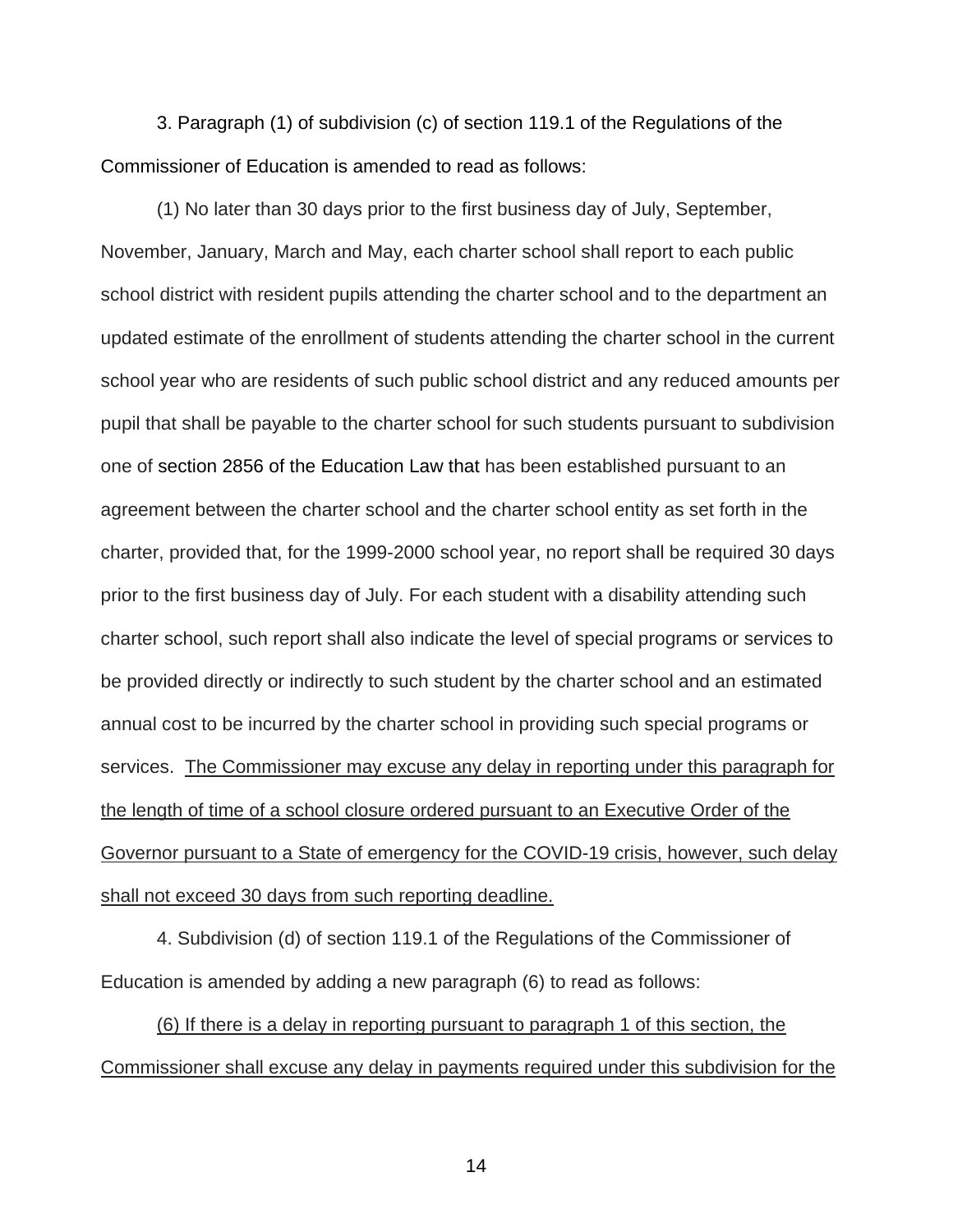3. Paragraph (1) of subdivision (c) of section 119.1 of the Regulations of the Commissioner of Education is amended to read as follows:

(1) No later than 30 days prior to the first business day of July, September, November, January, March and May, each charter school shall report to each public school district with resident pupils attending the charter school and to the department an updated estimate of the enrollment of students attending the charter school in the current school year who are residents of such public school district and any reduced amounts per pupil that shall be payable to the charter school for such students pursuant to subdivision one of section 2856 of the Education Law that has been established pursuant to an agreement between the charter school and the charter school entity as set forth in the charter, provided that, for the 1999-2000 school year, no report shall be required 30 days prior to the first business day of July. For each student with a disability attending such charter school, such report shall also indicate the level of special programs or services to be provided directly or indirectly to such student by the charter school and an estimated annual cost to be incurred by the charter school in providing such special programs or services. <u>The Commissioner may excuse any delay in reporting under this paragraph for the length of time of a school closure ordered pursuant to an Executive Order of the Governor pursuant to a State of emergency for the COVID-19 crisis, however, such delay shall not exceed 30 days from such reporting deadline.</u>

4. Subdivision (d) of section 119.1 of the Regulations of the Commissioner of Education is amended by adding a new paragraph (6) to read as follows:

<u>(6) If there is a delay in reporting pursuant to paragraph 1 of this section, the Commissioner shall excuse any delay in payments required under this subdivision for the</u>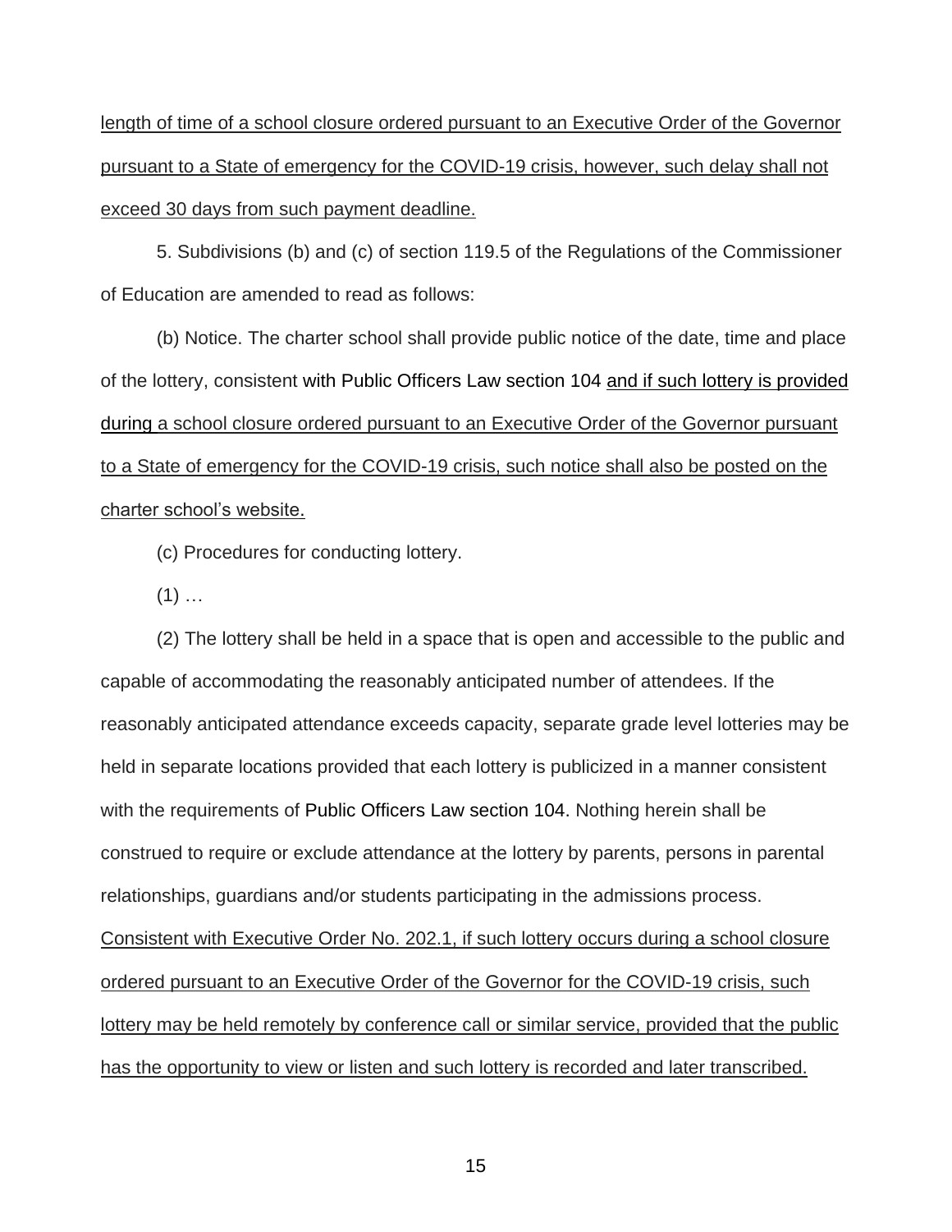length of time of a school closure ordered pursuant to an Executive Order of the Governor pursuant to a State of emergency for the COVID-19 crisis, however, such delay shall not exceed 30 days from such payment deadline.

5. Subdivisions (b) and (c) of section 119.5 of the Regulations of the Commissioner of Education are amended to read as follows:

(b) Notice. The charter school shall provide public notice of the date, time and place of the lottery, consistent with Public Officers Law section 104 and if such lottery is provided during a school closure ordered pursuant to an Executive Order of the Governor pursuant to a State of emergency for the COVID-19 crisis, such notice shall also be posted on the charter school's website.

(c) Procedures for conducting lottery.

(1) …

(2) The lottery shall be held in a space that is open and accessible to the public and capable of accommodating the reasonably anticipated number of attendees. If the reasonably anticipated attendance exceeds capacity, separate grade level lotteries may be held in separate locations provided that each lottery is publicized in a manner consistent with the requirements of Public Officers Law section 104. Nothing herein shall be construed to require or exclude attendance at the lottery by parents, persons in parental relationships, guardians and/or students participating in the admissions process. Consistent with Executive Order No. 202.1, if such lottery occurs during a school closure ordered pursuant to an Executive Order of the Governor for the COVID-19 crisis, such lottery may be held remotely by conference call or similar service, provided that the public has the opportunity to view or listen and such lottery is recorded and later transcribed.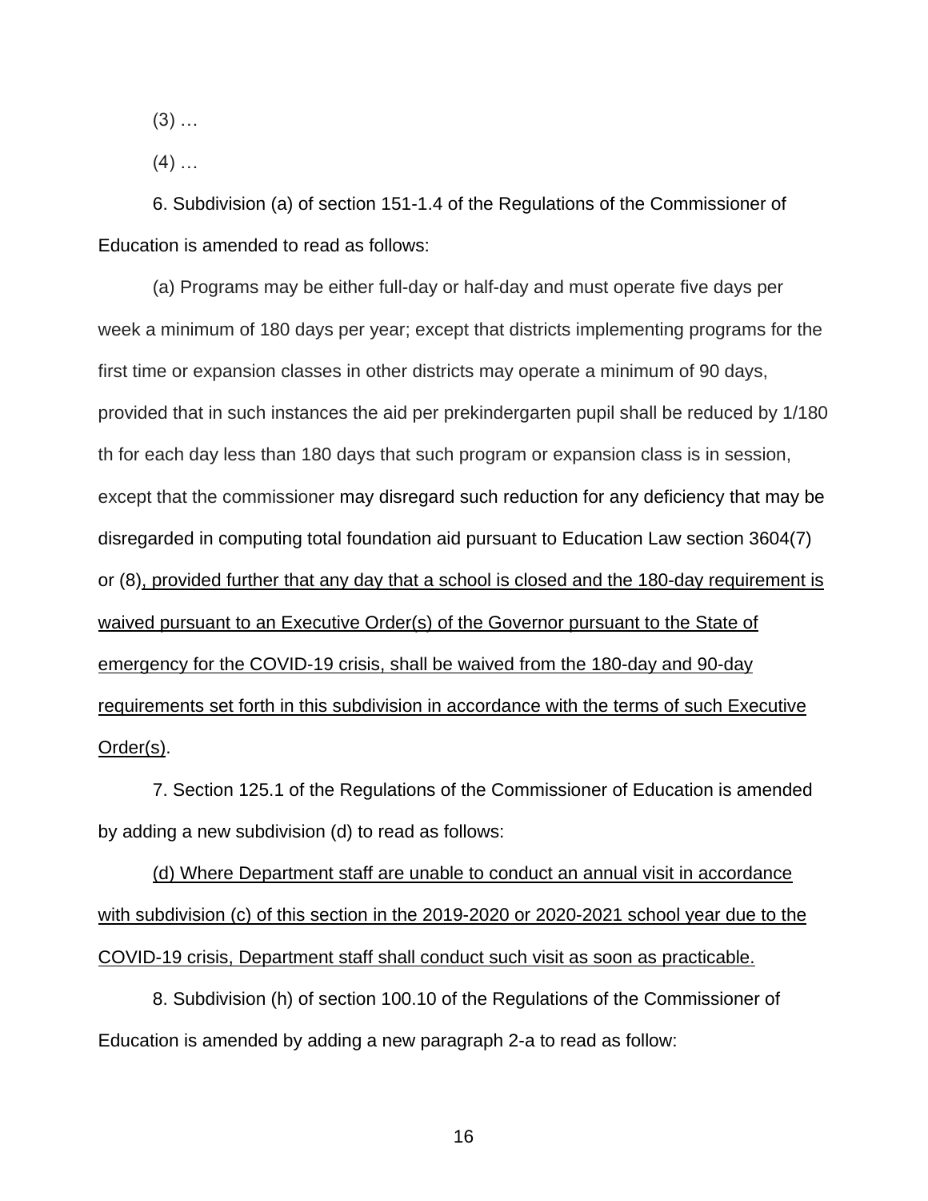(3) …

(4) …

6. Subdivision (a) of section 151-1.4 of the Regulations of the Commissioner of Education is amended to read as follows:

(a) Programs may be either full-day or half-day and must operate five days per week a minimum of 180 days per year; except that districts implementing programs for the first time or expansion classes in other districts may operate a minimum of 90 days, provided that in such instances the aid per prekindergarten pupil shall be reduced by 1/180 th for each day less than 180 days that such program or expansion class is in session, except that the commissioner may disregard such reduction for any deficiency that may be disregarded in computing total foundation aid pursuant to Education Law section 3604(7) or (8)<u>, provided further that any day that a school is closed and the 180-day requirement is waived pursuant to an Executive Order(s) of the Governor pursuant to the State of emergency for the COVID-19 crisis, shall be waived from the 180-day and 90-day requirements set forth in this subdivision in accordance with the terms of such Executive Order(s)</u>.

7. Section 125.1 of the Regulations of the Commissioner of Education is amended by adding a new subdivision (d) to read as follows:

<u>(d) Where Department staff are unable to conduct an annual visit in accordance with subdivision (c) of this section in the 2019-2020 or 2020-2021 school year due to the COVID-19 crisis, Department staff shall conduct such visit as soon as practicable.</u>

8. Subdivision (h) of section 100.10 of the Regulations of the Commissioner of Education is amended by adding a new paragraph 2-a to read as follow: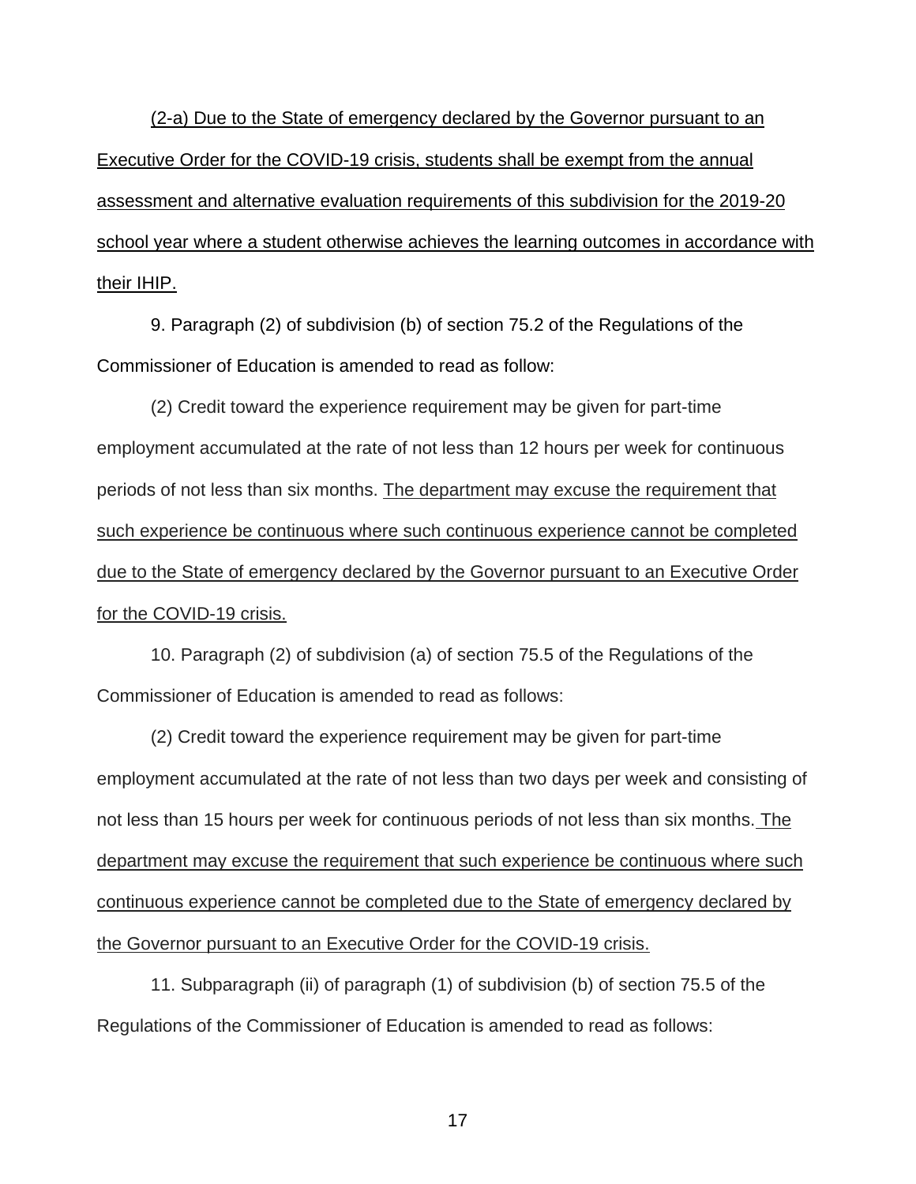<u>(2-a) Due to the State of emergency declared by the Governor pursuant to an Executive Order for the COVID-19 crisis, students shall be exempt from the annual assessment and alternative evaluation requirements of this subdivision for the 2019-20 school year where a student otherwise achieves the learning outcomes in accordance with their IHIP.</u>

9. Paragraph (2) of subdivision (b) of section 75.2 of the Regulations of the Commissioner of Education is amended to read as follow:

(2) Credit toward the experience requirement may be given for part-time employment accumulated at the rate of not less than 12 hours per week for continuous periods of not less than six months. <u>The department may excuse the requirement that such experience be continuous where such continuous experience cannot be completed due to the State of emergency declared by the Governor pursuant to an Executive Order for the COVID-19 crisis.</u>

10. Paragraph (2) of subdivision (a) of section 75.5 of the Regulations of the Commissioner of Education is amended to read as follows:

(2) Credit toward the experience requirement may be given for part-time employment accumulated at the rate of not less than two days per week and consisting of not less than 15 hours per week for continuous periods of not less than six months. <u>The department may excuse the requirement that such experience be continuous where such continuous experience cannot be completed due to the State of emergency declared by the Governor pursuant to an Executive Order for the COVID-19 crisis.</u>

11. Subparagraph (ii) of paragraph (1) of subdivision (b) of section 75.5 of the Regulations of the Commissioner of Education is amended to read as follows: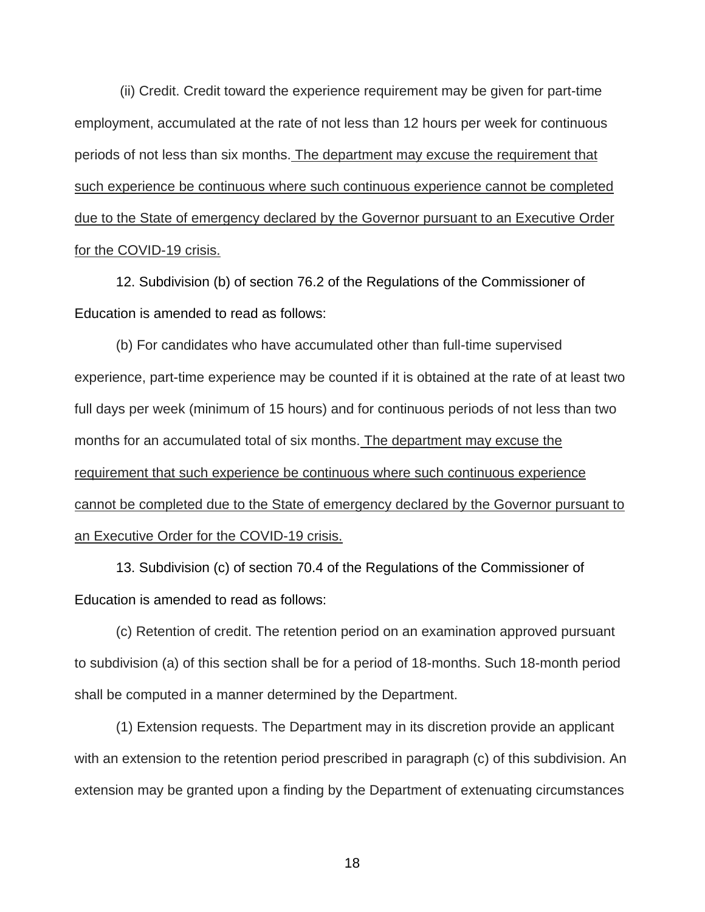(ii) Credit. Credit toward the experience requirement may be given for part-time employment, accumulated at the rate of not less than 12 hours per week for continuous periods of not less than six months. <u>The department may excuse the requirement that such experience be continuous where such continuous experience cannot be completed due to the State of emergency declared by the Governor pursuant to an Executive Order for the COVID-19 crisis.</u>

12. Subdivision (b) of section 76.2 of the Regulations of the Commissioner of Education is amended to read as follows:

(b) For candidates who have accumulated other than full-time supervised experience, part-time experience may be counted if it is obtained at the rate of at least two full days per week (minimum of 15 hours) and for continuous periods of not less than two months for an accumulated total of six months. <u>The department may excuse the requirement that such experience be continuous where such continuous experience cannot be completed due to the State of emergency declared by the Governor pursuant to an Executive Order for the COVID-19 crisis.</u>

13. Subdivision (c) of section 70.4 of the Regulations of the Commissioner of Education is amended to read as follows:

(c) Retention of credit. The retention period on an examination approved pursuant to subdivision (a) of this section shall be for a period of 18-months. Such 18-month period shall be computed in a manner determined by the Department.

(1) Extension requests. The Department may in its discretion provide an applicant with an extension to the retention period prescribed in paragraph (c) of this subdivision. An extension may be granted upon a finding by the Department of extenuating circumstances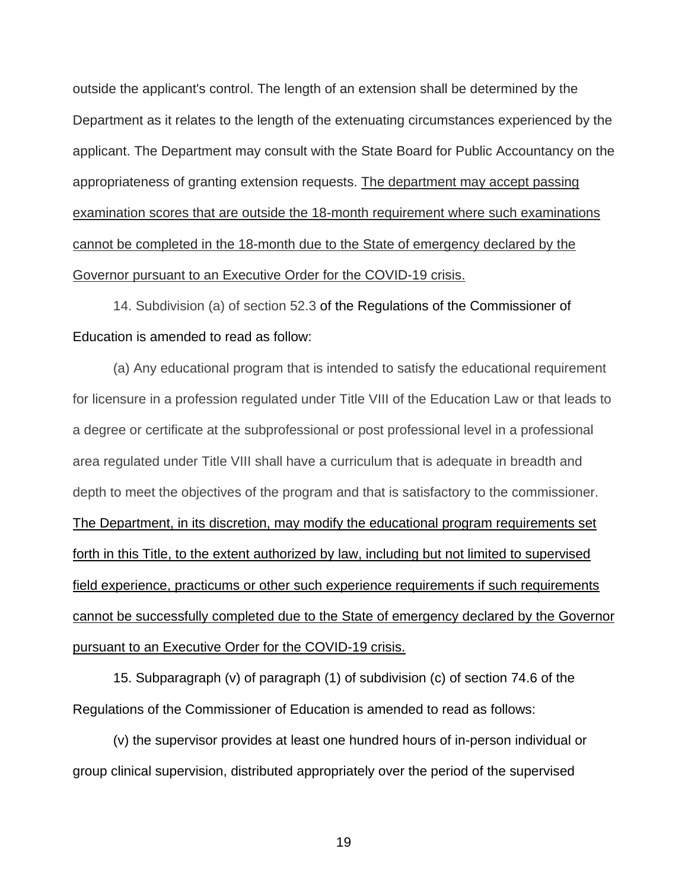outside the applicant's control. The length of an extension shall be determined by the Department as it relates to the length of the extenuating circumstances experienced by the applicant. The Department may consult with the State Board for Public Accountancy on the appropriateness of granting extension requests. <u>The department may accept passing examination scores that are outside the 18-month requirement where such examinations cannot be completed in the 18-month due to the State of emergency declared by the Governor pursuant to an Executive Order for the COVID-19 crisis.</u>

14. Subdivision (a) of section 52.3 of the Regulations of the Commissioner of Education is amended to read as follow:

(a) Any educational program that is intended to satisfy the educational requirement for licensure in a profession regulated under Title VIII of the Education Law or that leads to a degree or certificate at the subprofessional or post professional level in a professional area regulated under Title VIII shall have a curriculum that is adequate in breadth and depth to meet the objectives of the program and that is satisfactory to the commissioner. <u>The Department, in its discretion, may modify the educational program requirements set forth in this Title, to the extent authorized by law, including but not limited to supervised field experience, practicums or other such experience requirements if such requirements cannot be successfully completed due to the State of emergency declared by the Governor pursuant to an Executive Order for the COVID-19 crisis.</u>

15. Subparagraph (v) of paragraph (1) of subdivision (c) of section 74.6 of the Regulations of the Commissioner of Education is amended to read as follows:

(v) the supervisor provides at least one hundred hours of in-person individual or group clinical supervision, distributed appropriately over the period of the supervised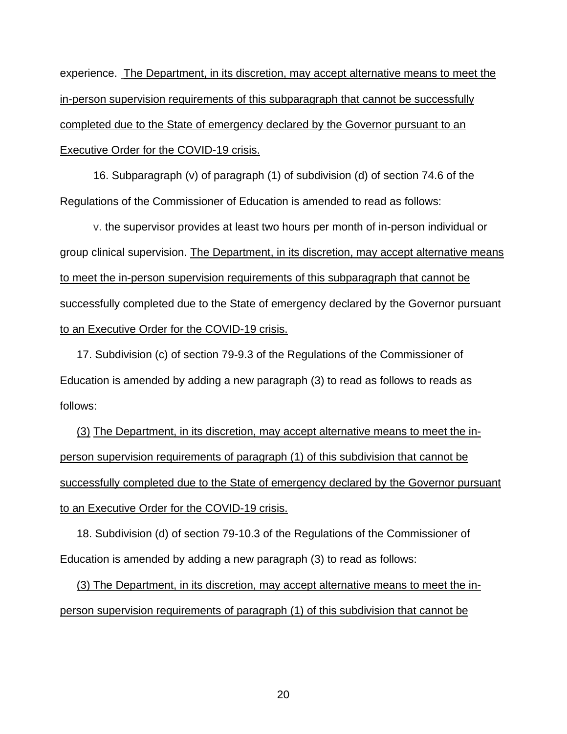experience. The Department, in its discretion, may accept alternative means to meet the in-person supervision requirements of this subparagraph that cannot be successfully completed due to the State of emergency declared by the Governor pursuant to an Executive Order for the COVID-19 crisis.

16. Subparagraph (v) of paragraph (1) of subdivision (d) of section 74.6 of the Regulations of the Commissioner of Education is amended to read as follows:

v. the supervisor provides at least two hours per month of in-person individual or group clinical supervision. The Department, in its discretion, may accept alternative means to meet the in-person supervision requirements of this subparagraph that cannot be successfully completed due to the State of emergency declared by the Governor pursuant to an Executive Order for the COVID-19 crisis.

17. Subdivision (c) of section 79-9.3 of the Regulations of the Commissioner of Education is amended by adding a new paragraph (3) to read as follows to reads as follows:

(3) The Department, in its discretion, may accept alternative means to meet the in-person supervision requirements of paragraph (1) of this subdivision that cannot be successfully completed due to the State of emergency declared by the Governor pursuant to an Executive Order for the COVID-19 crisis.

18. Subdivision (d) of section 79-10.3 of the Regulations of the Commissioner of Education is amended by adding a new paragraph (3) to read as follows:

(3) The Department, in its discretion, may accept alternative means to meet the in-person supervision requirements of paragraph (1) of this subdivision that cannot be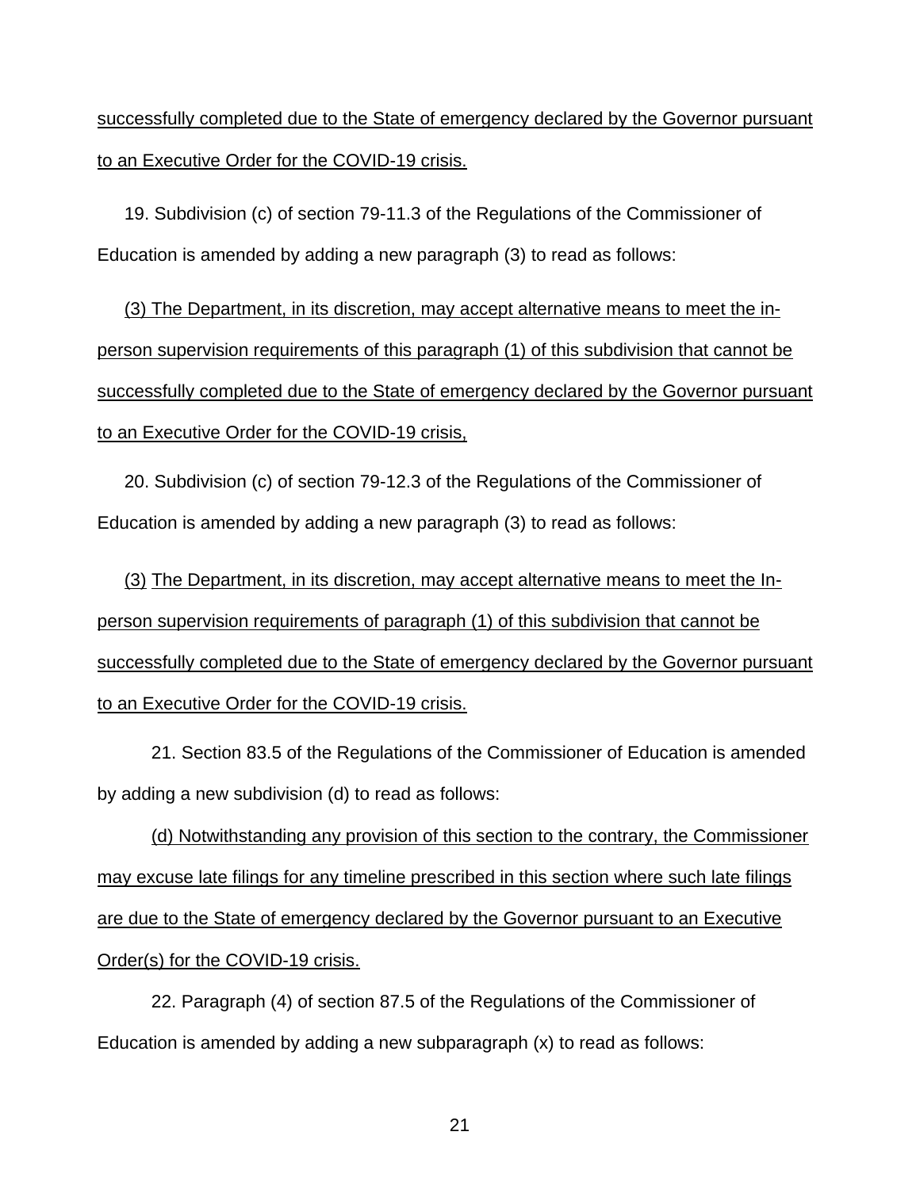<u>successfully completed due to the State of emergency declared by the Governor pursuant to an Executive Order for the COVID-19 crisis.</u>

19. Subdivision (c) of section 79-11.3 of the Regulations of the Commissioner of Education is amended by adding a new paragraph (3) to read as follows:

<u>(3) The Department, in its discretion, may accept alternative means to meet the in-person supervision requirements of this paragraph (1) of this subdivision that cannot be successfully completed due to the State of emergency declared by the Governor pursuant to an Executive Order for the COVID-19 crisis,</u>

20. Subdivision (c) of section 79-12.3 of the Regulations of the Commissioner of Education is amended by adding a new paragraph (3) to read as follows:

<u>(3)</u> <u>The Department, in its discretion, may accept alternative means to meet the In-person supervision requirements of paragraph (1) of this subdivision that cannot be successfully completed due to the State of emergency declared by the Governor pursuant to an Executive Order for the COVID-19 crisis.</u>

21. Section 83.5 of the Regulations of the Commissioner of Education is amended by adding a new subdivision (d) to read as follows:

<u>(d) Notwithstanding any provision of this section to the contrary, the Commissioner may excuse late filings for any timeline prescribed in this section where such late filings are due to the State of emergency declared by the Governor pursuant to an Executive Order(s) for the COVID-19 crisis.</u>

22. Paragraph (4) of section 87.5 of the Regulations of the Commissioner of Education is amended by adding a new subparagraph (x) to read as follows: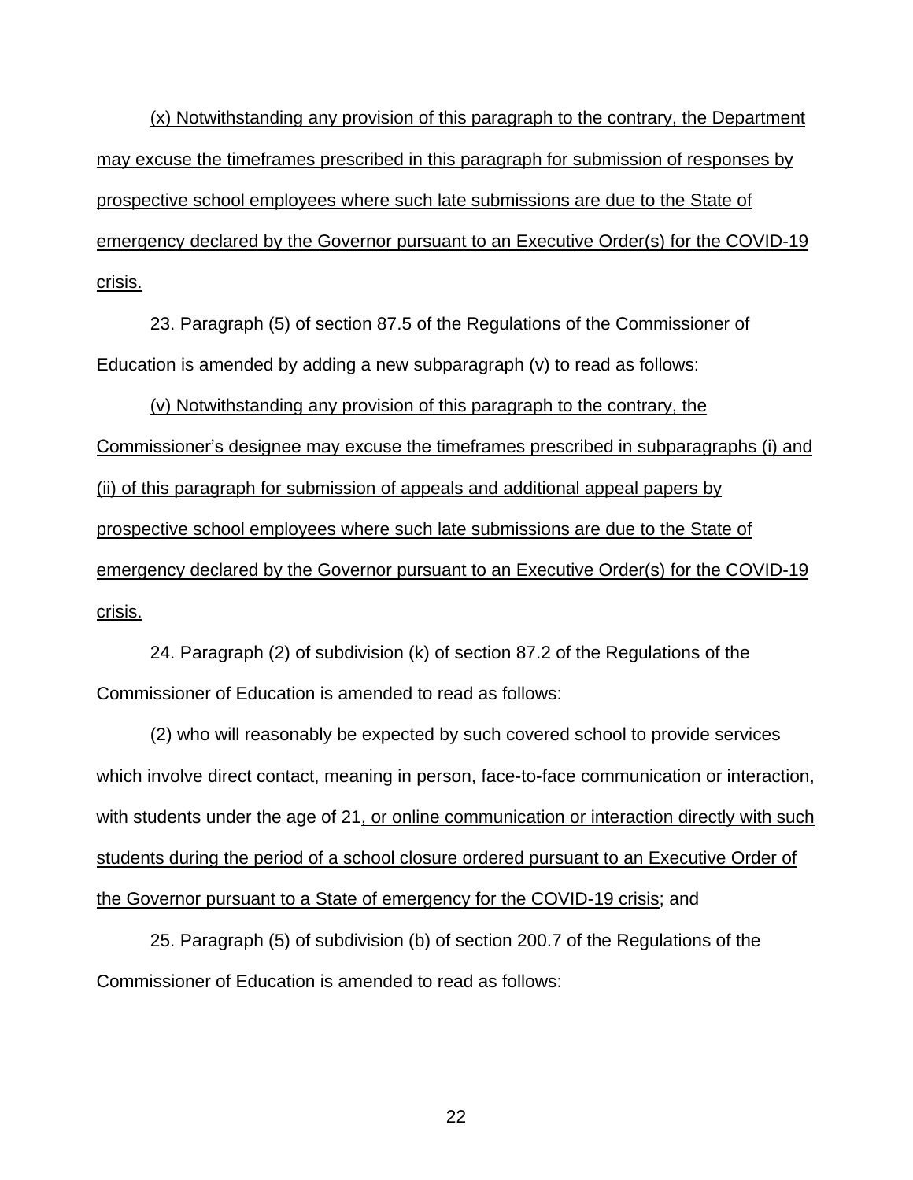(x) Notwithstanding any provision of this paragraph to the contrary, the Department may excuse the timeframes prescribed in this paragraph for submission of responses by prospective school employees where such late submissions are due to the State of emergency declared by the Governor pursuant to an Executive Order(s) for the COVID-19 crisis.

23. Paragraph (5) of section 87.5 of the Regulations of the Commissioner of Education is amended by adding a new subparagraph (v) to read as follows:

(v) Notwithstanding any provision of this paragraph to the contrary, the Commissioner's designee may excuse the timeframes prescribed in subparagraphs (i) and (ii) of this paragraph for submission of appeals and additional appeal papers by prospective school employees where such late submissions are due to the State of emergency declared by the Governor pursuant to an Executive Order(s) for the COVID-19 crisis.

24. Paragraph (2) of subdivision (k) of section 87.2 of the Regulations of the Commissioner of Education is amended to read as follows:

(2) who will reasonably be expected by such covered school to provide services which involve direct contact, meaning in person, face-to-face communication or interaction, with students under the age of 21, or online communication or interaction directly with such students during the period of a school closure ordered pursuant to an Executive Order of the Governor pursuant to a State of emergency for the COVID-19 crisis; and

25. Paragraph (5) of subdivision (b) of section 200.7 of the Regulations of the Commissioner of Education is amended to read as follows: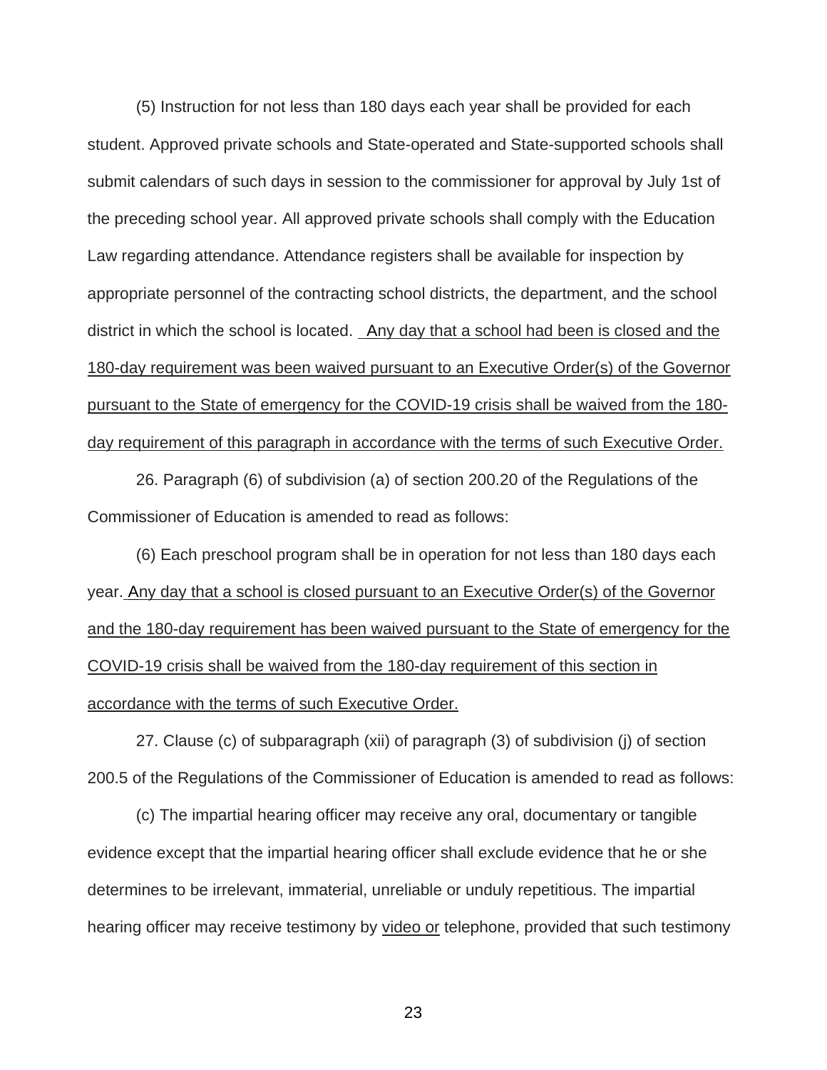(5) Instruction for not less than 180 days each year shall be provided for each student. Approved private schools and State-operated and State-supported schools shall submit calendars of such days in session to the commissioner for approval by July 1st of the preceding school year. All approved private schools shall comply with the Education Law regarding attendance. Attendance registers shall be available for inspection by appropriate personnel of the contracting school districts, the department, and the school district in which the school is located. Any day that a school had been is closed and the 180-day requirement was been waived pursuant to an Executive Order(s) of the Governor pursuant to the State of emergency for the COVID-19 crisis shall be waived from the 180-day requirement of this paragraph in accordance with the terms of such Executive Order.

26. Paragraph (6) of subdivision (a) of section 200.20 of the Regulations of the Commissioner of Education is amended to read as follows:

(6) Each preschool program shall be in operation for not less than 180 days each year. Any day that a school is closed pursuant to an Executive Order(s) of the Governor and the 180-day requirement has been waived pursuant to the State of emergency for the COVID-19 crisis shall be waived from the 180-day requirement of this section in accordance with the terms of such Executive Order.

27. Clause (c) of subparagraph (xii) of paragraph (3) of subdivision (j) of section 200.5 of the Regulations of the Commissioner of Education is amended to read as follows:

(c) The impartial hearing officer may receive any oral, documentary or tangible evidence except that the impartial hearing officer shall exclude evidence that he or she determines to be irrelevant, immaterial, unreliable or unduly repetitious. The impartial hearing officer may receive testimony by video or telephone, provided that such testimony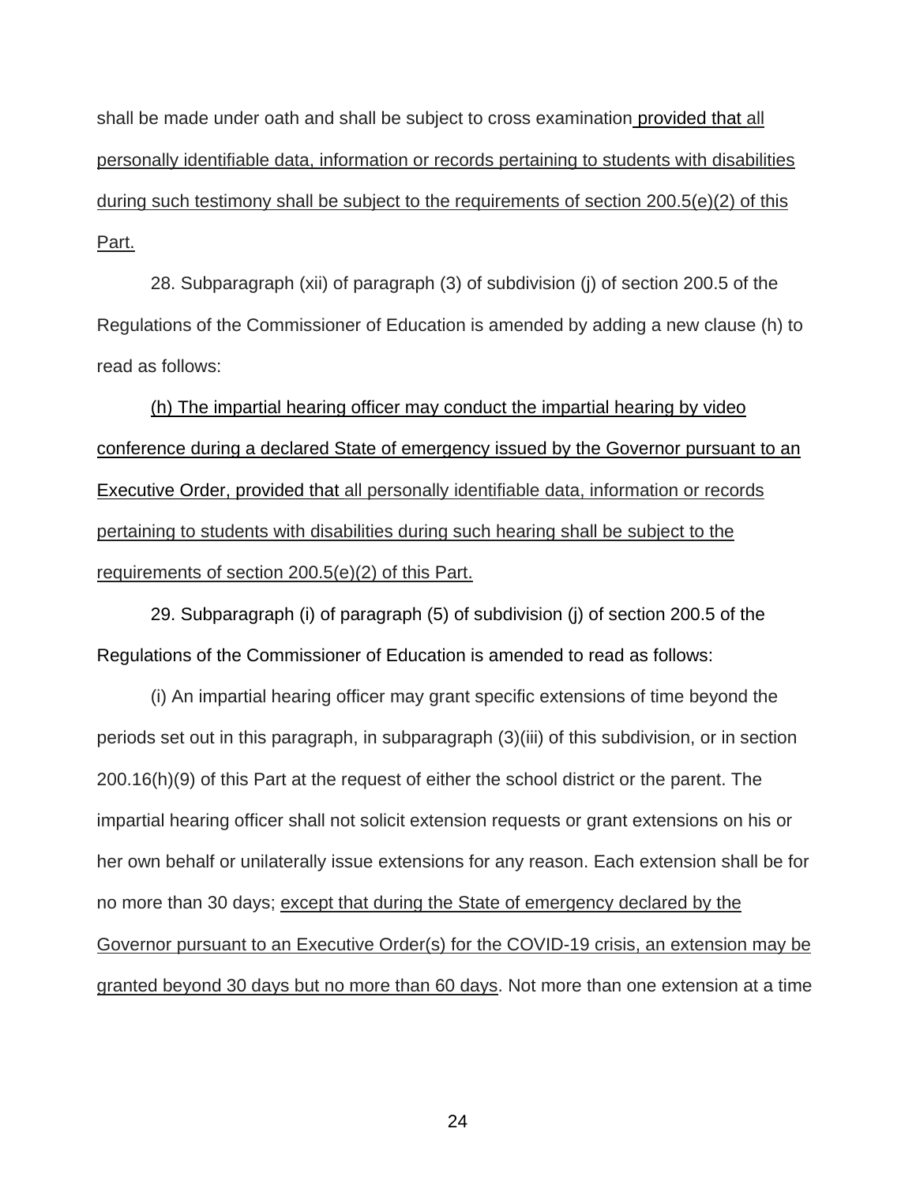shall be made under oath and shall be subject to cross examination <u>provided that all personally identifiable data, information or records pertaining to students with disabilities during such testimony shall be subject to the requirements of section 200.5(e)(2) of this Part.</u>

28. Subparagraph (xii) of paragraph (3) of subdivision (j) of section 200.5 of the Regulations of the Commissioner of Education is amended by adding a new clause (h) to read as follows:

<u>(h) The impartial hearing officer may conduct the impartial hearing by video conference during a declared State of emergency issued by the Governor pursuant to an Executive Order, provided that all personally identifiable data, information or records pertaining to students with disabilities during such hearing shall be subject to the requirements of section 200.5(e)(2) of this Part.</u>

29. Subparagraph (i) of paragraph (5) of subdivision (j) of section 200.5 of the Regulations of the Commissioner of Education is amended to read as follows:

(i) An impartial hearing officer may grant specific extensions of time beyond the periods set out in this paragraph, in subparagraph (3)(iii) of this subdivision, or in section 200.16(h)(9) of this Part at the request of either the school district or the parent. The impartial hearing officer shall not solicit extension requests or grant extensions on his or her own behalf or unilaterally issue extensions for any reason. Each extension shall be for no more than 30 days; <u>except that during the State of emergency declared by the Governor pursuant to an Executive Order(s) for the COVID-19 crisis, an extension may be granted beyond 30 days but no more than 60 days</u>. Not more than one extension at a time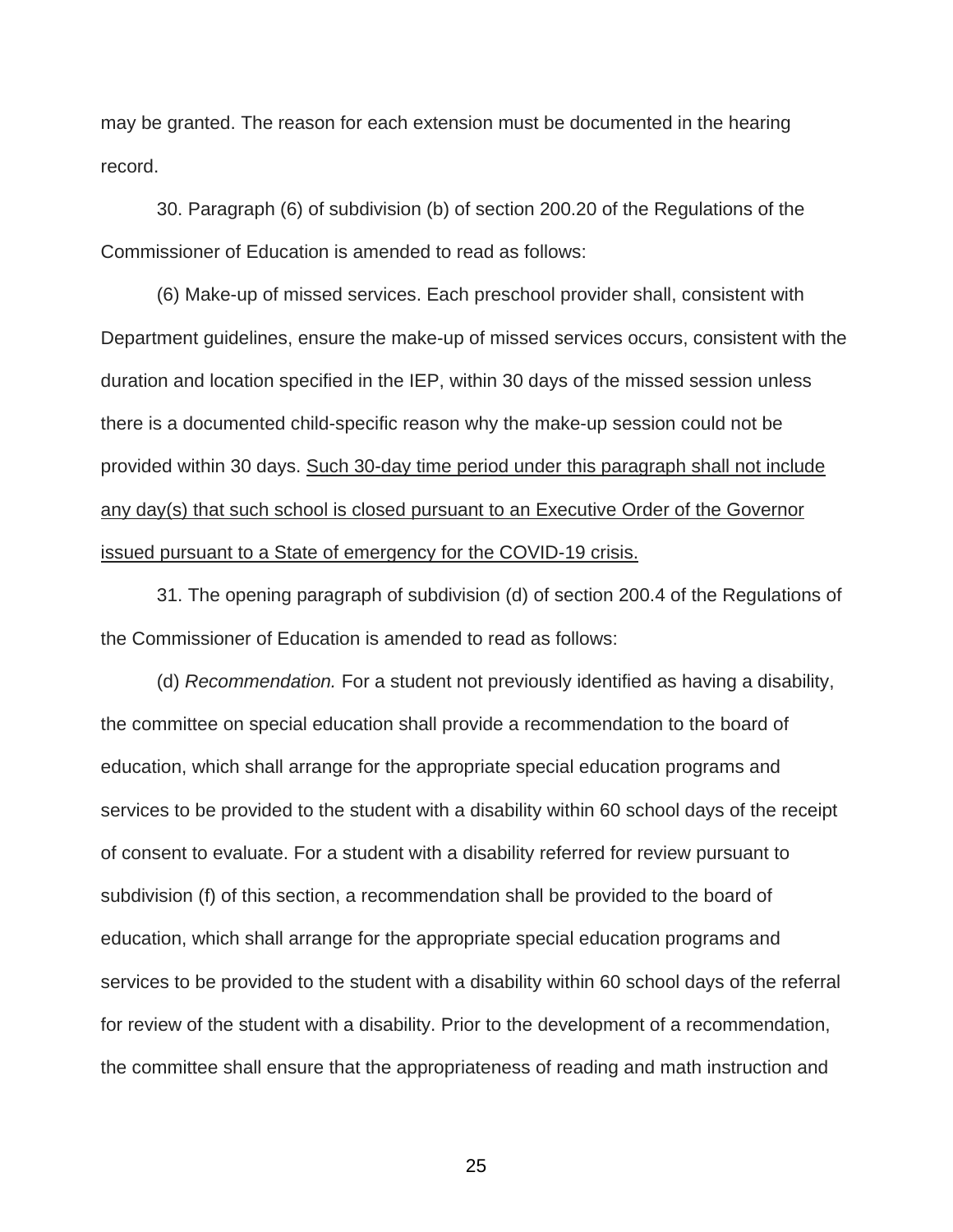may be granted. The reason for each extension must be documented in the hearing record.

30. Paragraph (6) of subdivision (b) of section 200.20 of the Regulations of the Commissioner of Education is amended to read as follows:

(6) Make-up of missed services. Each preschool provider shall, consistent with Department guidelines, ensure the make-up of missed services occurs, consistent with the duration and location specified in the IEP, within 30 days of the missed session unless there is a documented child-specific reason why the make-up session could not be provided within 30 days. <u>Such 30-day time period under this paragraph shall not include any day(s) that such school is closed pursuant to an Executive Order of the Governor issued pursuant to a State of emergency for the COVID-19 crisis.</u>

31. The opening paragraph of subdivision (d) of section 200.4 of the Regulations of the Commissioner of Education is amended to read as follows:

(d) *Recommendation.* For a student not previously identified as having a disability, the committee on special education shall provide a recommendation to the board of education, which shall arrange for the appropriate special education programs and services to be provided to the student with a disability within 60 school days of the receipt of consent to evaluate. For a student with a disability referred for review pursuant to subdivision (f) of this section, a recommendation shall be provided to the board of education, which shall arrange for the appropriate special education programs and services to be provided to the student with a disability within 60 school days of the referral for review of the student with a disability. Prior to the development of a recommendation, the committee shall ensure that the appropriateness of reading and math instruction and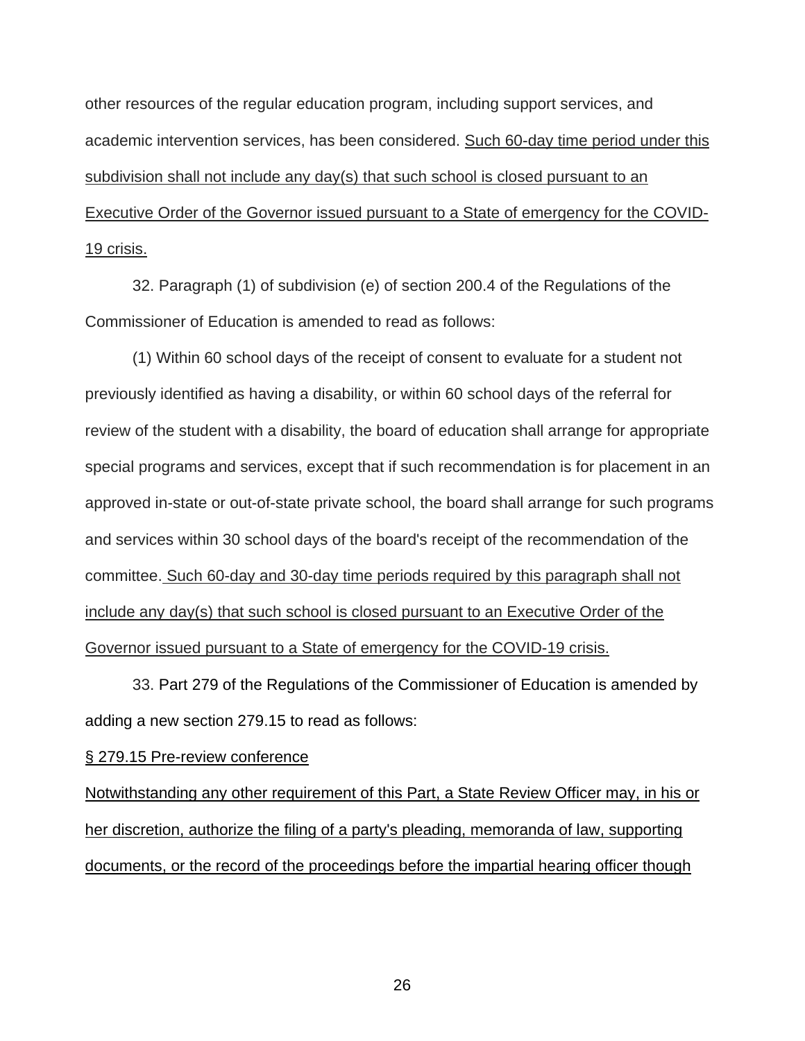other resources of the regular education program, including support services, and academic intervention services, has been considered. <u>Such 60-day time period under this subdivision shall not include any day(s) that such school is closed pursuant to an Executive Order of the Governor issued pursuant to a State of emergency for the COVID-19 crisis.</u>

32. Paragraph (1) of subdivision (e) of section 200.4 of the Regulations of the Commissioner of Education is amended to read as follows:

(1) Within 60 school days of the receipt of consent to evaluate for a student not previously identified as having a disability, or within 60 school days of the referral for review of the student with a disability, the board of education shall arrange for appropriate special programs and services, except that if such recommendation is for placement in an approved in-state or out-of-state private school, the board shall arrange for such programs and services within 30 school days of the board's receipt of the recommendation of the committee. <u>Such 60-day and 30-day time periods required by this paragraph shall not include any day(s) that such school is closed pursuant to an Executive Order of the Governor issued pursuant to a State of emergency for the COVID-19 crisis.</u>

33. Part 279 of the Regulations of the Commissioner of Education is amended by adding a new section 279.15 to read as follows:

<u>§ 279.15 Pre-review conference</u>

<u>Notwithstanding any other requirement of this Part, a State Review Officer may, in his or her discretion, authorize the filing of a party's pleading, memoranda of law, supporting documents, or the record of the proceedings before the impartial hearing officer though</u>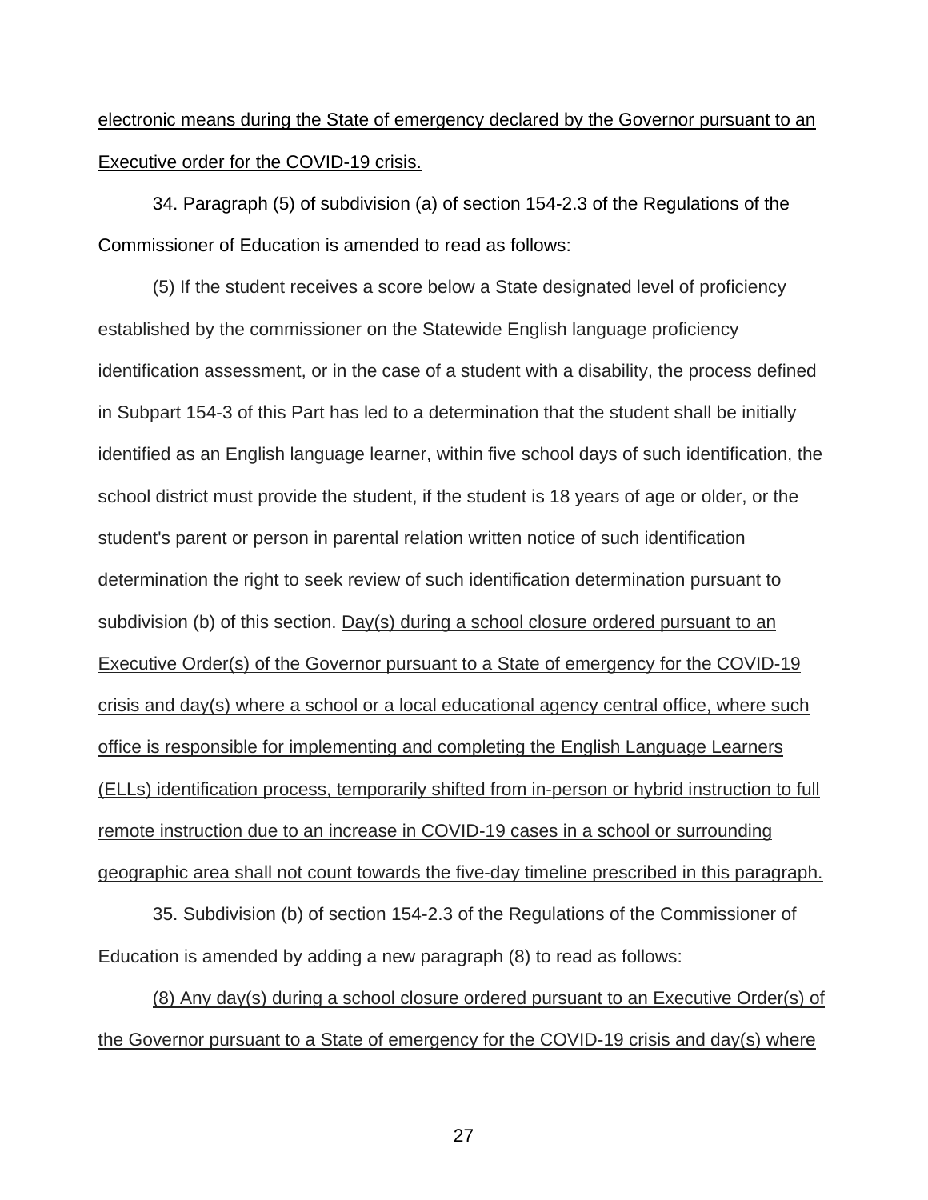electronic means during the State of emergency declared by the Governor pursuant to an Executive order for the COVID-19 crisis.

34. Paragraph (5) of subdivision (a) of section 154-2.3 of the Regulations of the Commissioner of Education is amended to read as follows:

(5) If the student receives a score below a State designated level of proficiency established by the commissioner on the Statewide English language proficiency identification assessment, or in the case of a student with a disability, the process defined in Subpart 154-3 of this Part has led to a determination that the student shall be initially identified as an English language learner, within five school days of such identification, the school district must provide the student, if the student is 18 years of age or older, or the student's parent or person in parental relation written notice of such identification determination the right to seek review of such identification determination pursuant to subdivision (b) of this section. Day(s) during a school closure ordered pursuant to an Executive Order(s) of the Governor pursuant to a State of emergency for the COVID-19 crisis and day(s) where a school or a local educational agency central office, where such office is responsible for implementing and completing the English Language Learners (ELLs) identification process, temporarily shifted from in-person or hybrid instruction to full remote instruction due to an increase in COVID-19 cases in a school or surrounding geographic area shall not count towards the five-day timeline prescribed in this paragraph.

35. Subdivision (b) of section 154-2.3 of the Regulations of the Commissioner of Education is amended by adding a new paragraph (8) to read as follows:

(8) Any day(s) during a school closure ordered pursuant to an Executive Order(s) of the Governor pursuant to a State of emergency for the COVID-19 crisis and day(s) where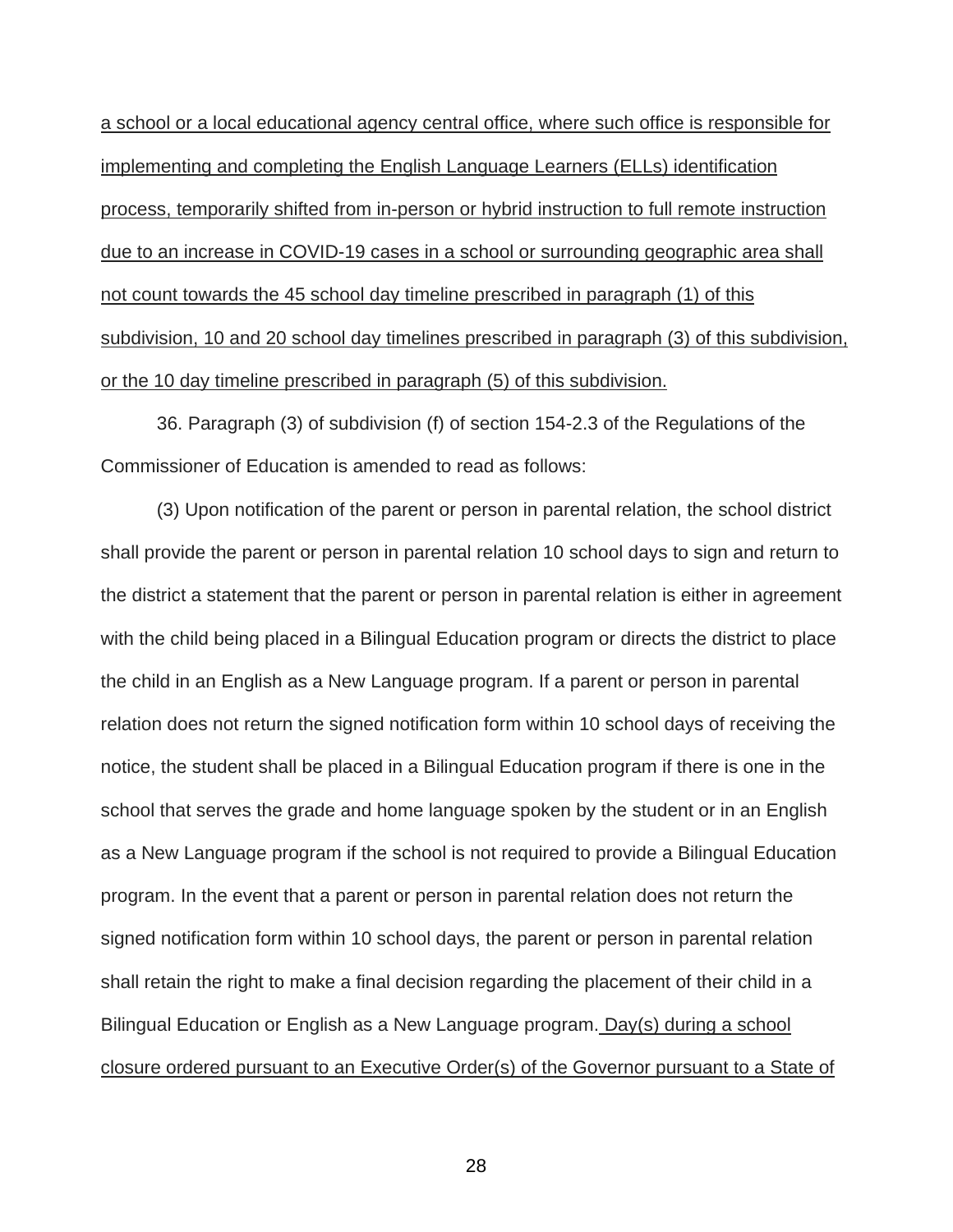a school or a local educational agency central office, where such office is responsible for implementing and completing the English Language Learners (ELLs) identification process, temporarily shifted from in-person or hybrid instruction to full remote instruction due to an increase in COVID-19 cases in a school or surrounding geographic area shall not count towards the 45 school day timeline prescribed in paragraph (1) of this subdivision, 10 and 20 school day timelines prescribed in paragraph (3) of this subdivision, or the 10 day timeline prescribed in paragraph (5) of this subdivision.

36. Paragraph (3) of subdivision (f) of section 154-2.3 of the Regulations of the Commissioner of Education is amended to read as follows:

(3) Upon notification of the parent or person in parental relation, the school district shall provide the parent or person in parental relation 10 school days to sign and return to the district a statement that the parent or person in parental relation is either in agreement with the child being placed in a Bilingual Education program or directs the district to place the child in an English as a New Language program. If a parent or person in parental relation does not return the signed notification form within 10 school days of receiving the notice, the student shall be placed in a Bilingual Education program if there is one in the school that serves the grade and home language spoken by the student or in an English as a New Language program if the school is not required to provide a Bilingual Education program. In the event that a parent or person in parental relation does not return the signed notification form within 10 school days, the parent or person in parental relation shall retain the right to make a final decision regarding the placement of their child in a Bilingual Education or English as a New Language program. Day(s) during a school closure ordered pursuant to an Executive Order(s) of the Governor pursuant to a State of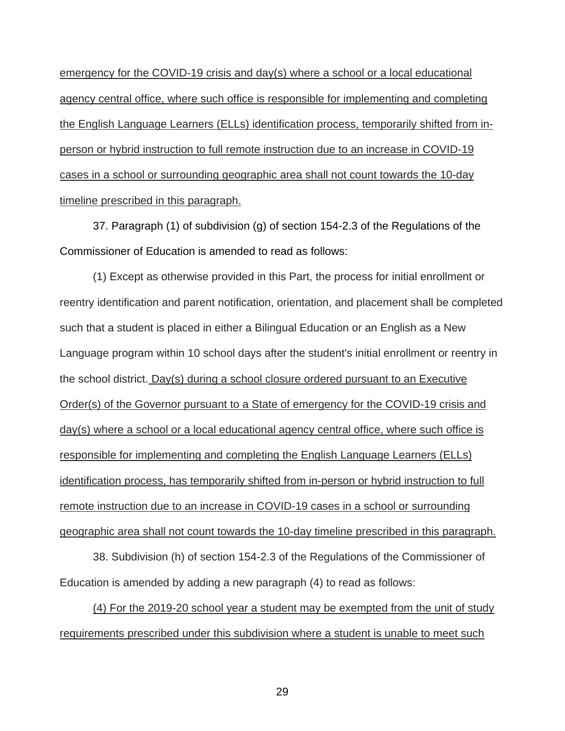emergency for the COVID-19 crisis and day(s) where a school or a local educational agency central office, where such office is responsible for implementing and completing the English Language Learners (ELLs) identification process, temporarily shifted from in-person or hybrid instruction to full remote instruction due to an increase in COVID-19 cases in a school or surrounding geographic area shall not count towards the 10-day timeline prescribed in this paragraph.

37. Paragraph (1) of subdivision (g) of section 154-2.3 of the Regulations of the Commissioner of Education is amended to read as follows:

(1) Except as otherwise provided in this Part, the process for initial enrollment or reentry identification and parent notification, orientation, and placement shall be completed such that a student is placed in either a Bilingual Education or an English as a New Language program within 10 school days after the student's initial enrollment or reentry in the school district. Day(s) during a school closure ordered pursuant to an Executive Order(s) of the Governor pursuant to a State of emergency for the COVID-19 crisis and day(s) where a school or a local educational agency central office, where such office is responsible for implementing and completing the English Language Learners (ELLs) identification process, has temporarily shifted from in-person or hybrid instruction to full remote instruction due to an increase in COVID-19 cases in a school or surrounding geographic area shall not count towards the 10-day timeline prescribed in this paragraph.

38. Subdivision (h) of section 154-2.3 of the Regulations of the Commissioner of Education is amended by adding a new paragraph (4) to read as follows:

(4) For the 2019-20 school year a student may be exempted from the unit of study requirements prescribed under this subdivision where a student is unable to meet such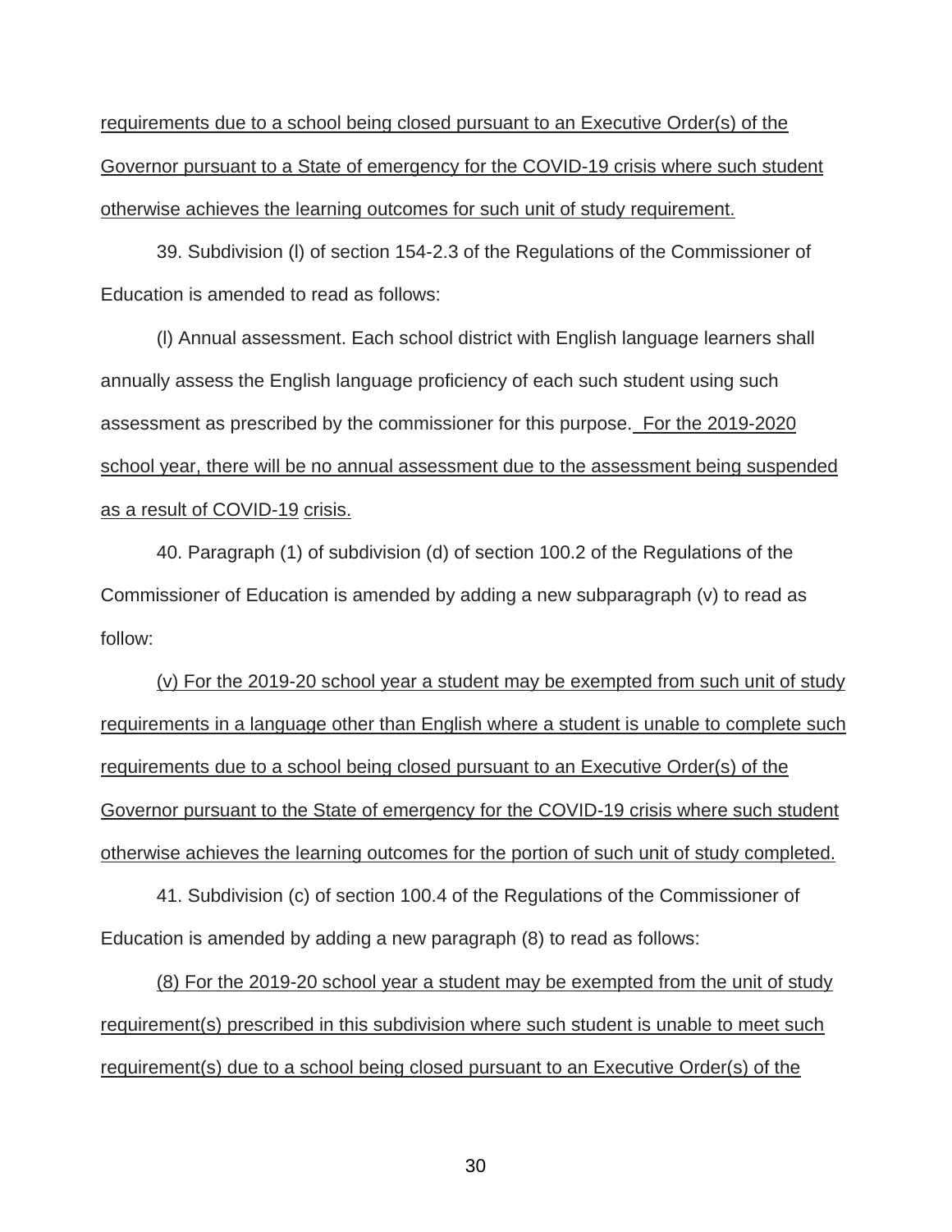requirements due to a school being closed pursuant to an Executive Order(s) of the Governor pursuant to a State of emergency for the COVID-19 crisis where such student otherwise achieves the learning outcomes for such unit of study requirement.

39. Subdivision (l) of section 154-2.3 of the Regulations of the Commissioner of Education is amended to read as follows:

(l) Annual assessment. Each school district with English language learners shall annually assess the English language proficiency of each such student using such assessment as prescribed by the commissioner for this purpose. For the 2019-2020 school year, there will be no annual assessment due to the assessment being suspended as a result of COVID-19 crisis.

40. Paragraph (1) of subdivision (d) of section 100.2 of the Regulations of the Commissioner of Education is amended by adding a new subparagraph (v) to read as follow:

(v) For the 2019-20 school year a student may be exempted from such unit of study requirements in a language other than English where a student is unable to complete such requirements due to a school being closed pursuant to an Executive Order(s) of the Governor pursuant to the State of emergency for the COVID-19 crisis where such student otherwise achieves the learning outcomes for the portion of such unit of study completed.

41. Subdivision (c) of section 100.4 of the Regulations of the Commissioner of Education is amended by adding a new paragraph (8) to read as follows:

(8) For the 2019-20 school year a student may be exempted from the unit of study requirement(s) prescribed in this subdivision where such student is unable to meet such requirement(s) due to a school being closed pursuant to an Executive Order(s) of the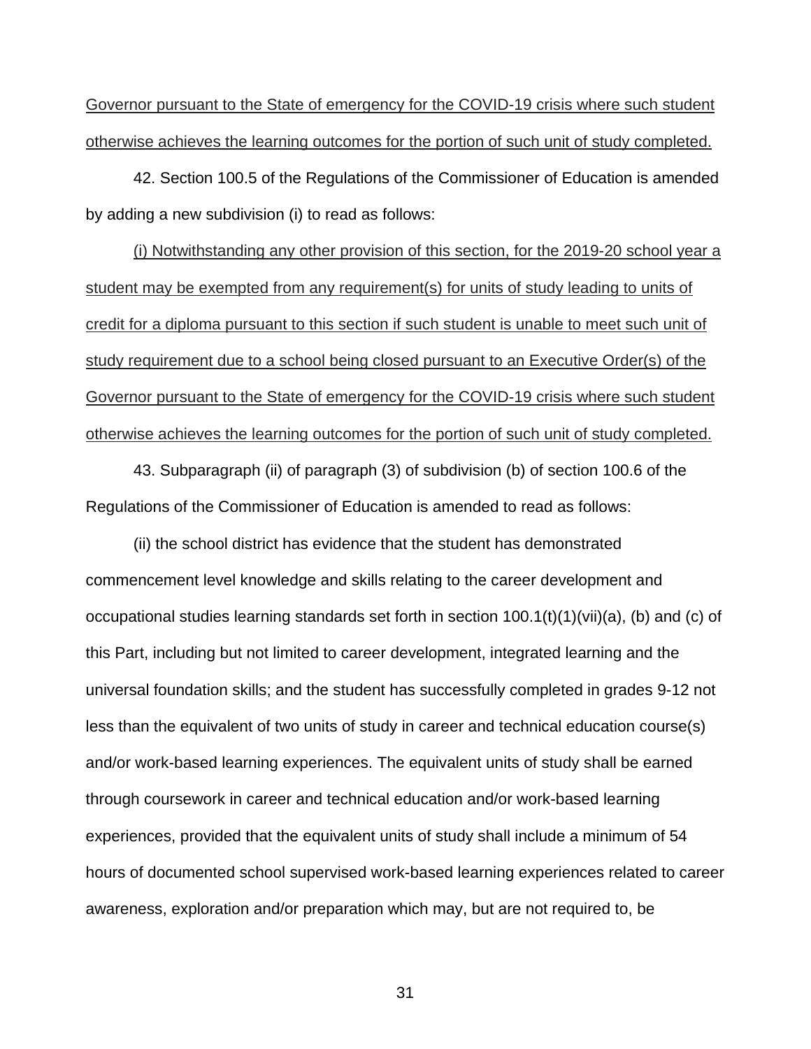Governor pursuant to the State of emergency for the COVID-19 crisis where such student otherwise achieves the learning outcomes for the portion of such unit of study completed.

42. Section 100.5 of the Regulations of the Commissioner of Education is amended by adding a new subdivision (i) to read as follows:

(i) Notwithstanding any other provision of this section, for the 2019-20 school year a student may be exempted from any requirement(s) for units of study leading to units of credit for a diploma pursuant to this section if such student is unable to meet such unit of study requirement due to a school being closed pursuant to an Executive Order(s) of the Governor pursuant to the State of emergency for the COVID-19 crisis where such student otherwise achieves the learning outcomes for the portion of such unit of study completed.

43. Subparagraph (ii) of paragraph (3) of subdivision (b) of section 100.6 of the Regulations of the Commissioner of Education is amended to read as follows:

(ii) the school district has evidence that the student has demonstrated commencement level knowledge and skills relating to the career development and occupational studies learning standards set forth in section 100.1(t)(1)(vii)(a), (b) and (c) of this Part, including but not limited to career development, integrated learning and the universal foundation skills; and the student has successfully completed in grades 9-12 not less than the equivalent of two units of study in career and technical education course(s) and/or work-based learning experiences. The equivalent units of study shall be earned through coursework in career and technical education and/or work-based learning experiences, provided that the equivalent units of study shall include a minimum of 54 hours of documented school supervised work-based learning experiences related to career awareness, exploration and/or preparation which may, but are not required to, be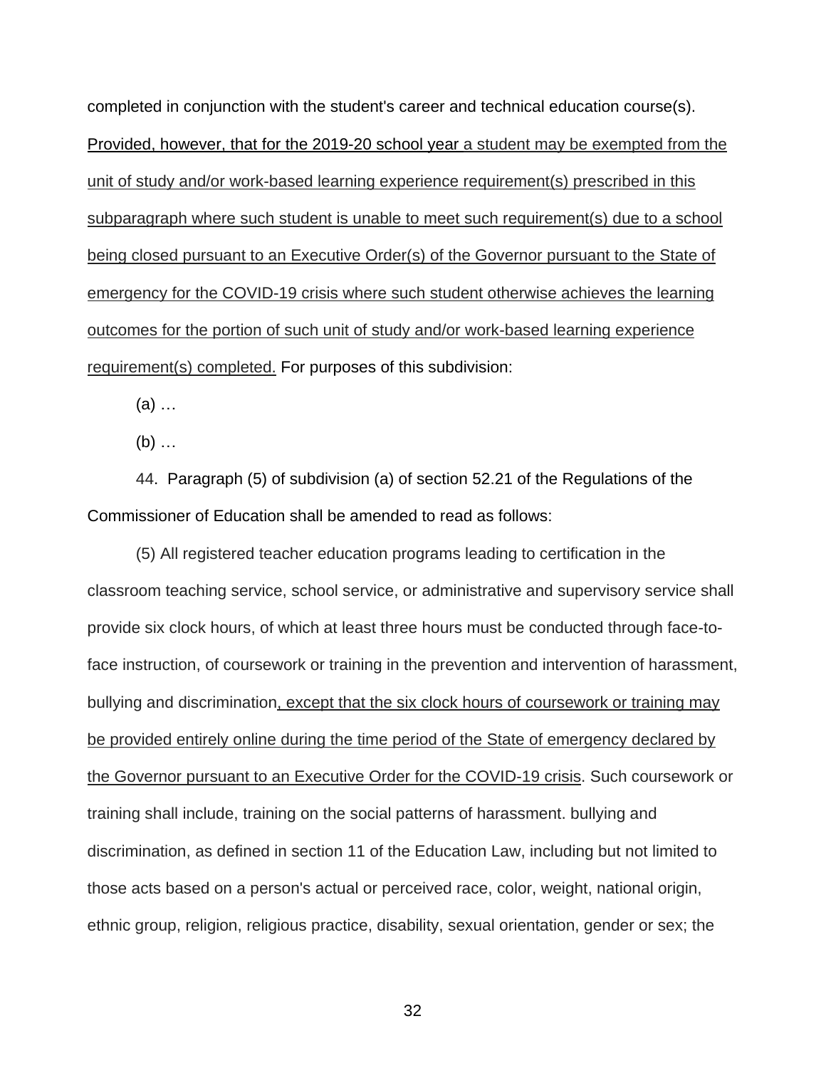completed in conjunction with the student's career and technical education course(s). <u>Provided, however, that for the 2019-20 school year a student may be exempted from the unit of study and/or work-based learning experience requirement(s) prescribed in this subparagraph where such student is unable to meet such requirement(s) due to a school being closed pursuant to an Executive Order(s) of the Governor pursuant to the State of emergency for the COVID-19 crisis where such student otherwise achieves the learning outcomes for the portion of such unit of study and/or work-based learning experience requirement(s) completed.</u> For purposes of this subdivision:

(a) …

(b) …

44. Paragraph (5) of subdivision (a) of section 52.21 of the Regulations of the Commissioner of Education shall be amended to read as follows:

(5) All registered teacher education programs leading to certification in the classroom teaching service, school service, or administrative and supervisory service shall provide six clock hours, of which at least three hours must be conducted through face-to-face instruction, of coursework or training in the prevention and intervention of harassment, bullying and discrimination<u>, except that the six clock hours of coursework or training may be provided entirely online during the time period of the State of emergency declared by the Governor pursuant to an Executive Order for the COVID-19 crisis</u>. Such coursework or training shall include, training on the social patterns of harassment. bullying and discrimination, as defined in section 11 of the Education Law, including but not limited to those acts based on a person's actual or perceived race, color, weight, national origin, ethnic group, religion, religious practice, disability, sexual orientation, gender or sex; the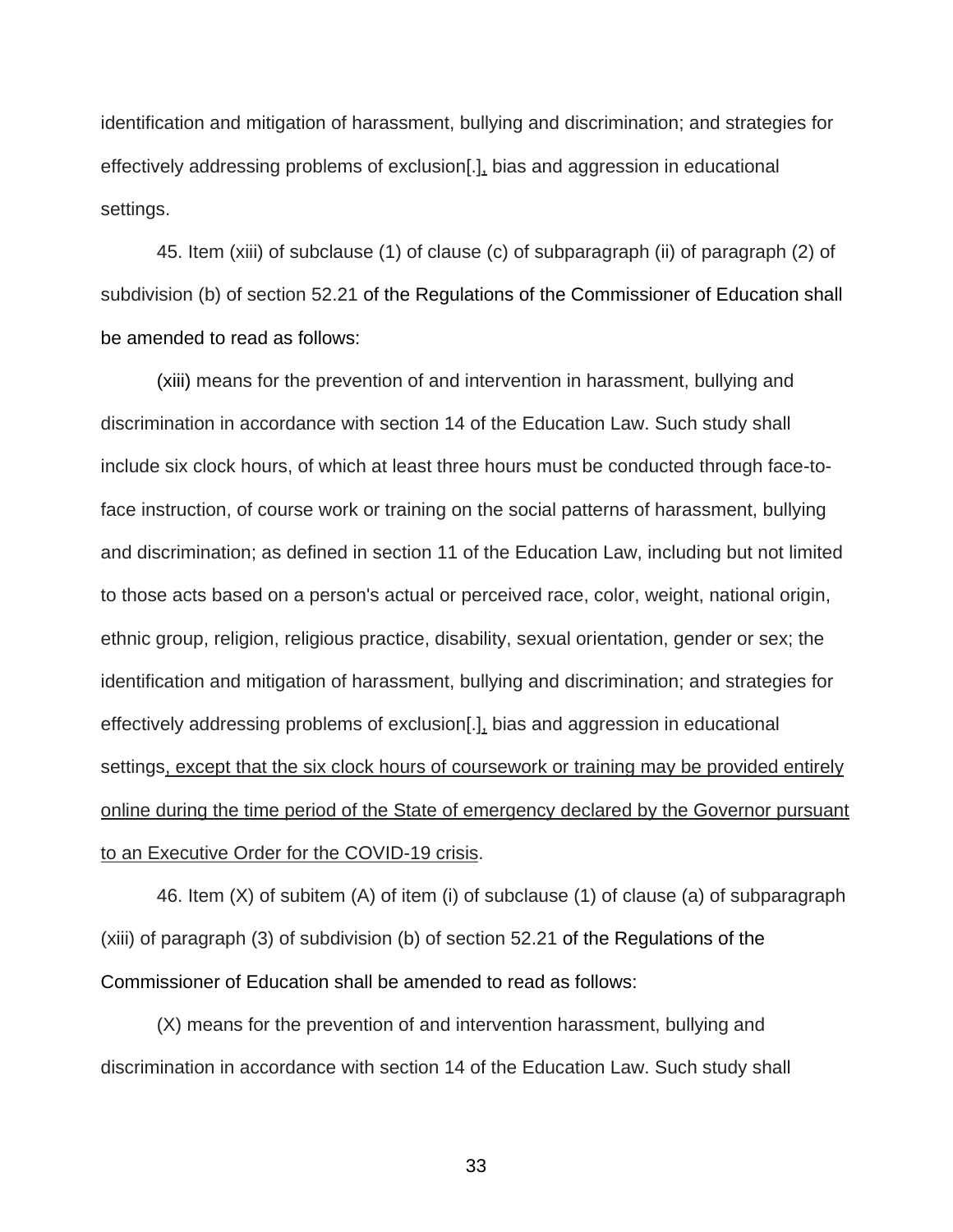identification and mitigation of harassment, bullying and discrimination; and strategies for effectively addressing problems of exclusion[.]<u>,</u> bias and aggression in educational settings.

45. Item (xiii) of subclause (1) of clause (c) of subparagraph (ii) of paragraph (2) of subdivision (b) of section 52.21 of the Regulations of the Commissioner of Education shall be amended to read as follows:

(xiii) means for the prevention of and intervention in harassment, bullying and discrimination in accordance with section 14 of the Education Law. Such study shall include six clock hours, of which at least three hours must be conducted through face-to-face instruction, of course work or training on the social patterns of harassment, bullying and discrimination; as defined in section 11 of the Education Law, including but not limited to those acts based on a person's actual or perceived race, color, weight, national origin, ethnic group, religion, religious practice, disability, sexual orientation, gender or sex; the identification and mitigation of harassment, bullying and discrimination; and strategies for effectively addressing problems of exclusion[.]<u>,</u> bias and aggression in educational settings<u>, except that the six clock hours of coursework or training may be provided entirely online during the time period of the State of emergency declared by the Governor pursuant to an Executive Order for the COVID-19 crisis</u>.

46. Item (X) of subitem (A) of item (i) of subclause (1) of clause (a) of subparagraph (xiii) of paragraph (3) of subdivision (b) of section 52.21 of the Regulations of the Commissioner of Education shall be amended to read as follows:

(X) means for the prevention of and intervention harassment, bullying and discrimination in accordance with section 14 of the Education Law. Such study shall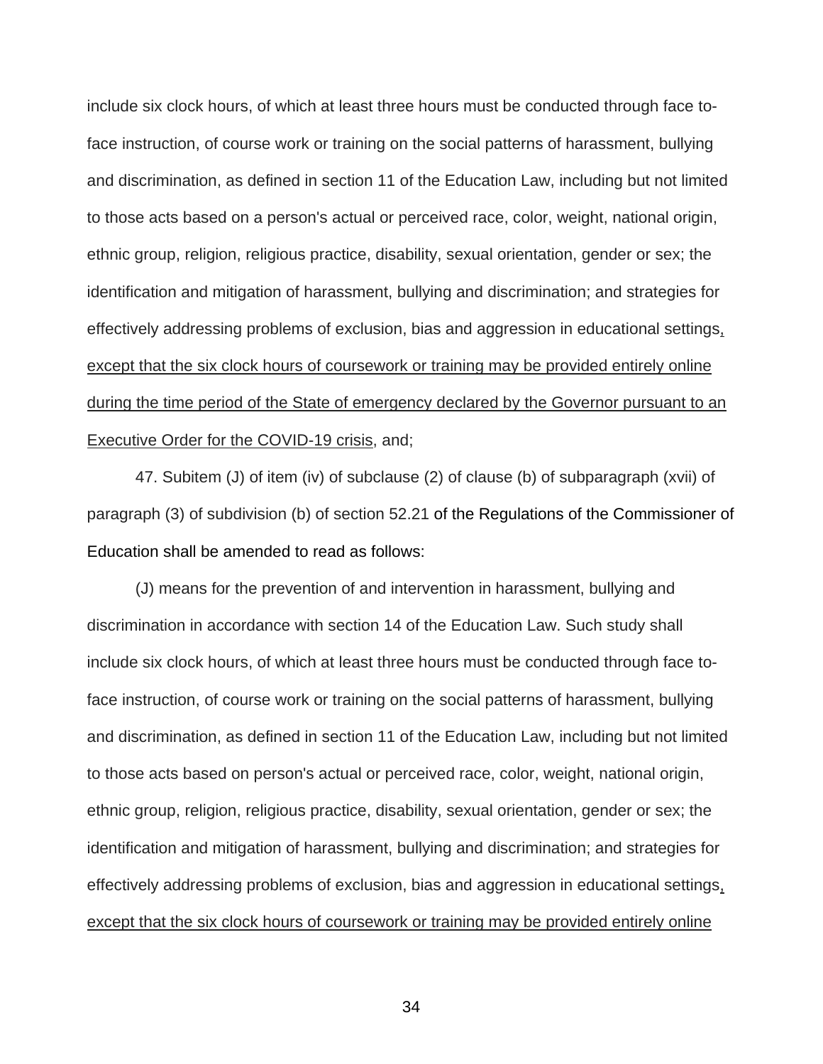include six clock hours, of which at least three hours must be conducted through face to-face instruction, of course work or training on the social patterns of harassment, bullying and discrimination, as defined in section 11 of the Education Law, including but not limited to those acts based on a person's actual or perceived race, color, weight, national origin, ethnic group, religion, religious practice, disability, sexual orientation, gender or sex; the identification and mitigation of harassment, bullying and discrimination; and strategies for effectively addressing problems of exclusion, bias and aggression in educational settings<u>, except that the six clock hours of coursework or training may be provided entirely online during the time period of the State of emergency declared by the Governor pursuant to an Executive Order for the COVID-19 crisis</u>, and;

47. Subitem (J) of item (iv) of subclause (2) of clause (b) of subparagraph (xvii) of paragraph (3) of subdivision (b) of section 52.21 of the Regulations of the Commissioner of Education shall be amended to read as follows:

(J) means for the prevention of and intervention in harassment, bullying and discrimination in accordance with section 14 of the Education Law. Such study shall include six clock hours, of which at least three hours must be conducted through face to-face instruction, of course work or training on the social patterns of harassment, bullying and discrimination, as defined in section 11 of the Education Law, including but not limited to those acts based on person's actual or perceived race, color, weight, national origin, ethnic group, religion, religious practice, disability, sexual orientation, gender or sex; the identification and mitigation of harassment, bullying and discrimination; and strategies for effectively addressing problems of exclusion, bias and aggression in educational settings<u>, except that the six clock hours of coursework or training may be provided entirely online</u>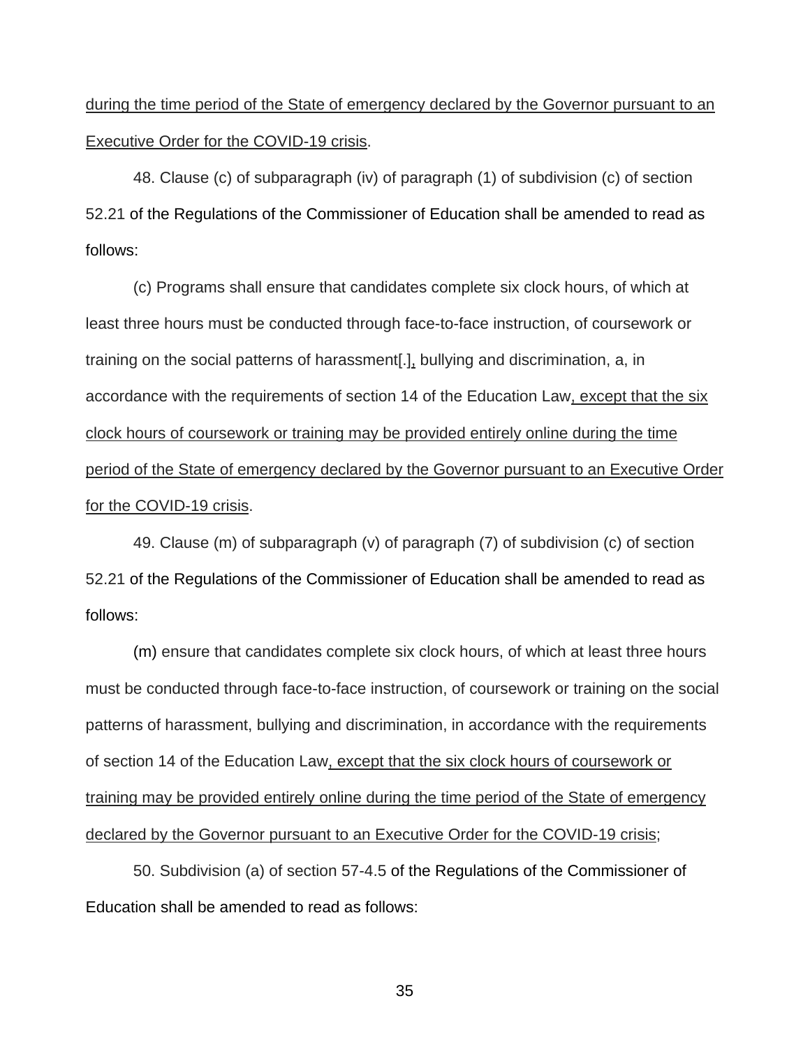during the time period of the State of emergency declared by the Governor pursuant to an Executive Order for the COVID-19 crisis.

48. Clause (c) of subparagraph (iv) of paragraph (1) of subdivision (c) of section 52.21 of the Regulations of the Commissioner of Education shall be amended to read as follows:

(c) Programs shall ensure that candidates complete six clock hours, of which at least three hours must be conducted through face-to-face instruction, of coursework or training on the social patterns of harassment[.], bullying and discrimination, a, in accordance with the requirements of section 14 of the Education Law, except that the six clock hours of coursework or training may be provided entirely online during the time period of the State of emergency declared by the Governor pursuant to an Executive Order for the COVID-19 crisis.

49. Clause (m) of subparagraph (v) of paragraph (7) of subdivision (c) of section 52.21 of the Regulations of the Commissioner of Education shall be amended to read as follows:

(m) ensure that candidates complete six clock hours, of which at least three hours must be conducted through face-to-face instruction, of coursework or training on the social patterns of harassment, bullying and discrimination, in accordance with the requirements of section 14 of the Education Law, except that the six clock hours of coursework or training may be provided entirely online during the time period of the State of emergency declared by the Governor pursuant to an Executive Order for the COVID-19 crisis;

50. Subdivision (a) of section 57-4.5 of the Regulations of the Commissioner of Education shall be amended to read as follows: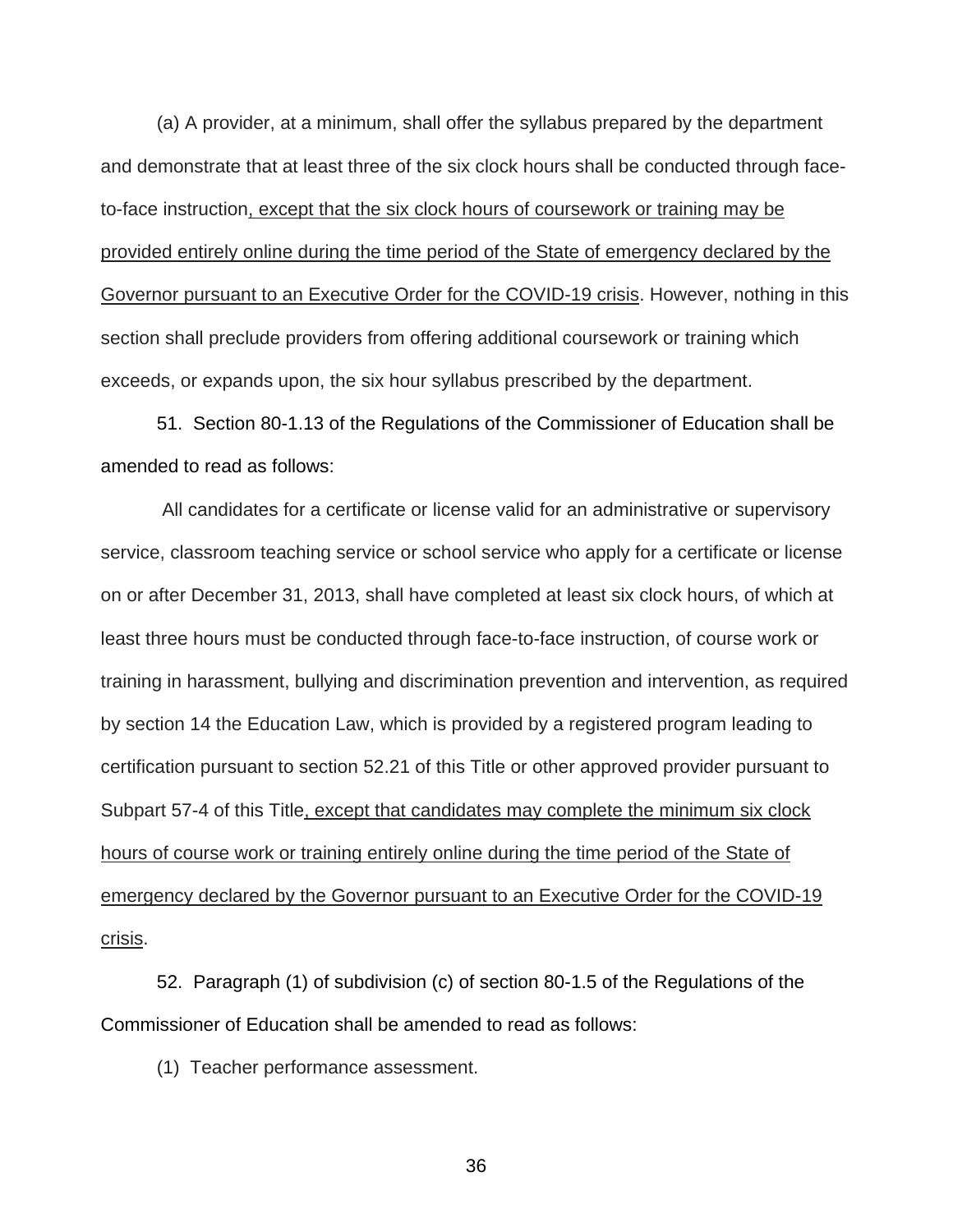(a) A provider, at a minimum, shall offer the syllabus prepared by the department and demonstrate that at least three of the six clock hours shall be conducted through face-to-face instruction<u>, except that the six clock hours of coursework or training may be provided entirely online during the time period of the State of emergency declared by the Governor pursuant to an Executive Order for the COVID-19 crisis</u>. However, nothing in this section shall preclude providers from offering additional coursework or training which exceeds, or expands upon, the six hour syllabus prescribed by the department.

51. Section 80-1.13 of the Regulations of the Commissioner of Education shall be amended to read as follows:

All candidates for a certificate or license valid for an administrative or supervisory service, classroom teaching service or school service who apply for a certificate or license on or after December 31, 2013, shall have completed at least six clock hours, of which at least three hours must be conducted through face-to-face instruction, of course work or training in harassment, bullying and discrimination prevention and intervention, as required by section 14 the Education Law, which is provided by a registered program leading to certification pursuant to section 52.21 of this Title or other approved provider pursuant to Subpart 57-4 of this Title<u>, except that candidates may complete the minimum six clock hours of course work or training entirely online during the time period of the State of emergency declared by the Governor pursuant to an Executive Order for the COVID-19 crisis</u>.

52. Paragraph (1) of subdivision (c) of section 80-1.5 of the Regulations of the Commissioner of Education shall be amended to read as follows:

(1) Teacher performance assessment.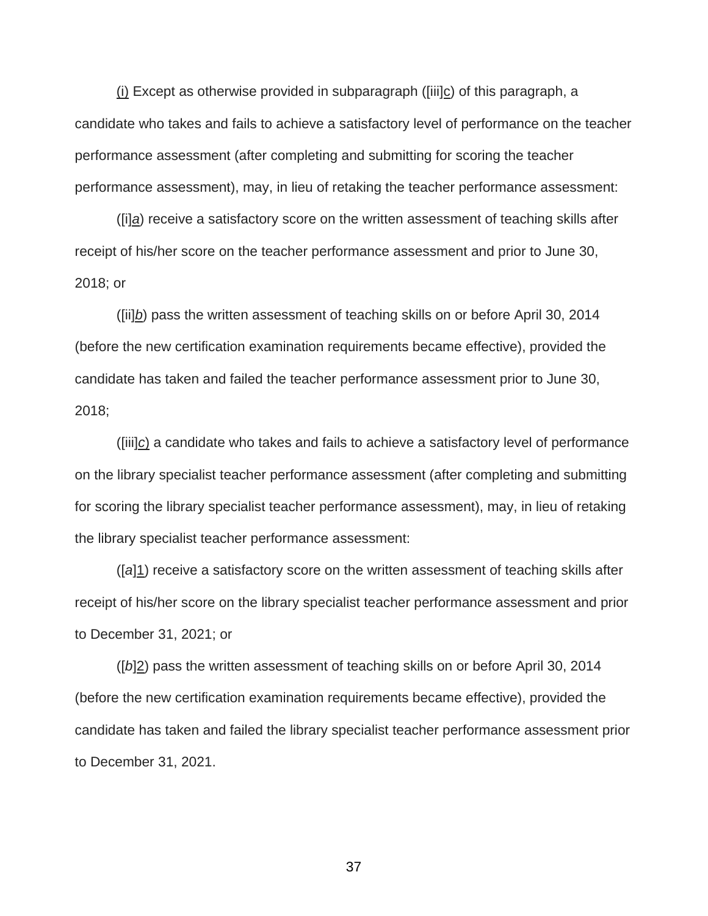(i) Except as otherwise provided in subparagraph ([iii]c) of this paragraph, a candidate who takes and fails to achieve a satisfactory level of performance on the teacher performance assessment (after completing and submitting for scoring the teacher performance assessment), may, in lieu of retaking the teacher performance assessment:

([i]*a*) receive a satisfactory score on the written assessment of teaching skills after receipt of his/her score on the teacher performance assessment and prior to June 30, 2018; or

([ii]*b*) pass the written assessment of teaching skills on or before April 30, 2014 (before the new certification examination requirements became effective), provided the candidate has taken and failed the teacher performance assessment prior to June 30, 2018;

([iii]*c*) a candidate who takes and fails to achieve a satisfactory level of performance on the library specialist teacher performance assessment (after completing and submitting for scoring the library specialist teacher performance assessment), may, in lieu of retaking the library specialist teacher performance assessment:

([*a*]1) receive a satisfactory score on the written assessment of teaching skills after receipt of his/her score on the library specialist teacher performance assessment and prior to December 31, 2021; or

([*b*]2) pass the written assessment of teaching skills on or before April 30, 2014 (before the new certification examination requirements became effective), provided the candidate has taken and failed the library specialist teacher performance assessment prior to December 31, 2021.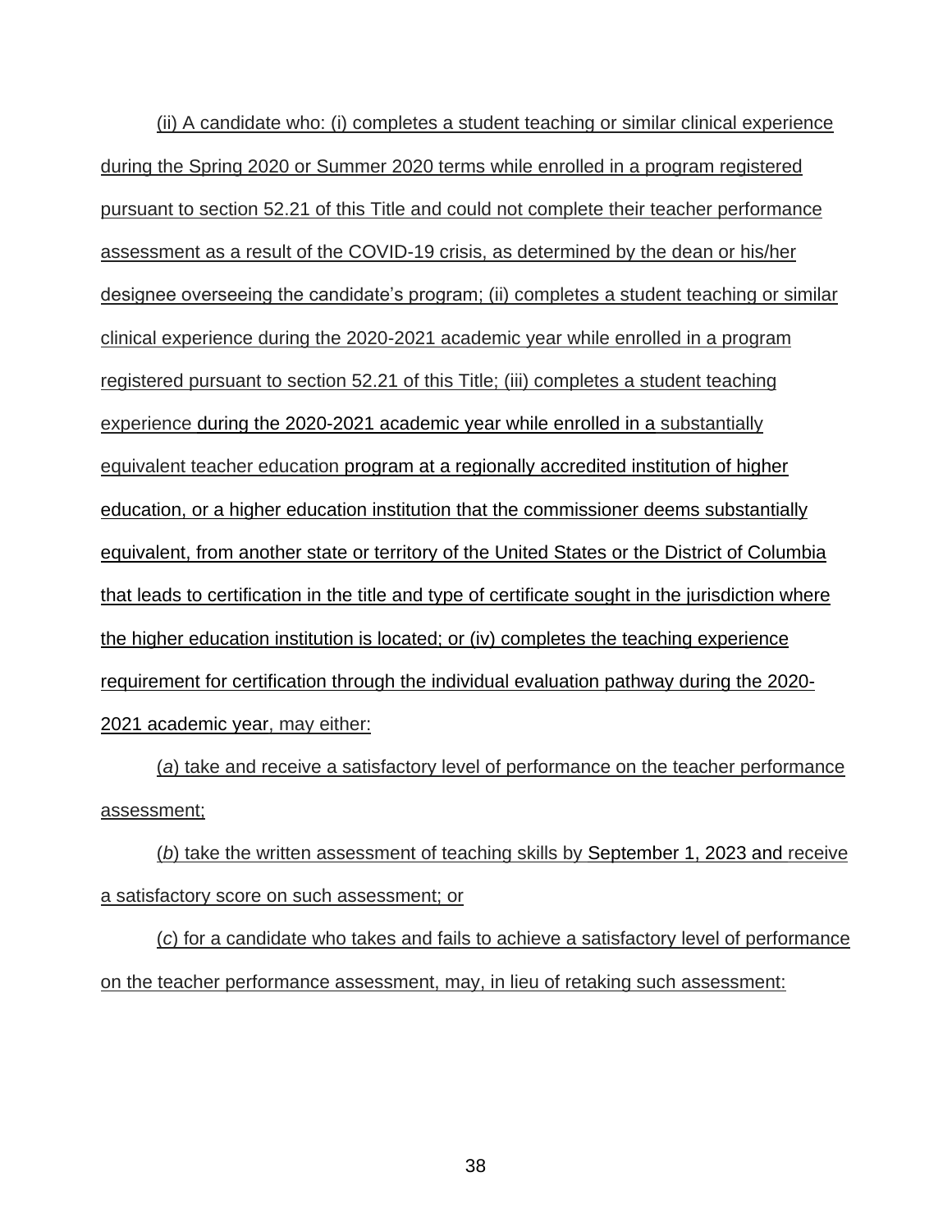(ii) A candidate who: (i) completes a student teaching or similar clinical experience during the Spring 2020 or Summer 2020 terms while enrolled in a program registered pursuant to section 52.21 of this Title and could not complete their teacher performance assessment as a result of the COVID-19 crisis, as determined by the dean or his/her designee overseeing the candidate's program; (ii) completes a student teaching or similar clinical experience during the 2020-2021 academic year while enrolled in a program registered pursuant to section 52.21 of this Title; (iii) completes a student teaching experience during the 2020-2021 academic year while enrolled in a substantially equivalent teacher education program at a regionally accredited institution of higher education, or a higher education institution that the commissioner deems substantially equivalent, from another state or territory of the United States or the District of Columbia that leads to certification in the title and type of certificate sought in the jurisdiction where the higher education institution is located; or (iv) completes the teaching experience requirement for certification through the individual evaluation pathway during the 2020-2021 academic year, may either:

(*a*) take and receive a satisfactory level of performance on the teacher performance assessment;

(*b*) take the written assessment of teaching skills by September 1, 2023 and receive a satisfactory score on such assessment; or

(*c*) for a candidate who takes and fails to achieve a satisfactory level of performance on the teacher performance assessment, may, in lieu of retaking such assessment: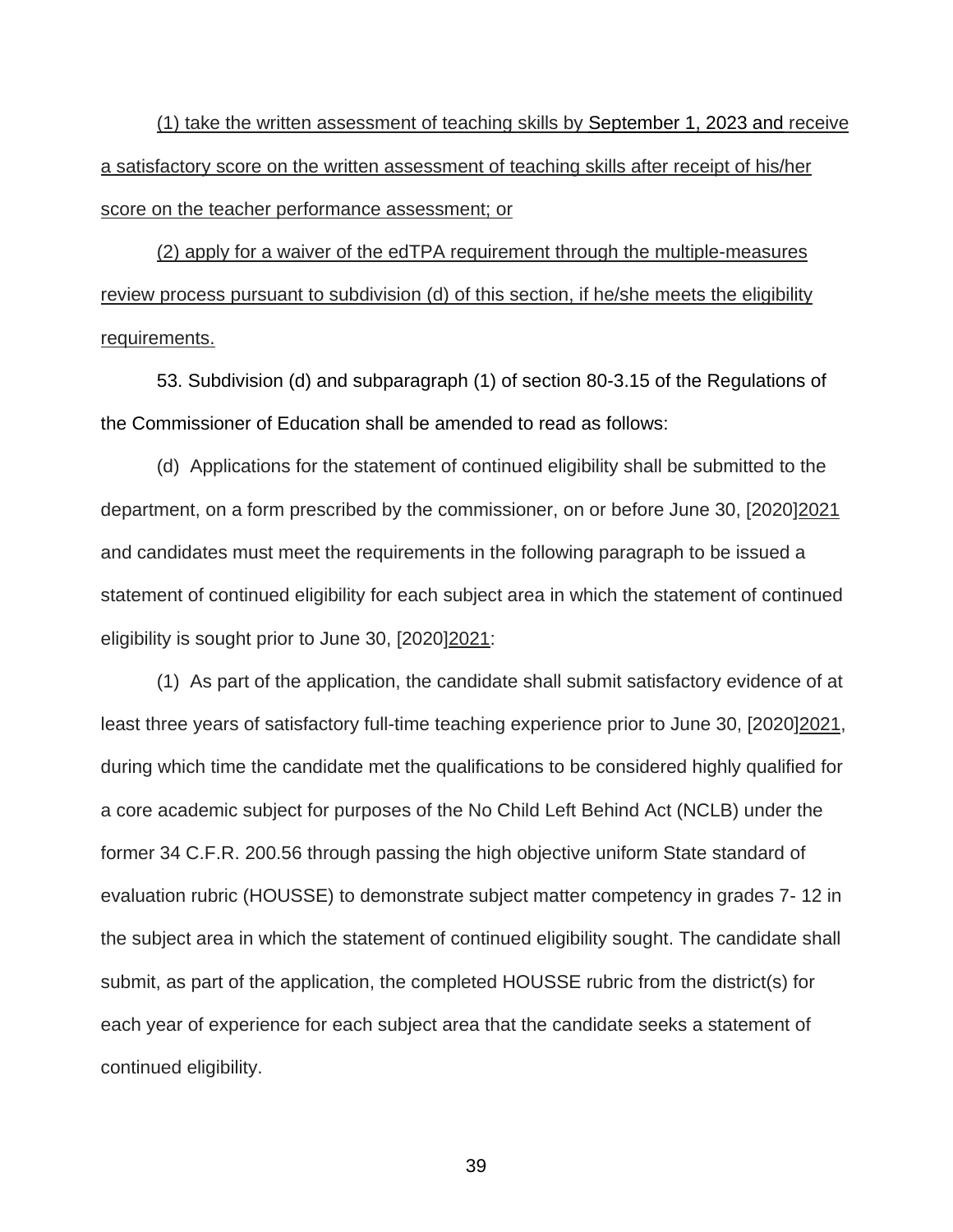(1) take the written assessment of teaching skills by September 1, 2023 and receive a satisfactory score on the written assessment of teaching skills after receipt of his/her score on the teacher performance assessment; or

(2) apply for a waiver of the edTPA requirement through the multiple-measures review process pursuant to subdivision (d) of this section, if he/she meets the eligibility requirements.

53. Subdivision (d) and subparagraph (1) of section 80-3.15 of the Regulations of the Commissioner of Education shall be amended to read as follows:

(d) Applications for the statement of continued eligibility shall be submitted to the department, on a form prescribed by the commissioner, on or before June 30, [2020]2021 and candidates must meet the requirements in the following paragraph to be issued a statement of continued eligibility for each subject area in which the statement of continued eligibility is sought prior to June 30, [2020]2021:

(1) As part of the application, the candidate shall submit satisfactory evidence of at least three years of satisfactory full-time teaching experience prior to June 30, [2020]2021, during which time the candidate met the qualifications to be considered highly qualified for a core academic subject for purposes of the No Child Left Behind Act (NCLB) under the former 34 C.F.R. 200.56 through passing the high objective uniform State standard of evaluation rubric (HOUSSE) to demonstrate subject matter competency in grades 7- 12 in the subject area in which the statement of continued eligibility sought. The candidate shall submit, as part of the application, the completed HOUSSE rubric from the district(s) for each year of experience for each subject area that the candidate seeks a statement of continued eligibility.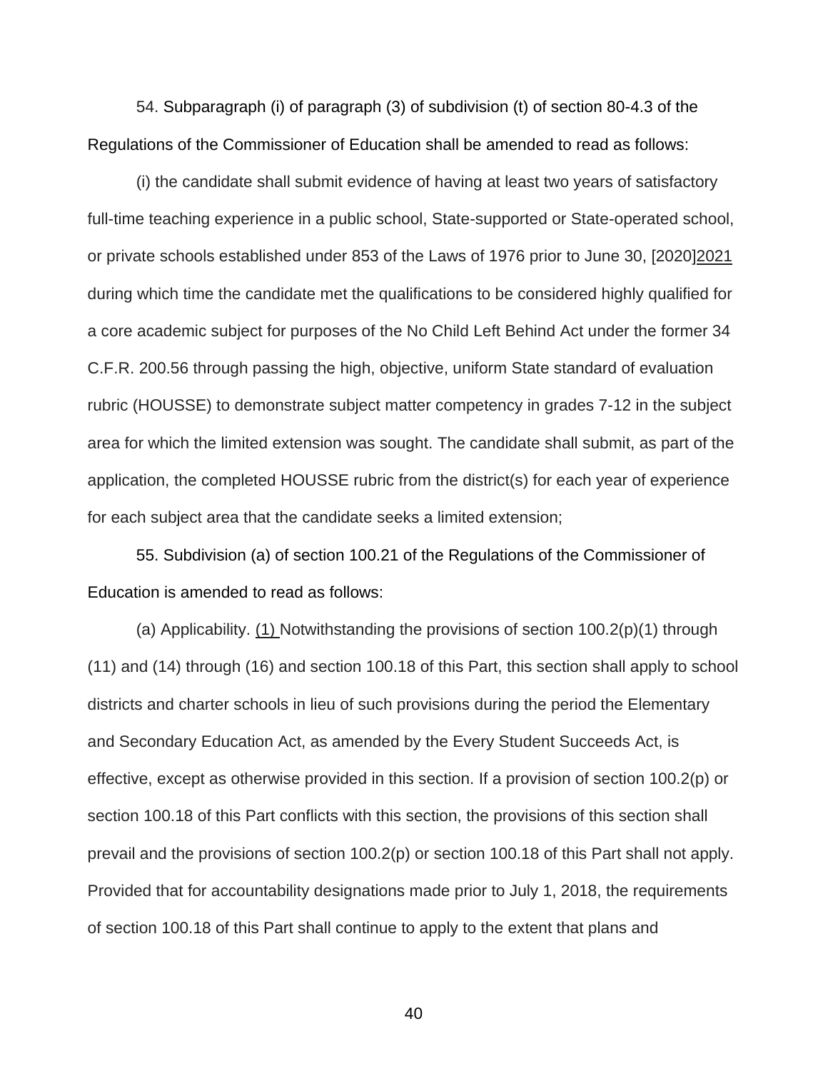54. Subparagraph (i) of paragraph (3) of subdivision (t) of section 80-4.3 of the Regulations of the Commissioner of Education shall be amended to read as follows:

(i) the candidate shall submit evidence of having at least two years of satisfactory full-time teaching experience in a public school, State-supported or State-operated school, or private schools established under 853 of the Laws of 1976 prior to June 30, [2020]<u>2021</u> during which time the candidate met the qualifications to be considered highly qualified for a core academic subject for purposes of the No Child Left Behind Act under the former 34 C.F.R. 200.56 through passing the high, objective, uniform State standard of evaluation rubric (HOUSSE) to demonstrate subject matter competency in grades 7-12 in the subject area for which the limited extension was sought. The candidate shall submit, as part of the application, the completed HOUSSE rubric from the district(s) for each year of experience for each subject area that the candidate seeks a limited extension;

55. Subdivision (a) of section 100.21 of the Regulations of the Commissioner of Education is amended to read as follows:

(a) Applicability. <u>(1)</u> Notwithstanding the provisions of section 100.2(p)(1) through (11) and (14) through (16) and section 100.18 of this Part, this section shall apply to school districts and charter schools in lieu of such provisions during the period the Elementary and Secondary Education Act, as amended by the Every Student Succeeds Act, is effective, except as otherwise provided in this section. If a provision of section 100.2(p) or section 100.18 of this Part conflicts with this section, the provisions of this section shall prevail and the provisions of section 100.2(p) or section 100.18 of this Part shall not apply. Provided that for accountability designations made prior to July 1, 2018, the requirements of section 100.18 of this Part shall continue to apply to the extent that plans and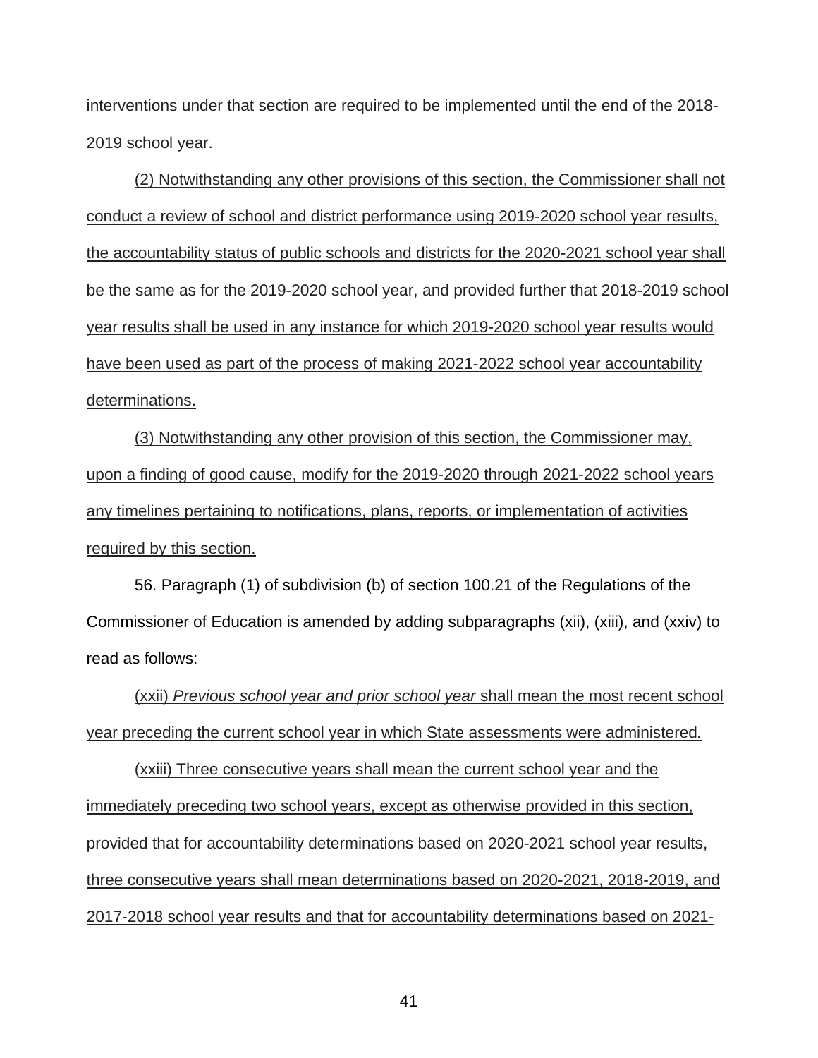interventions under that section are required to be implemented until the end of the 2018-2019 school year.

<u>(2) Notwithstanding any other provisions of this section, the Commissioner shall not conduct a review of school and district performance using 2019-2020 school year results, the accountability status of public schools and districts for the 2020-2021 school year shall be the same as for the 2019-2020 school year, and provided further that 2018-2019 school year results shall be used in any instance for which 2019-2020 school year results would have been used as part of the process of making 2021-2022 school year accountability determinations.</u>

<u>(3) Notwithstanding any other provision of this section, the Commissioner may, upon a finding of good cause, modify for the 2019-2020 through 2021-2022 school years any timelines pertaining to notifications, plans, reports, or implementation of activities required by this section.</u>

56. Paragraph (1) of subdivision (b) of section 100.21 of the Regulations of the Commissioner of Education is amended by adding subparagraphs (xii), (xiii), and (xxiv) to read as follows:

<u>(xxii) *Previous school year and prior school year* shall mean the most recent school year preceding the current school year in which State assessments were administered.</u>

(<u>xxiii) Three consecutive years shall mean the current school year and the immediately preceding two school years, except as otherwise provided in this section, provided that for accountability determinations based on 2020-2021 school year results, three consecutive years shall mean determinations based on 2020-2021, 2018-2019, and 2017-2018 school year results and that for accountability determinations based on 2021-</u>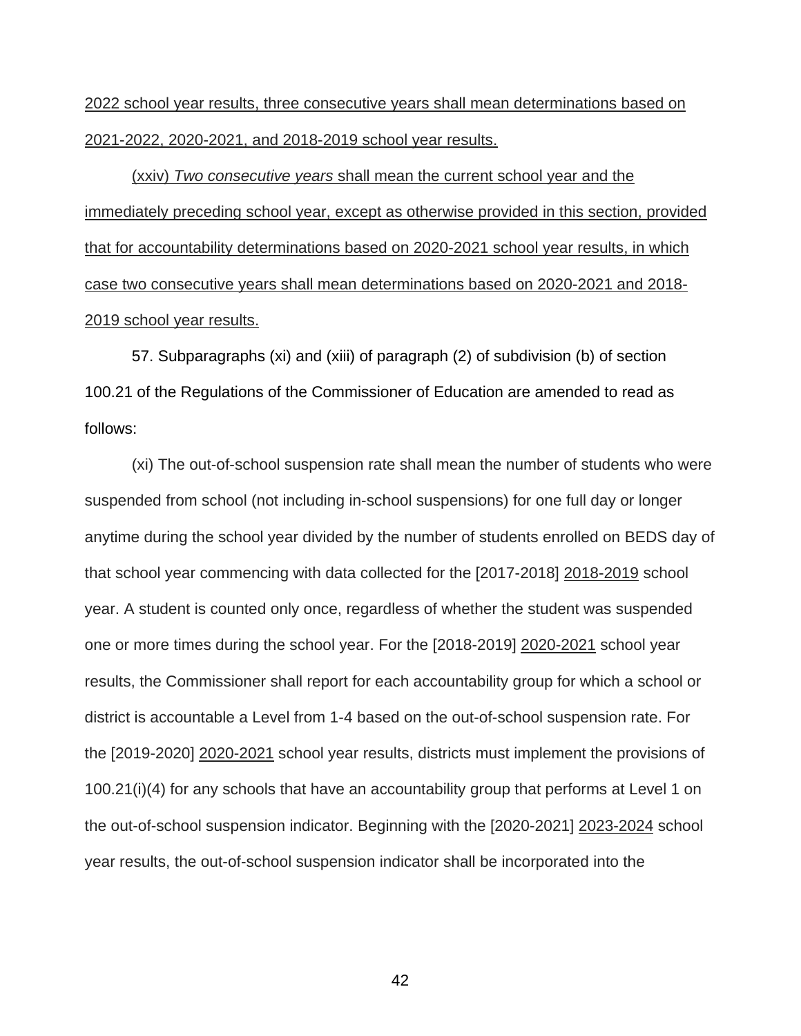2022 school year results, three consecutive years shall mean determinations based on 2021-2022, 2020-2021, and 2018-2019 school year results.

(xxiv) *Two consecutive years* shall mean the current school year and the immediately preceding school year, except as otherwise provided in this section, provided that for accountability determinations based on 2020-2021 school year results, in which case two consecutive years shall mean determinations based on 2020-2021 and 2018-2019 school year results.

57. Subparagraphs (xi) and (xiii) of paragraph (2) of subdivision (b) of section 100.21 of the Regulations of the Commissioner of Education are amended to read as follows:

(xi) The out-of-school suspension rate shall mean the number of students who were suspended from school (not including in-school suspensions) for one full day or longer anytime during the school year divided by the number of students enrolled on BEDS day of that school year commencing with data collected for the [2017-2018] 2018-2019 school year. A student is counted only once, regardless of whether the student was suspended one or more times during the school year. For the [2018-2019] 2020-2021 school year results, the Commissioner shall report for each accountability group for which a school or district is accountable a Level from 1-4 based on the out-of-school suspension rate. For the [2019-2020] 2020-2021 school year results, districts must implement the provisions of 100.21(i)(4) for any schools that have an accountability group that performs at Level 1 on the out-of-school suspension indicator. Beginning with the [2020-2021] 2023-2024 school year results, the out-of-school suspension indicator shall be incorporated into the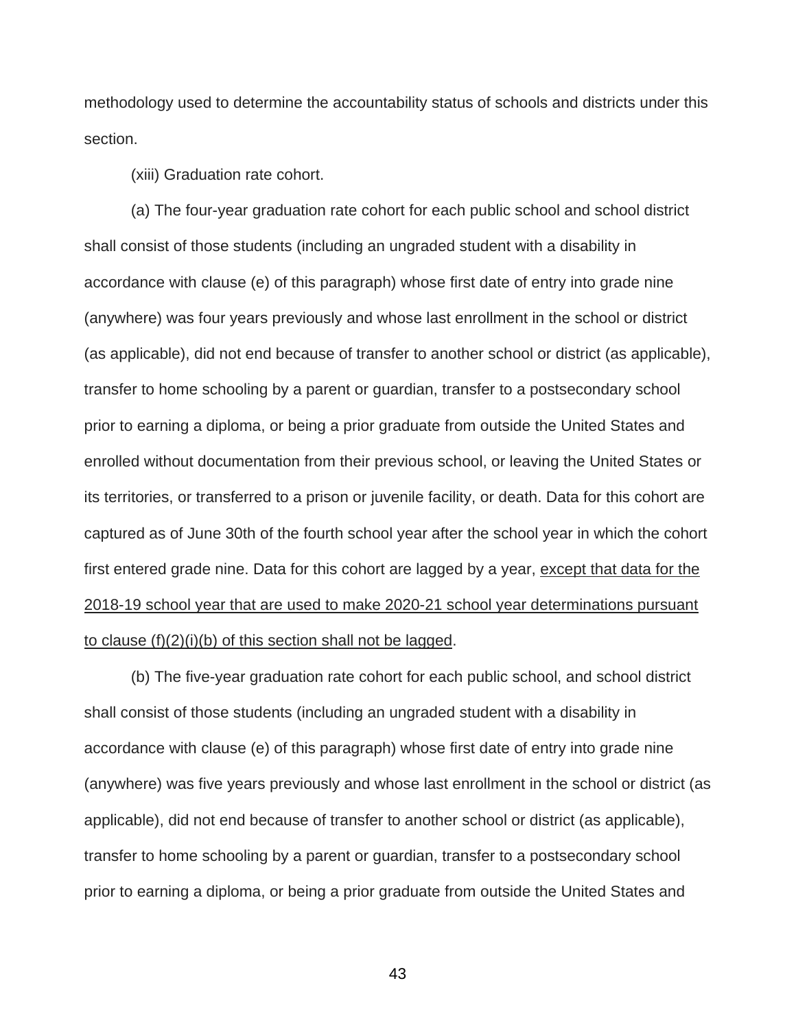methodology used to determine the accountability status of schools and districts under this section.

(xiii) Graduation rate cohort.

(a) The four-year graduation rate cohort for each public school and school district shall consist of those students (including an ungraded student with a disability in accordance with clause (e) of this paragraph) whose first date of entry into grade nine (anywhere) was four years previously and whose last enrollment in the school or district (as applicable), did not end because of transfer to another school or district (as applicable), transfer to home schooling by a parent or guardian, transfer to a postsecondary school prior to earning a diploma, or being a prior graduate from outside the United States and enrolled without documentation from their previous school, or leaving the United States or its territories, or transferred to a prison or juvenile facility, or death. Data for this cohort are captured as of June 30th of the fourth school year after the school year in which the cohort first entered grade nine. Data for this cohort are lagged by a year, <u>except that data for the 2018-19 school year that are used to make 2020-21 school year determinations pursuant to clause (f)(2)(i)(b) of this section shall not be lagged</u>.

(b) The five-year graduation rate cohort for each public school, and school district shall consist of those students (including an ungraded student with a disability in accordance with clause (e) of this paragraph) whose first date of entry into grade nine (anywhere) was five years previously and whose last enrollment in the school or district (as applicable), did not end because of transfer to another school or district (as applicable), transfer to home schooling by a parent or guardian, transfer to a postsecondary school prior to earning a diploma, or being a prior graduate from outside the United States and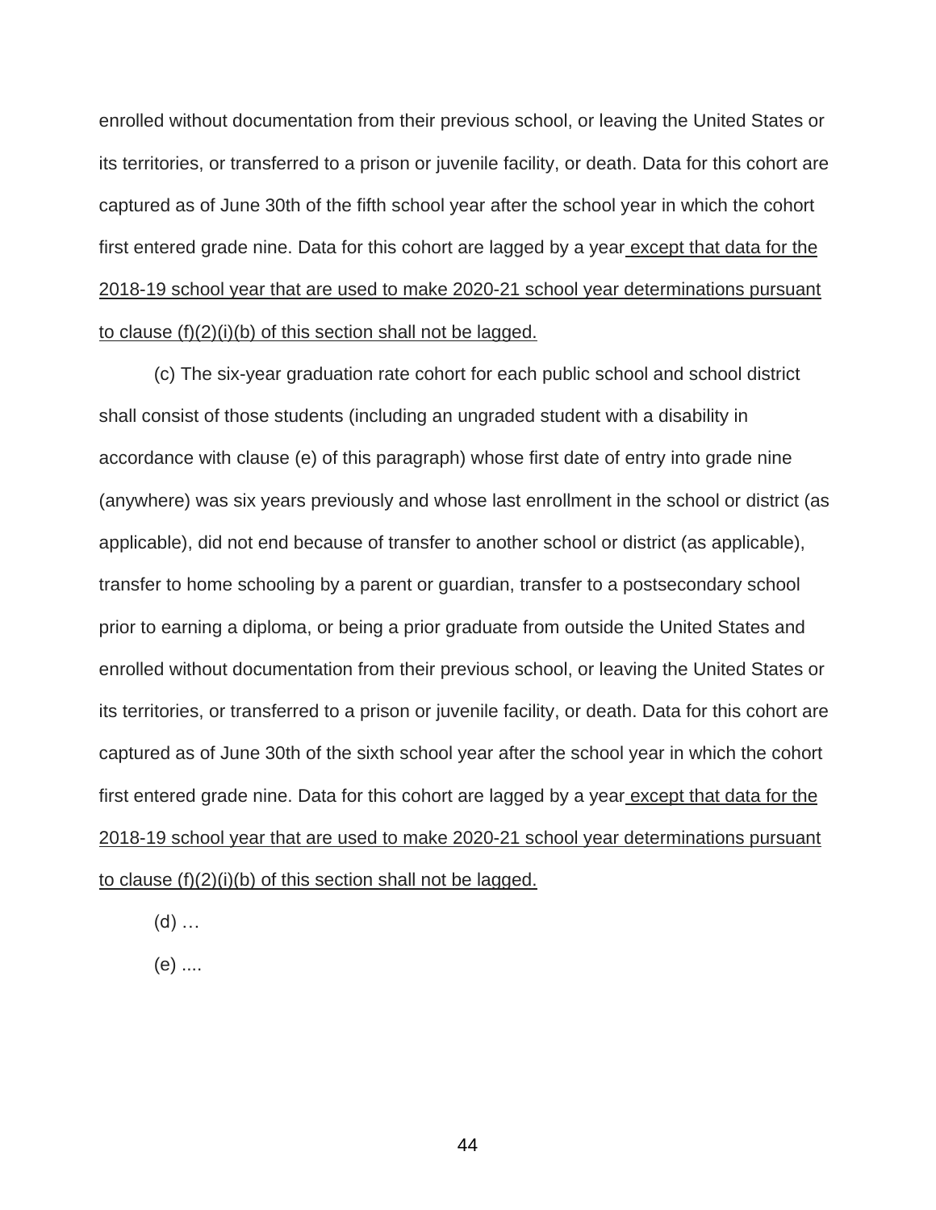enrolled without documentation from their previous school, or leaving the United States or its territories, or transferred to a prison or juvenile facility, or death. Data for this cohort are captured as of June 30th of the fifth school year after the school year in which the cohort first entered grade nine. Data for this cohort are lagged by a year <u>except that data for the 2018-19 school year that are used to make 2020-21 school year determinations pursuant to clause (f)(2)(i)(b) of this section shall not be lagged.</u>

(c) The six-year graduation rate cohort for each public school and school district shall consist of those students (including an ungraded student with a disability in accordance with clause (e) of this paragraph) whose first date of entry into grade nine (anywhere) was six years previously and whose last enrollment in the school or district (as applicable), did not end because of transfer to another school or district (as applicable), transfer to home schooling by a parent or guardian, transfer to a postsecondary school prior to earning a diploma, or being a prior graduate from outside the United States and enrolled without documentation from their previous school, or leaving the United States or its territories, or transferred to a prison or juvenile facility, or death. Data for this cohort are captured as of June 30th of the sixth school year after the school year in which the cohort first entered grade nine. Data for this cohort are lagged by a year <u>except that data for the 2018-19 school year that are used to make 2020-21 school year determinations pursuant to clause (f)(2)(i)(b) of this section shall not be lagged.</u>

(d) …

(e) ....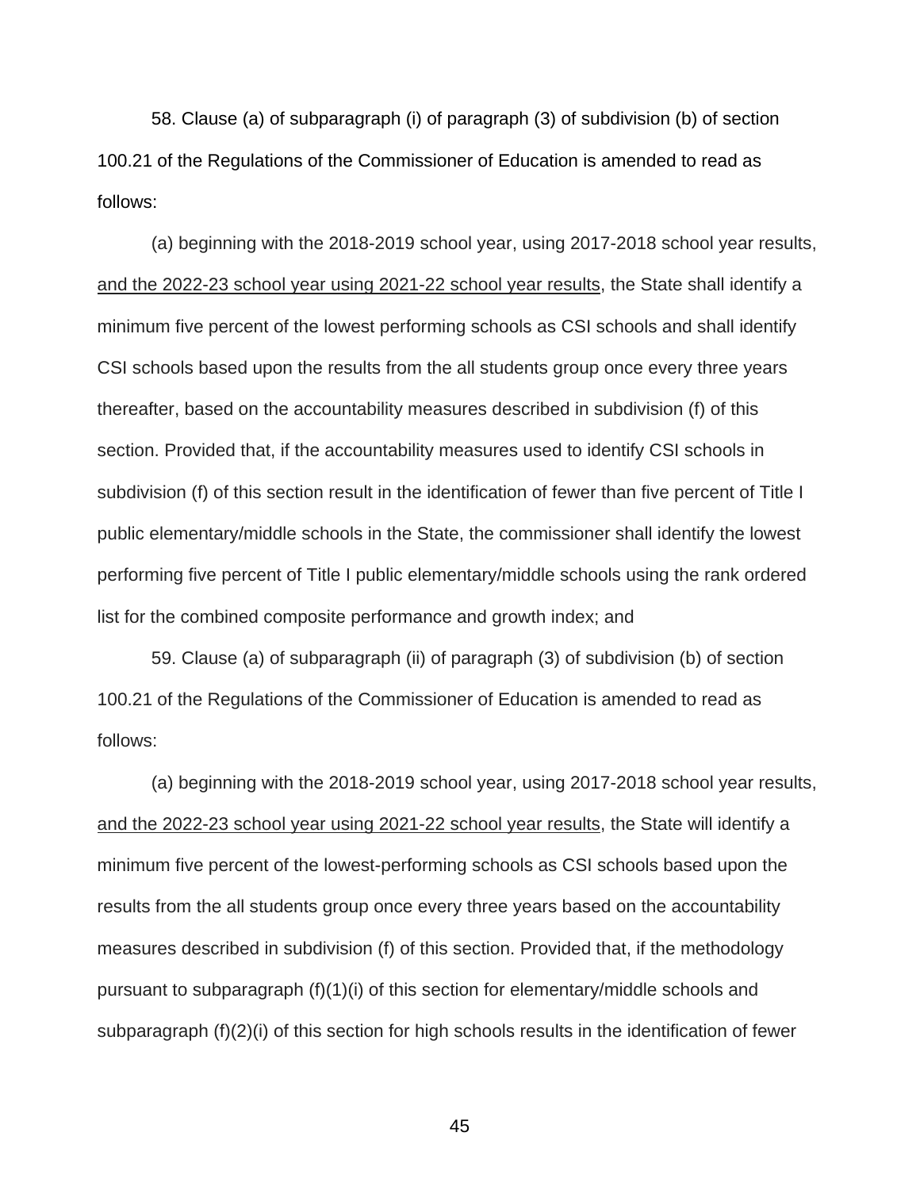58. Clause (a) of subparagraph (i) of paragraph (3) of subdivision (b) of section 100.21 of the Regulations of the Commissioner of Education is amended to read as follows:

(a) beginning with the 2018-2019 school year, using 2017-2018 school year results, <u>and the 2022-23 school year using 2021-22 school year results</u>, the State shall identify a minimum five percent of the lowest performing schools as CSI schools and shall identify CSI schools based upon the results from the all students group once every three years thereafter, based on the accountability measures described in subdivision (f) of this section. Provided that, if the accountability measures used to identify CSI schools in subdivision (f) of this section result in the identification of fewer than five percent of Title I public elementary/middle schools in the State, the commissioner shall identify the lowest performing five percent of Title I public elementary/middle schools using the rank ordered list for the combined composite performance and growth index; and

59. Clause (a) of subparagraph (ii) of paragraph (3) of subdivision (b) of section 100.21 of the Regulations of the Commissioner of Education is amended to read as follows:

(a) beginning with the 2018-2019 school year, using 2017-2018 school year results, <u>and the 2022-23 school year using 2021-22 school year results</u>, the State will identify a minimum five percent of the lowest-performing schools as CSI schools based upon the results from the all students group once every three years based on the accountability measures described in subdivision (f) of this section. Provided that, if the methodology pursuant to subparagraph (f)(1)(i) of this section for elementary/middle schools and subparagraph (f)(2)(i) of this section for high schools results in the identification of fewer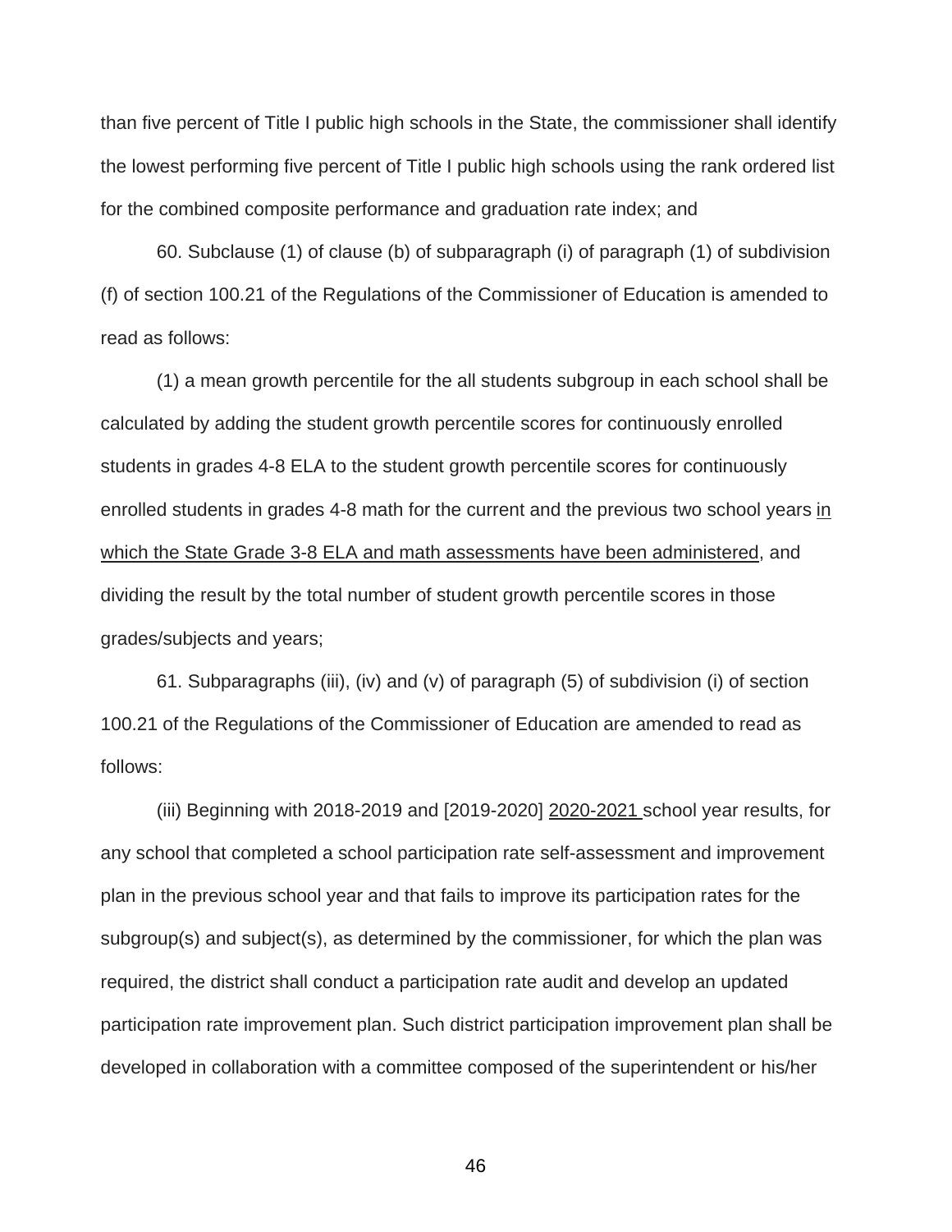than five percent of Title I public high schools in the State, the commissioner shall identify the lowest performing five percent of Title I public high schools using the rank ordered list for the combined composite performance and graduation rate index; and

60. Subclause (1) of clause (b) of subparagraph (i) of paragraph (1) of subdivision (f) of section 100.21 of the Regulations of the Commissioner of Education is amended to read as follows:

(1) a mean growth percentile for the all students subgroup in each school shall be calculated by adding the student growth percentile scores for continuously enrolled students in grades 4-8 ELA to the student growth percentile scores for continuously enrolled students in grades 4-8 math for the current and the previous two school years <u>in which the State Grade 3-8 ELA and math assessments have been administered</u>, and dividing the result by the total number of student growth percentile scores in those grades/subjects and years;

61. Subparagraphs (iii), (iv) and (v) of paragraph (5) of subdivision (i) of section 100.21 of the Regulations of the Commissioner of Education are amended to read as follows:

(iii) Beginning with 2018-2019 and [2019-2020] <u>2020-2021</u> school year results, for any school that completed a school participation rate self-assessment and improvement plan in the previous school year and that fails to improve its participation rates for the subgroup(s) and subject(s), as determined by the commissioner, for which the plan was required, the district shall conduct a participation rate audit and develop an updated participation rate improvement plan. Such district participation improvement plan shall be developed in collaboration with a committee composed of the superintendent or his/her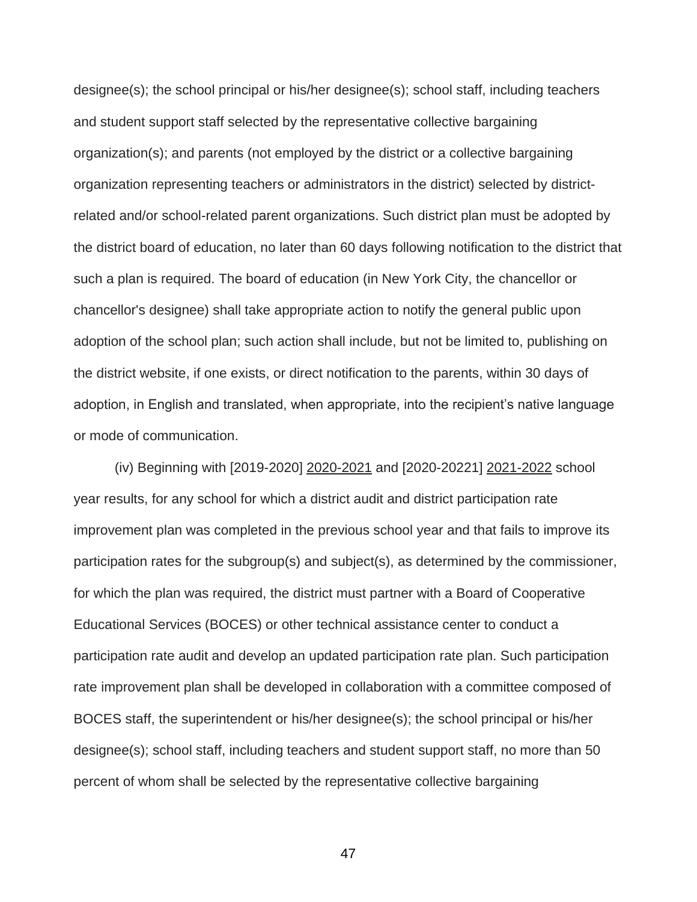designee(s); the school principal or his/her designee(s); school staff, including teachers and student support staff selected by the representative collective bargaining organization(s); and parents (not employed by the district or a collective bargaining organization representing teachers or administrators in the district) selected by district-related and/or school-related parent organizations. Such district plan must be adopted by the district board of education, no later than 60 days following notification to the district that such a plan is required. The board of education (in New York City, the chancellor or chancellor's designee) shall take appropriate action to notify the general public upon adoption of the school plan; such action shall include, but not be limited to, publishing on the district website, if one exists, or direct notification to the parents, within 30 days of adoption, in English and translated, when appropriate, into the recipient's native language or mode of communication.

(iv) Beginning with [2019-2020] <u>2020-2021</u> and [2020-20221] <u>2021-2022</u> school year results, for any school for which a district audit and district participation rate improvement plan was completed in the previous school year and that fails to improve its participation rates for the subgroup(s) and subject(s), as determined by the commissioner, for which the plan was required, the district must partner with a Board of Cooperative Educational Services (BOCES) or other technical assistance center to conduct a participation rate audit and develop an updated participation rate plan. Such participation rate improvement plan shall be developed in collaboration with a committee composed of BOCES staff, the superintendent or his/her designee(s); the school principal or his/her designee(s); school staff, including teachers and student support staff, no more than 50 percent of whom shall be selected by the representative collective bargaining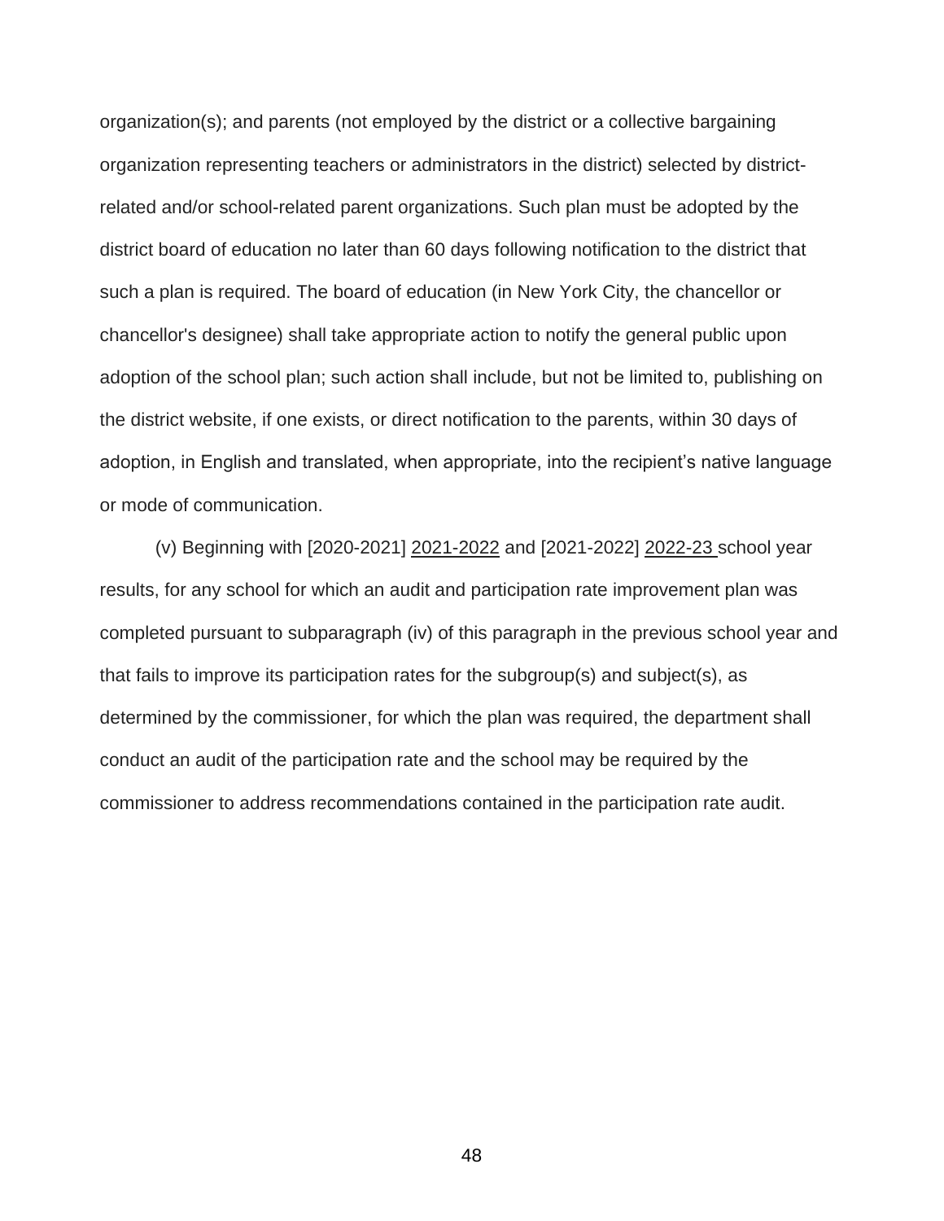organization(s); and parents (not employed by the district or a collective bargaining organization representing teachers or administrators in the district) selected by district-related and/or school-related parent organizations. Such plan must be adopted by the district board of education no later than 60 days following notification to the district that such a plan is required. The board of education (in New York City, the chancellor or chancellor's designee) shall take appropriate action to notify the general public upon adoption of the school plan; such action shall include, but not be limited to, publishing on the district website, if one exists, or direct notification to the parents, within 30 days of adoption, in English and translated, when appropriate, into the recipient's native language or mode of communication.

(v) Beginning with [2020-2021] <u>2021-2022</u> and [2021-2022] <u>2022-23</u> school year results, for any school for which an audit and participation rate improvement plan was completed pursuant to subparagraph (iv) of this paragraph in the previous school year and that fails to improve its participation rates for the subgroup(s) and subject(s), as determined by the commissioner, for which the plan was required, the department shall conduct an audit of the participation rate and the school may be required by the commissioner to address recommendations contained in the participation rate audit.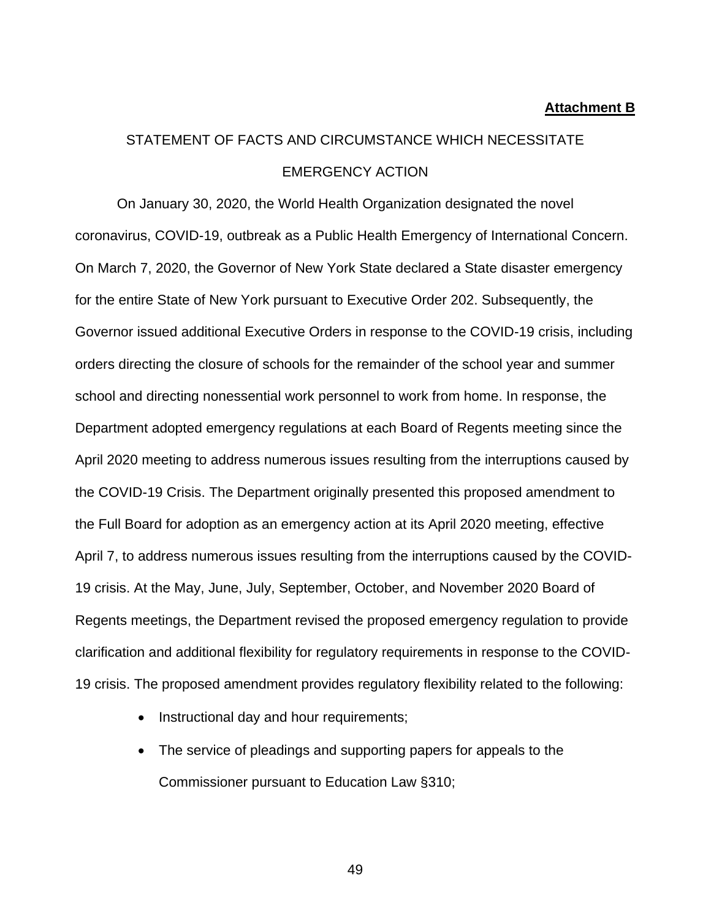**Attachment B**

STATEMENT OF FACTS AND CIRCUMSTANCE WHICH NECESSITATE EMERGENCY ACTION

On January 30, 2020, the World Health Organization designated the novel coronavirus, COVID-19, outbreak as a Public Health Emergency of International Concern. On March 7, 2020, the Governor of New York State declared a State disaster emergency for the entire State of New York pursuant to Executive Order 202. Subsequently, the Governor issued additional Executive Orders in response to the COVID-19 crisis, including orders directing the closure of schools for the remainder of the school year and summer school and directing nonessential work personnel to work from home. In response, the Department adopted emergency regulations at each Board of Regents meeting since the April 2020 meeting to address numerous issues resulting from the interruptions caused by the COVID-19 Crisis. The Department originally presented this proposed amendment to the Full Board for adoption as an emergency action at its April 2020 meeting, effective April 7, to address numerous issues resulting from the interruptions caused by the COVID-19 crisis. At the May, June, July, September, October, and November 2020 Board of Regents meetings, the Department revised the proposed emergency regulation to provide clarification and additional flexibility for regulatory requirements in response to the COVID-19 crisis. The proposed amendment provides regulatory flexibility related to the following:

- Instructional day and hour requirements;
- The service of pleadings and supporting papers for appeals to the Commissioner pursuant to Education Law §310;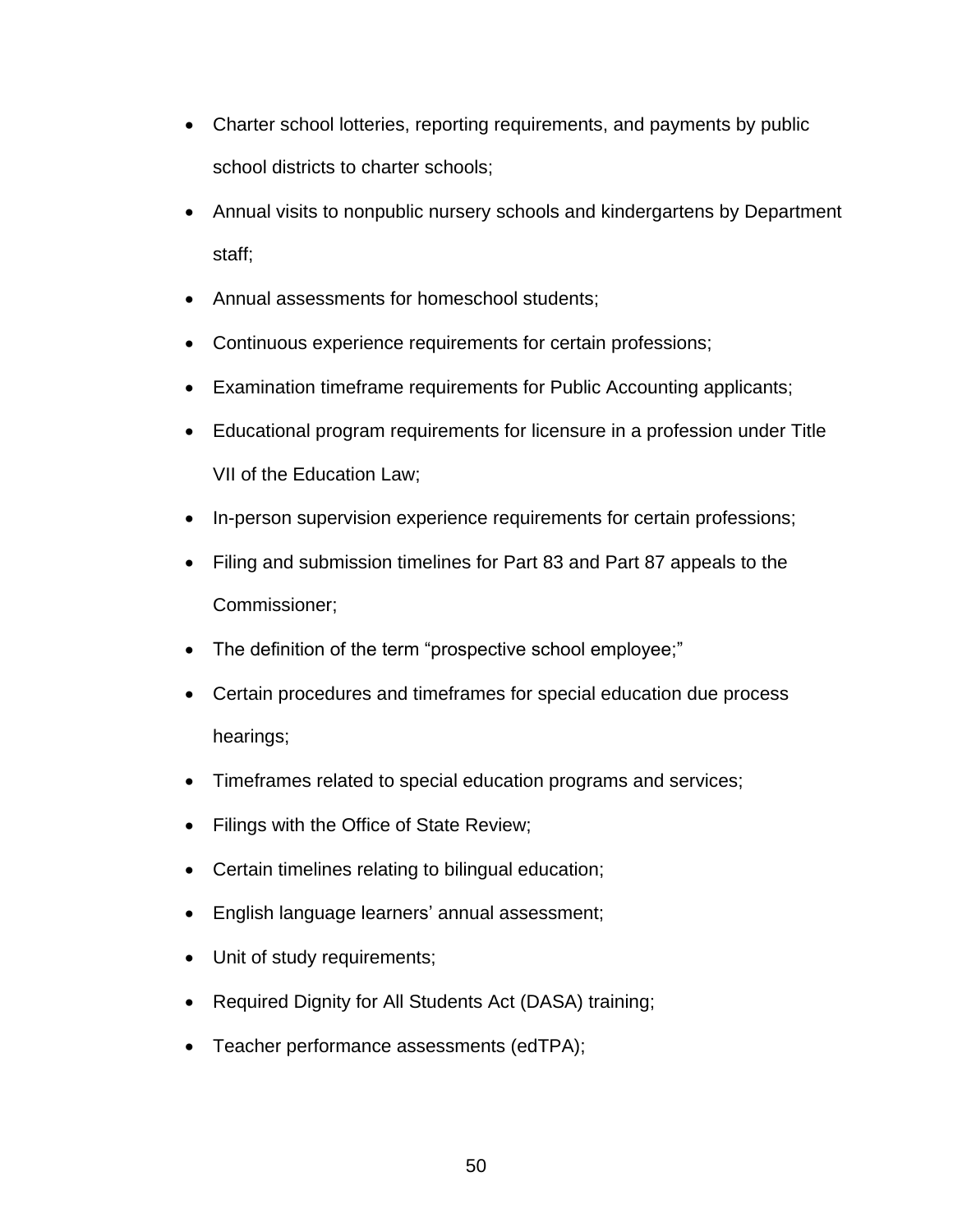- Charter school lotteries, reporting requirements, and payments by public school districts to charter schools;
- Annual visits to nonpublic nursery schools and kindergartens by Department staff;
- Annual assessments for homeschool students;
- Continuous experience requirements for certain professions;
- Examination timeframe requirements for Public Accounting applicants;
- Educational program requirements for licensure in a profession under Title VII of the Education Law;
- In-person supervision experience requirements for certain professions;
- Filing and submission timelines for Part 83 and Part 87 appeals to the Commissioner;
- The definition of the term "prospective school employee;"
- Certain procedures and timeframes for special education due process hearings;
- Timeframes related to special education programs and services;
- Filings with the Office of State Review;
- Certain timelines relating to bilingual education;
- English language learners' annual assessment;
- Unit of study requirements;
- Required Dignity for All Students Act (DASA) training;
- Teacher performance assessments (edTPA);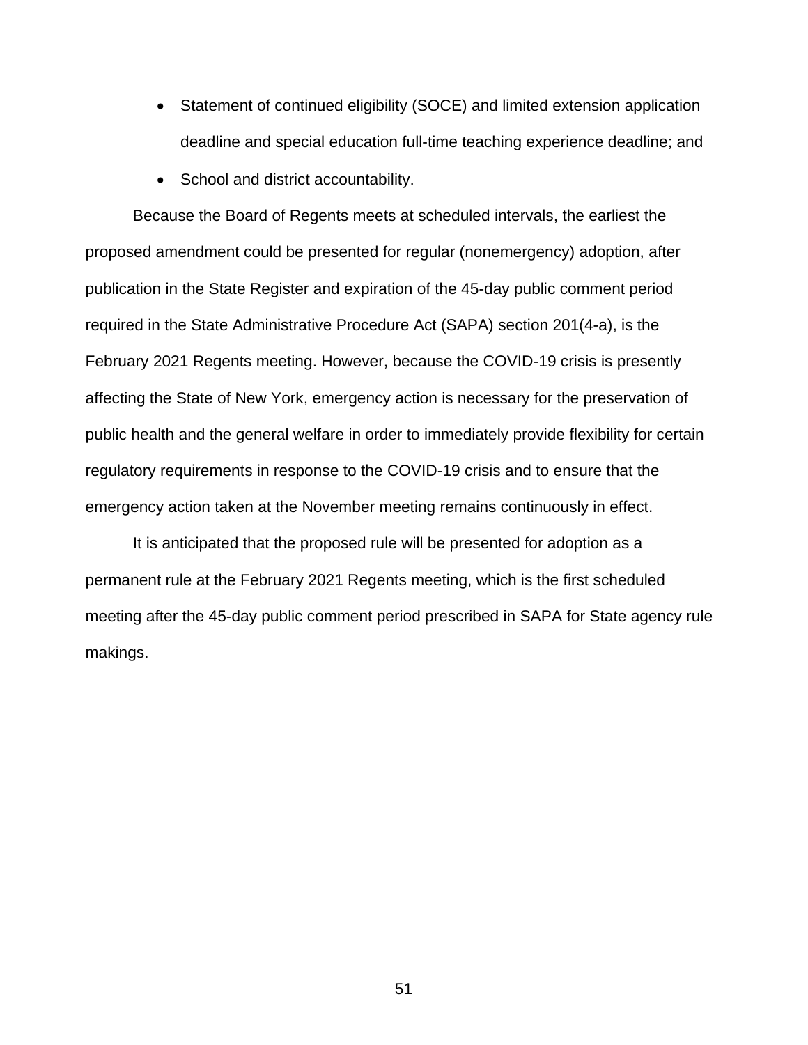- Statement of continued eligibility (SOCE) and limited extension application deadline and special education full-time teaching experience deadline; and
- School and district accountability.

Because the Board of Regents meets at scheduled intervals, the earliest the proposed amendment could be presented for regular (nonemergency) adoption, after publication in the State Register and expiration of the 45-day public comment period required in the State Administrative Procedure Act (SAPA) section 201(4-a), is the February 2021 Regents meeting. However, because the COVID-19 crisis is presently affecting the State of New York, emergency action is necessary for the preservation of public health and the general welfare in order to immediately provide flexibility for certain regulatory requirements in response to the COVID-19 crisis and to ensure that the emergency action taken at the November meeting remains continuously in effect.

It is anticipated that the proposed rule will be presented for adoption as a permanent rule at the February 2021 Regents meeting, which is the first scheduled meeting after the 45-day public comment period prescribed in SAPA for State agency rule makings.